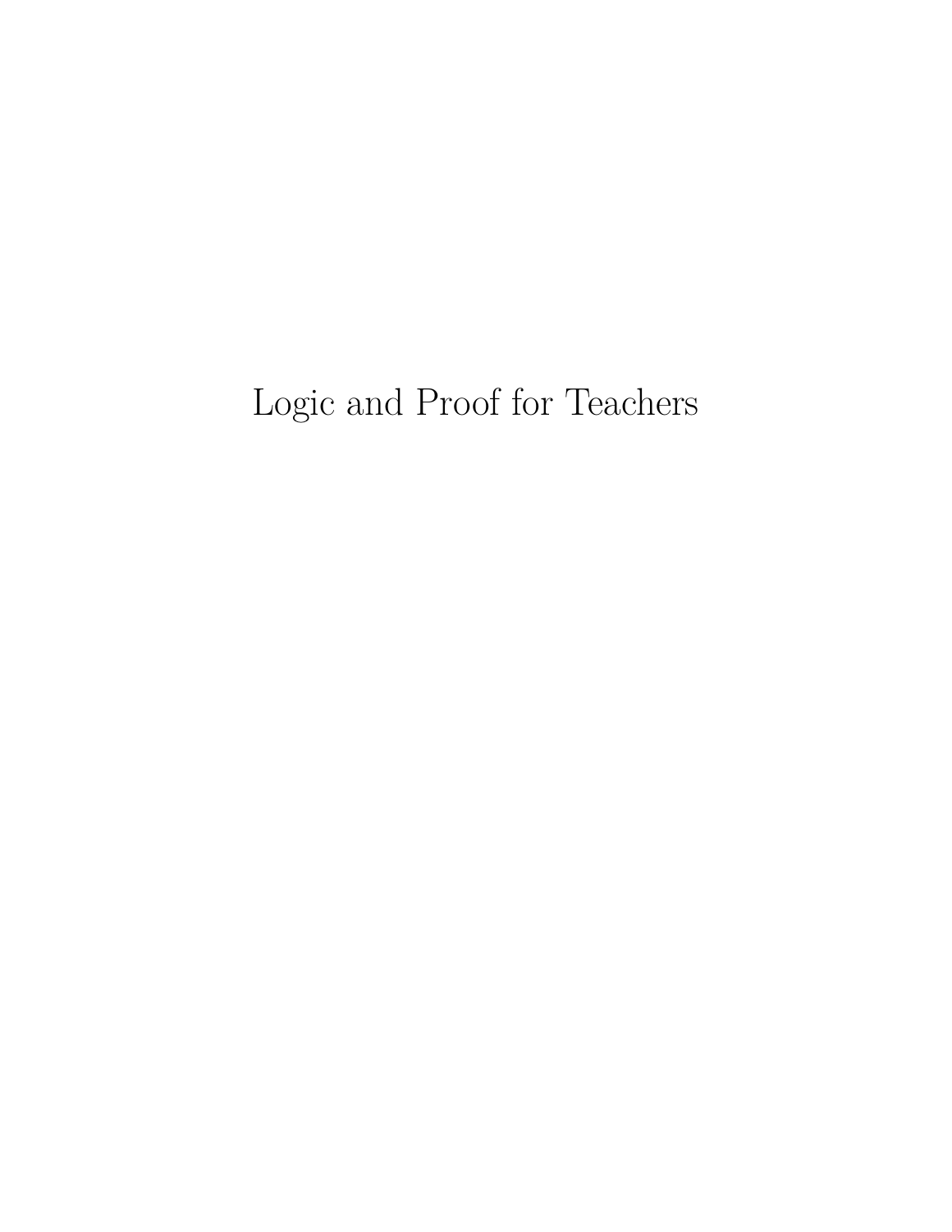# Logic and Proof for Teachers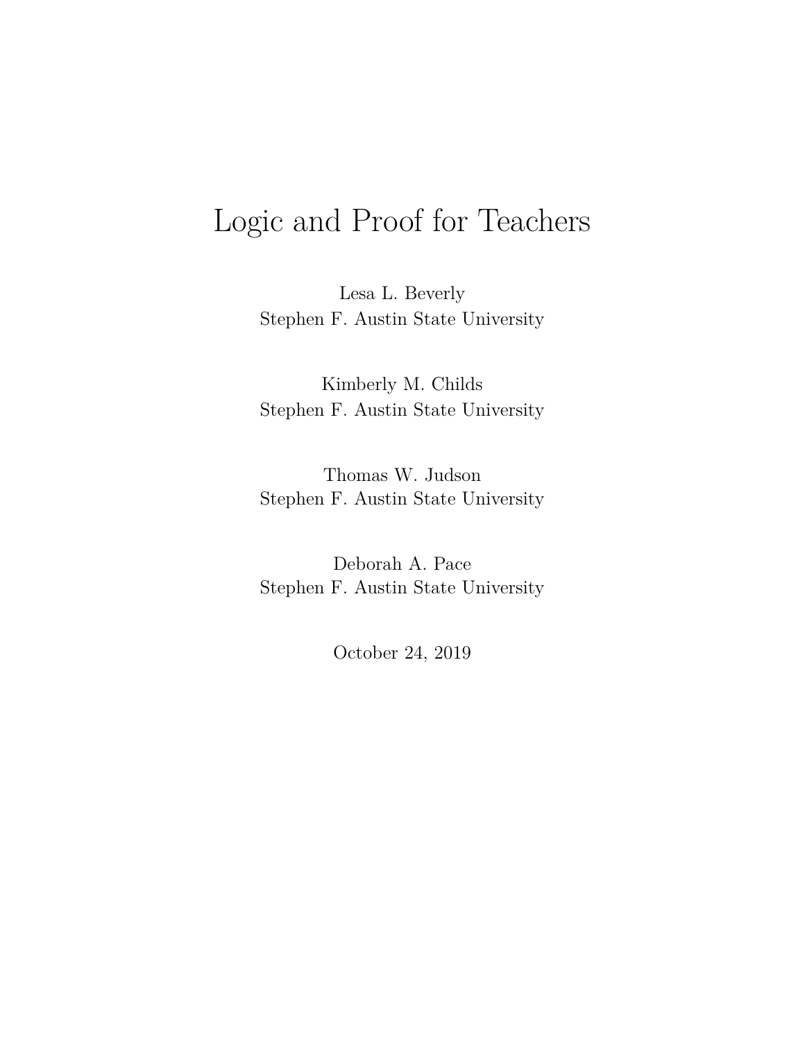# Logic and Proof for Teachers

Lesa L. Beverly
Stephen F. Austin State University

Kimberly M. Childs
Stephen F. Austin State University

Thomas W. Judson
Stephen F. Austin State University

Deborah A. Pace
Stephen F. Austin State University

October 24, 2019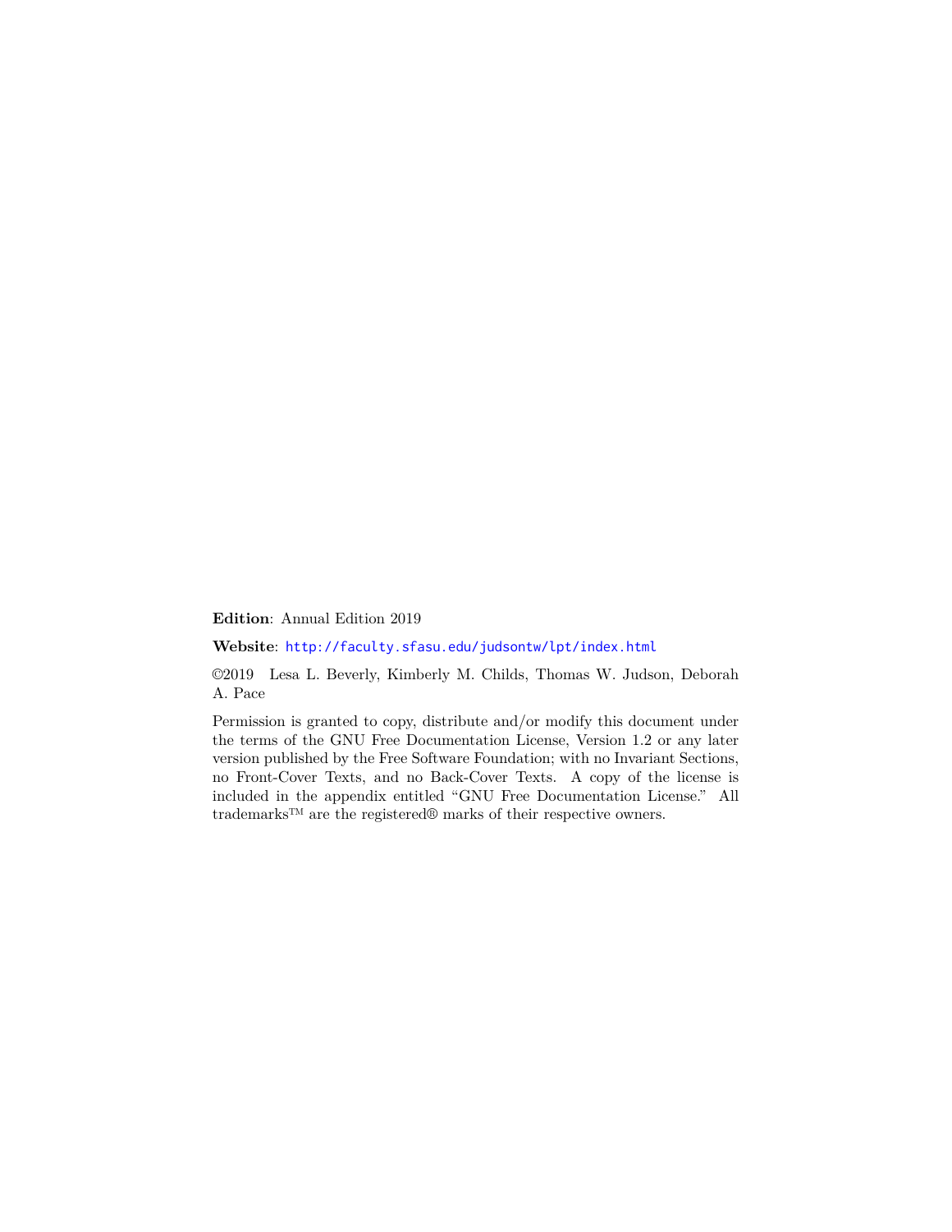**Edition**: Annual Edition 2019

**Website**: http://faculty.sfasu.edu/judsontw/lpt/index.html

©2019 Lesa L. Beverly, Kimberly M. Childs, Thomas W. Judson, Deborah A. Pace

Permission is granted to copy, distribute and/or modify this document under the terms of the GNU Free Documentation License, Version 1.2 or any later version published by the Free Software Foundation; with no Invariant Sections, no Front-Cover Texts, and no Back-Cover Texts. A copy of the license is included in the appendix entitled "GNU Free Documentation License." All trademarks™ are the registered® marks of their respective owners.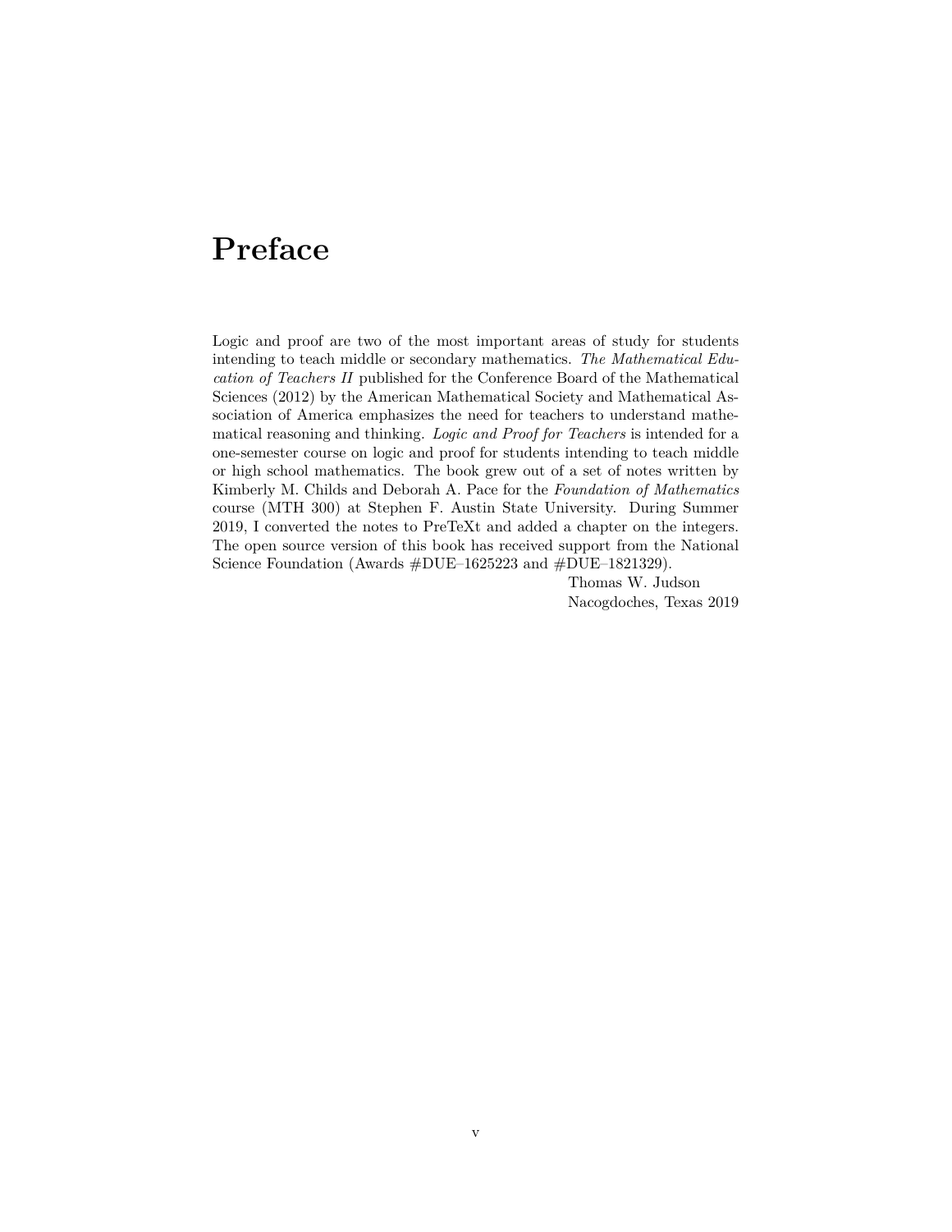# Preface

Logic and proof are two of the most important areas of study for students intending to teach middle or secondary mathematics. *The Mathematical Education of Teachers II* published for the Conference Board of the Mathematical Sciences (2012) by the American Mathematical Society and Mathematical Association of America emphasizes the need for teachers to understand mathematical reasoning and thinking. *Logic and Proof for Teachers* is intended for a one-semester course on logic and proof for students intending to teach middle or high school mathematics. The book grew out of a set of notes written by Kimberly M. Childs and Deborah A. Pace for the *Foundation of Mathematics* course (MTH 300) at Stephen F. Austin State University. During Summer 2019, I converted the notes to PreTeXt and added a chapter on the integers. The open source version of this book has received support from the National Science Foundation (Awards #DUE–1625223 and #DUE–1821329).

Thomas W. Judson
Nacogdoches, Texas 2019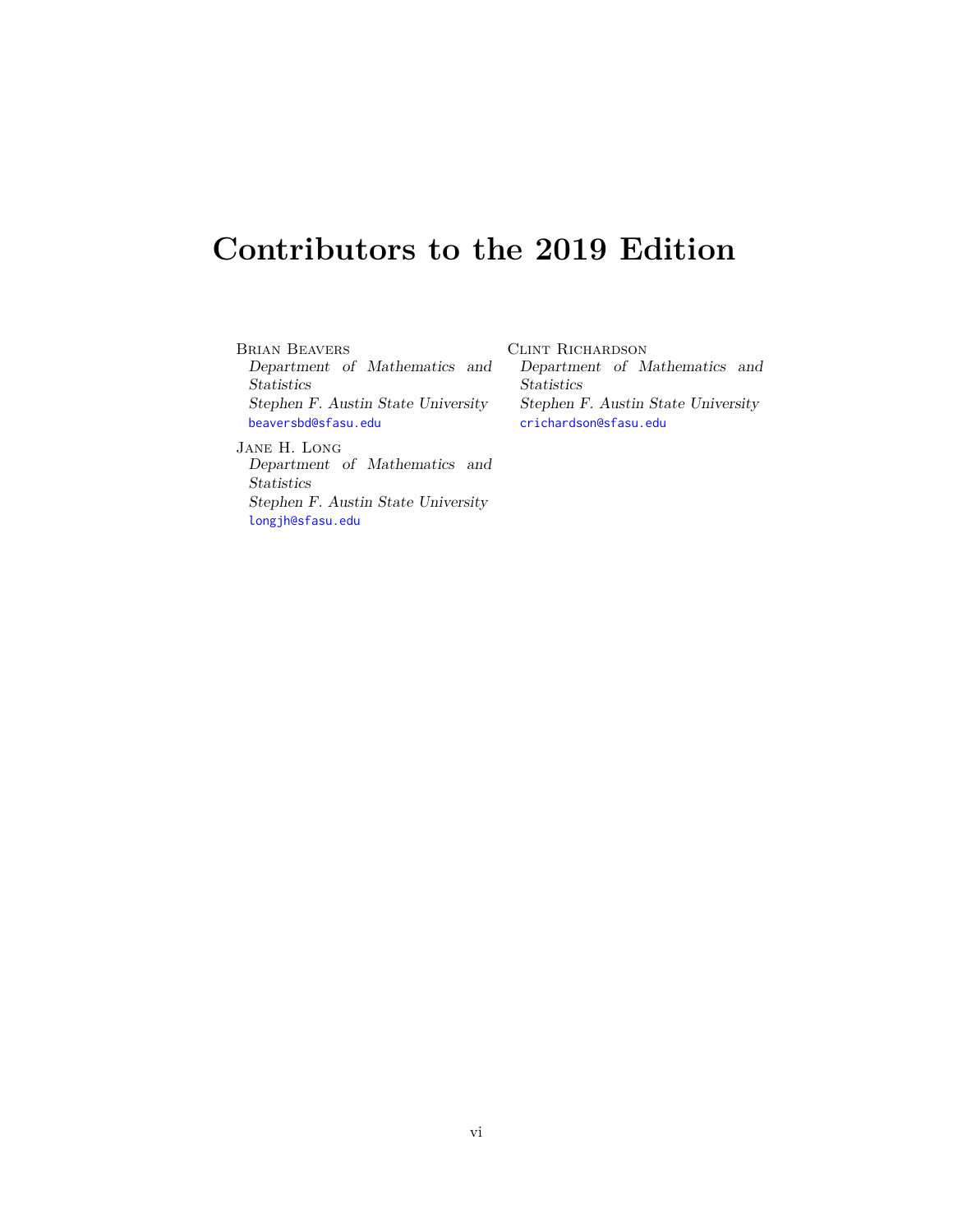# Contributors to the 2019 Edition

Brian Beavers
*Department of Mathematics and Statistics*
*Stephen F. Austin State University*
beaversbd@sfasu.edu

Jane H. Long
*Department of Mathematics and Statistics*
*Stephen F. Austin State University*
longjh@sfasu.edu

Clint Richardson
*Department of Mathematics and Statistics*
*Stephen F. Austin State University*
crichardson@sfasu.edu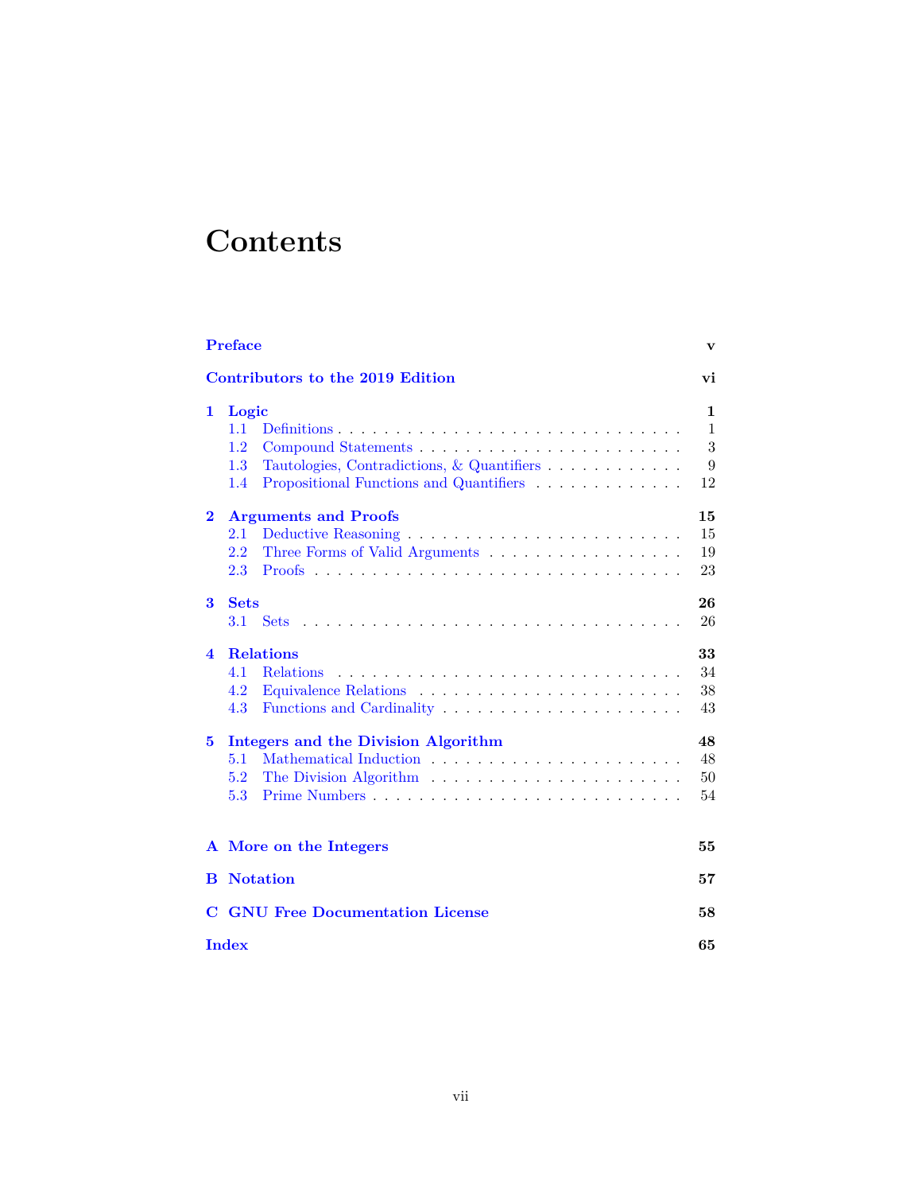# Contents

**Preface** v

**Contributors to the 2019 Edition** vi

**1 Logic** 1
- 1.1 Definitions 1
- 1.2 Compound Statements 3
- 1.3 Tautologies, Contradictions, & Quantifiers 9
- 1.4 Propositional Functions and Quantifiers 12

**2 Arguments and Proofs** 15
- 2.1 Deductive Reasoning 15
- 2.2 Three Forms of Valid Arguments 19
- 2.3 Proofs 23

**3 Sets** 26
- 3.1 Sets 26

**4 Relations** 33
- 4.1 Relations 34
- 4.2 Equivalence Relations 38
- 4.3 Functions and Cardinality 43

**5 Integers and the Division Algorithm** 48
- 5.1 Mathematical Induction 48
- 5.2 The Division Algorithm 50
- 5.3 Prime Numbers 54

**A More on the Integers** 55

**B Notation** 57

**C GNU Free Documentation License** 58

**Index** 65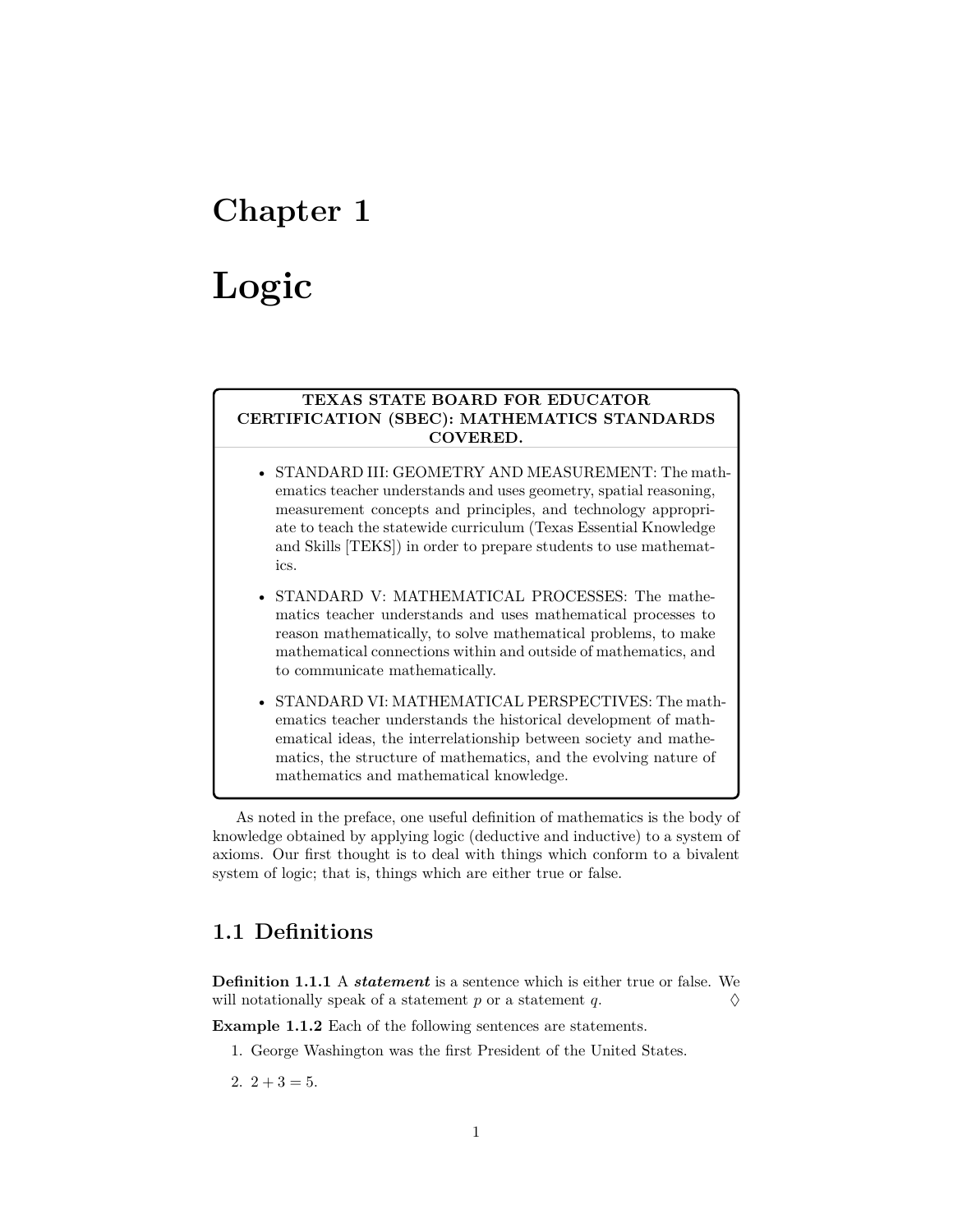# Chapter 1

# Logic

**TEXAS STATE BOARD FOR EDUCATOR CERTIFICATION (SBEC): MATHEMATICS STANDARDS COVERED.**

- STANDARD III: GEOMETRY AND MEASUREMENT: The mathematics teacher understands and uses geometry, spatial reasoning, measurement concepts and principles, and technology appropriate to teach the statewide curriculum (Texas Essential Knowledge and Skills [TEKS]) in order to prepare students to use mathematics.
- STANDARD V: MATHEMATICAL PROCESSES: The mathematics teacher understands and uses mathematical processes to reason mathematically, to solve mathematical problems, to make mathematical connections within and outside of mathematics, and to communicate mathematically.
- STANDARD VI: MATHEMATICAL PERSPECTIVES: The mathematics teacher understands the historical development of mathematical ideas, the interrelationship between society and mathematics, the structure of mathematics, and the evolving nature of mathematics and mathematical knowledge.

As noted in the preface, one useful definition of mathematics is the body of knowledge obtained by applying logic (deductive and inductive) to a system of axioms. Our first thought is to deal with things which conform to a bivalent system of logic; that is, things which are either true or false.

## 1.1 Definitions

**Definition 1.1.1** A ***statement*** is a sentence which is either true or false. We will notationally speak of a statement $p$ or a statement $q$. ◊

**Example 1.1.2** Each of the following sentences are statements.

1. George Washington was the first President of the United States.
2. $2 + 3 = 5$.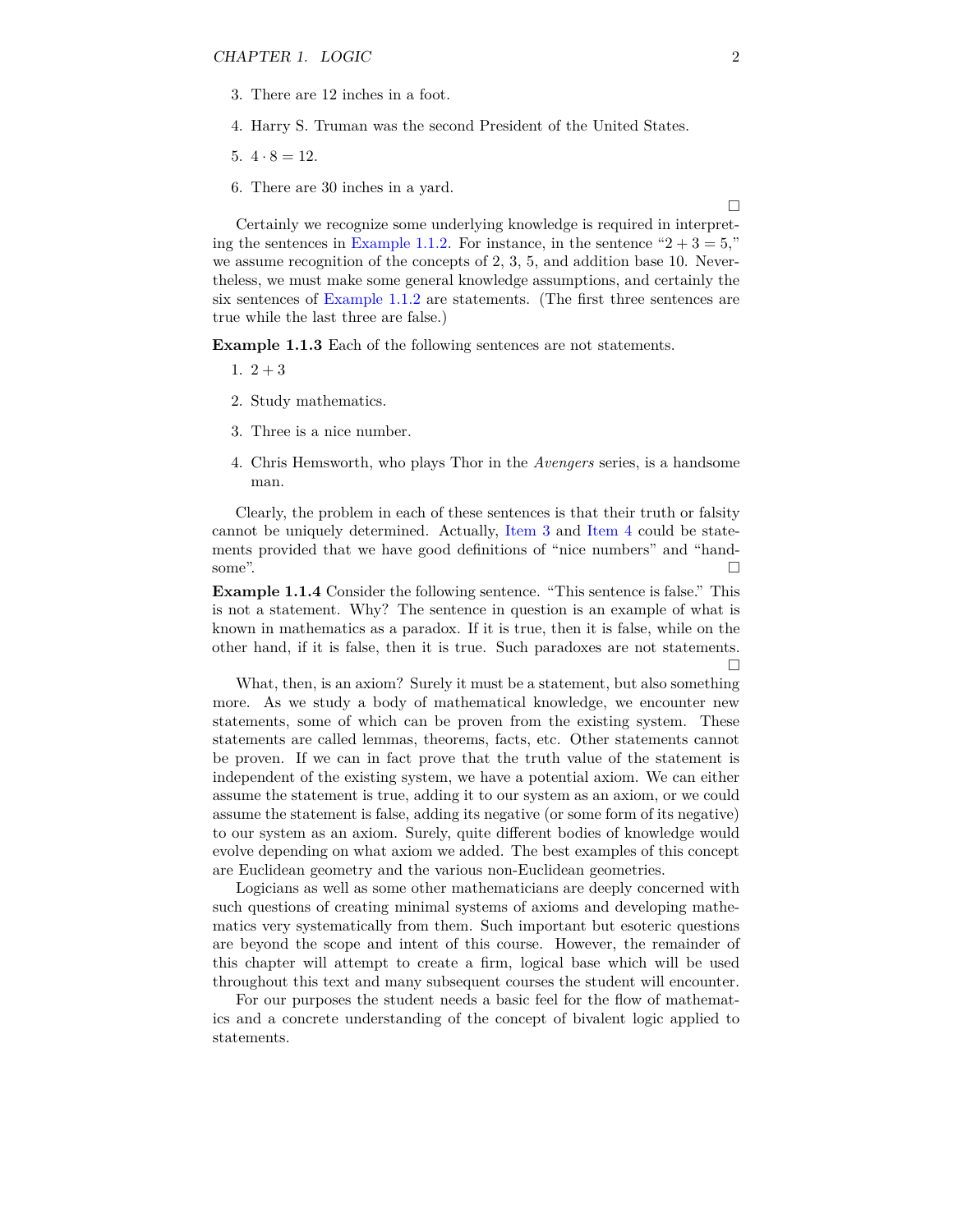3. There are 12 inches in a foot.

4. Harry S. Truman was the second President of the United States.

5. $4 \cdot 8 = 12$.

6. There are 30 inches in a yard.

□

Certainly we recognize some underlying knowledge is required in interpreting the sentences in Example 1.1.2. For instance, in the sentence "$2 + 3 = 5$," we assume recognition of the concepts of 2, 3, 5, and addition base 10. Nevertheless, we must make some general knowledge assumptions, and certainly the six sentences of Example 1.1.2 are statements. (The first three sentences are true while the last three are false.)

**Example 1.1.3** Each of the following sentences are not statements.

1. $2 + 3$

2. Study mathematics.

3. Three is a nice number.

4. Chris Hemsworth, who plays Thor in the *Avengers* series, is a handsome man.

Clearly, the problem in each of these sentences is that their truth or falsity cannot be uniquely determined. Actually, Item 3 and Item 4 could be statements provided that we have good definitions of "nice numbers" and "handsome". □

**Example 1.1.4** Consider the following sentence. "This sentence is false." This is not a statement. Why? The sentence in question is an example of what is known in mathematics as a paradox. If it is true, then it is false, while on the other hand, if it is false, then it is true. Such paradoxes are not statements. □

What, then, is an axiom? Surely it must be a statement, but also something more. As we study a body of mathematical knowledge, we encounter new statements, some of which can be proven from the existing system. These statements are called lemmas, theorems, facts, etc. Other statements cannot be proven. If we can in fact prove that the truth value of the statement is independent of the existing system, we have a potential axiom. We can either assume the statement is true, adding it to our system as an axiom, or we could assume the statement is false, adding its negative (or some form of its negative) to our system as an axiom. Surely, quite different bodies of knowledge would evolve depending on what axiom we added. The best examples of this concept are Euclidean geometry and the various non-Euclidean geometries.

Logicians as well as some other mathematicians are deeply concerned with such questions of creating minimal systems of axioms and developing mathematics very systematically from them. Such important but esoteric questions are beyond the scope and intent of this course. However, the remainder of this chapter will attempt to create a firm, logical base which will be used throughout this text and many subsequent courses the student will encounter.

For our purposes the student needs a basic feel for the flow of mathematics and a concrete understanding of the concept of bivalent logic applied to statements.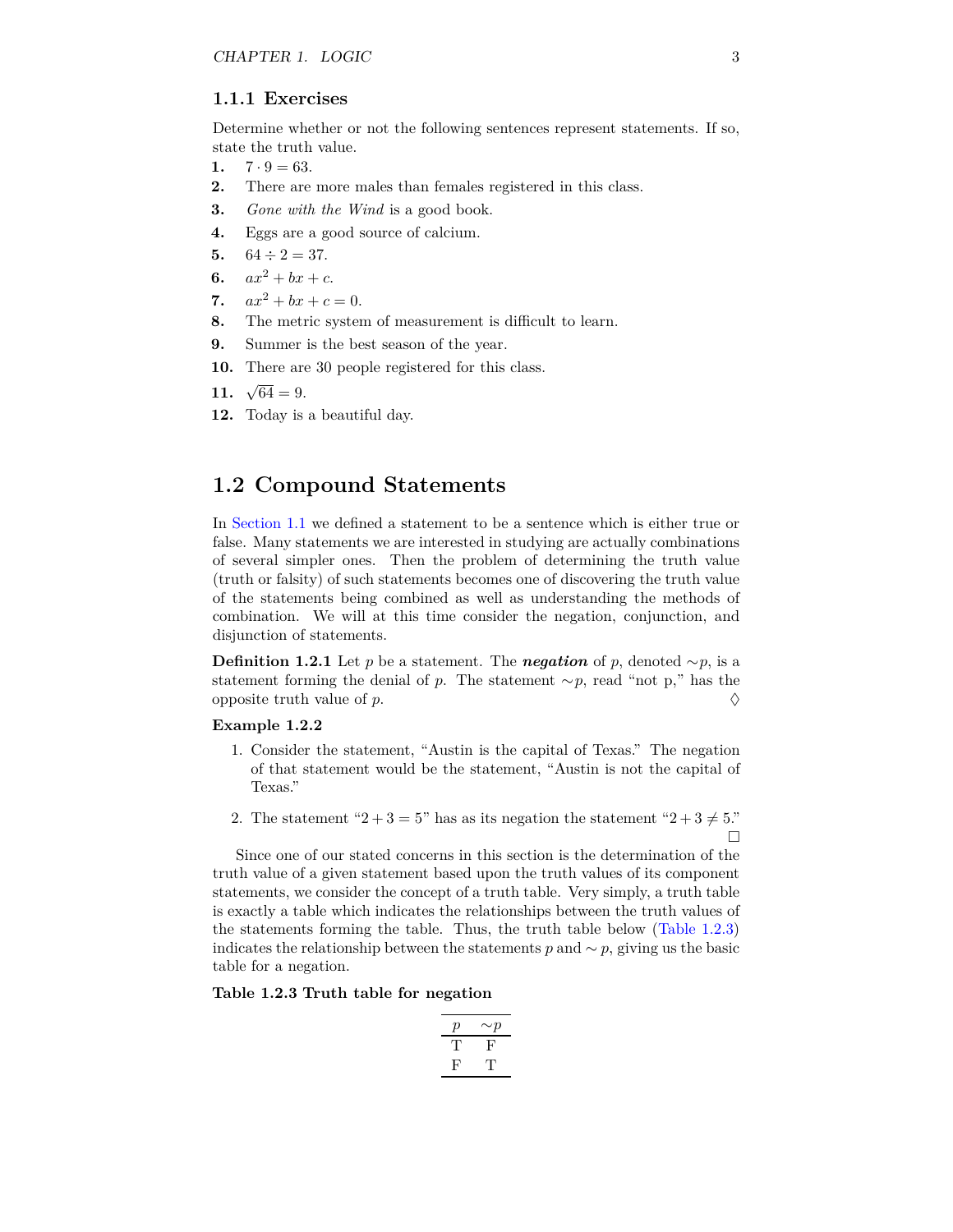### 1.1.1 Exercises

Determine whether or not the following sentences represent statements. If so, state the truth value.

**1.** $7 \cdot 9 = 63$.

**2.** There are more males than females registered in this class.

**3.** *Gone with the Wind* is a good book.

**4.** Eggs are a good source of calcium.

**5.** $64 \div 2 = 37$.

**6.** $ax^2 + bx + c$.

**7.** $ax^2 + bx + c = 0$.

**8.** The metric system of measurement is difficult to learn.

**9.** Summer is the best season of the year.

**10.** There are 30 people registered for this class.

**11.** $\sqrt{64} = 9$.

**12.** Today is a beautiful day.

## 1.2 Compound Statements

In Section 1.1 we defined a statement to be a sentence which is either true or false. Many statements we are interested in studying are actually combinations of several simpler ones. Then the problem of determining the truth value (truth or falsity) of such statements becomes one of discovering the truth value of the statements being combined as well as understanding the methods of combination. We will at this time consider the negation, conjunction, and disjunction of statements.

**Definition 1.2.1** Let $p$ be a statement. The ***negation*** of $p$, denoted $\sim p$, is a statement forming the denial of $p$. The statement $\sim p$, read "not p," has the opposite truth value of $p$. ◊

**Example 1.2.2**

1. Consider the statement, "Austin is the capital of Texas." The negation of that statement would be the statement, "Austin is not the capital of Texas."

2. The statement "$2 + 3 = 5$" has as its negation the statement "$2 + 3 \neq 5$." □

Since one of our stated concerns in this section is the determination of the truth value of a given statement based upon the truth values of its component statements, we consider the concept of a truth table. Very simply, a truth table is exactly a table which indicates the relationships between the truth values of the statements forming the table. Thus, the truth table below (Table 1.2.3) indicates the relationship between the statements $p$ and $\sim p$, giving us the basic table for a negation.

**Table 1.2.3 Truth table for negation**

| $p$ | $\sim p$ |
|---|---|
| T | F |
| F | T |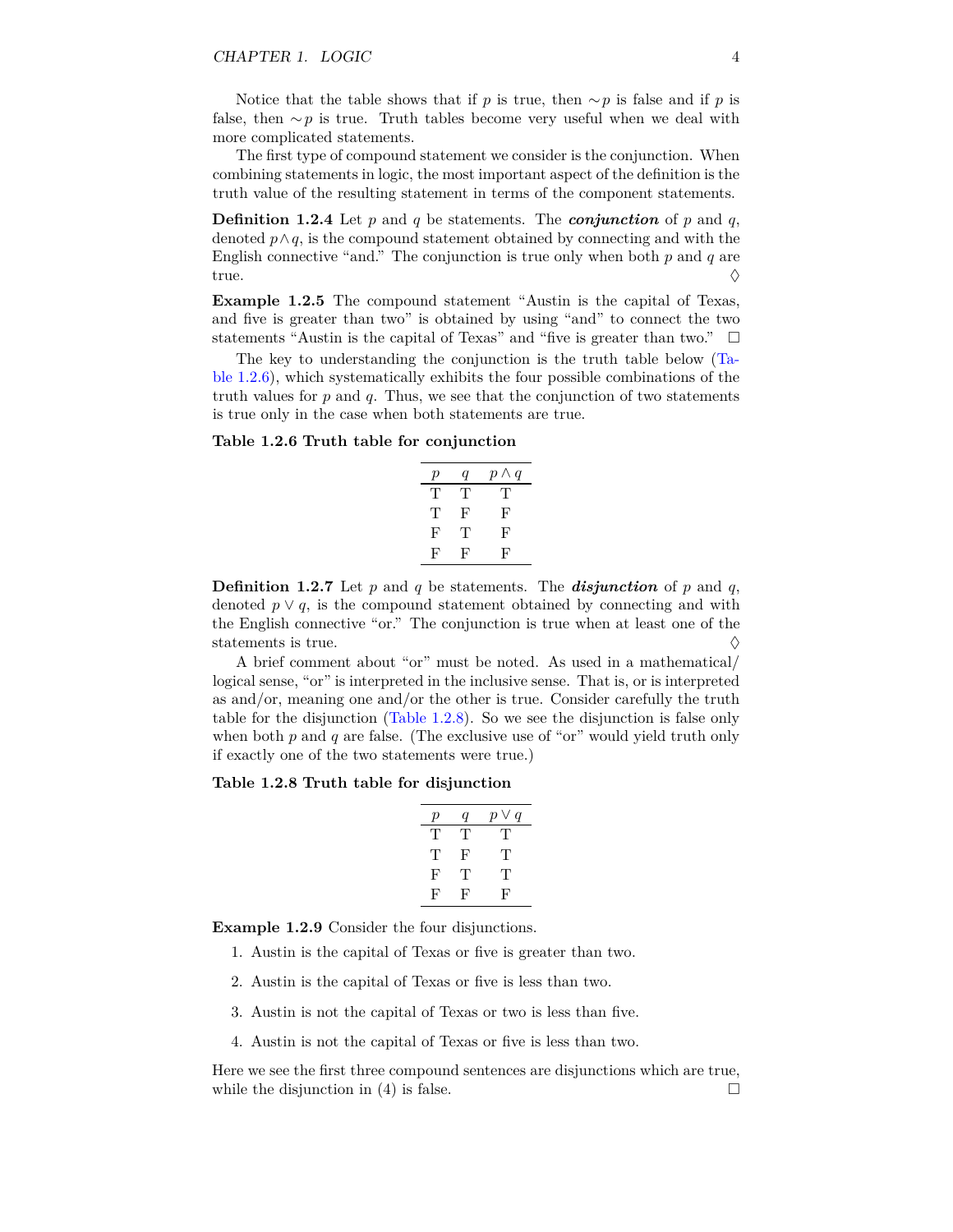Notice that the table shows that if $p$ is true, then $\sim p$ is false and if $p$ is false, then $\sim p$ is true. Truth tables become very useful when we deal with more complicated statements.

The first type of compound statement we consider is the conjunction. When combining statements in logic, the most important aspect of the definition is the truth value of the resulting statement in terms of the component statements.

**Definition 1.2.4** Let $p$ and $q$ be statements. The ***conjunction*** of $p$ and $q$, denoted $p \wedge q$, is the compound statement obtained by connecting and with the English connective "and." The conjunction is true only when both $p$ and $q$ are true. ♢

**Example 1.2.5** The compound statement "Austin is the capital of Texas, and five is greater than two" is obtained by using "and" to connect the two statements "Austin is the capital of Texas" and "five is greater than two." □

The key to understanding the conjunction is the truth table below (Table 1.2.6), which systematically exhibits the four possible combinations of the truth values for $p$ and $q$. Thus, we see that the conjunction of two statements is true only in the case when both statements are true.

**Table 1.2.6 Truth table for conjunction**

| $p$ | $q$ | $p \wedge q$ |
|---|---|---|
| T | T | T |
| T | F | F |
| F | T | F |
| F | F | F |

**Definition 1.2.7** Let $p$ and $q$ be statements. The ***disjunction*** of $p$ and $q$, denoted $p \vee q$, is the compound statement obtained by connecting and with the English connective "or." The conjunction is true when at least one of the statements is true. ♢

A brief comment about "or" must be noted. As used in a mathematical/logical sense, "or" is interpreted in the inclusive sense. That is, or is interpreted as and/or, meaning one and/or the other is true. Consider carefully the truth table for the disjunction (Table 1.2.8). So we see the disjunction is false only when both $p$ and $q$ are false. (The exclusive use of "or" would yield truth only if exactly one of the two statements were true.)

**Table 1.2.8 Truth table for disjunction**

| $p$ | $q$ | $p \vee q$ |
|---|---|---|
| T | T | T |
| T | F | T |
| F | T | T |
| F | F | F |

**Example 1.2.9** Consider the four disjunctions.

1. Austin is the capital of Texas or five is greater than two.
2. Austin is the capital of Texas or five is less than two.
3. Austin is not the capital of Texas or two is less than five.
4. Austin is not the capital of Texas or five is less than two.

Here we see the first three compound sentences are disjunctions which are true, while the disjunction in (4) is false. □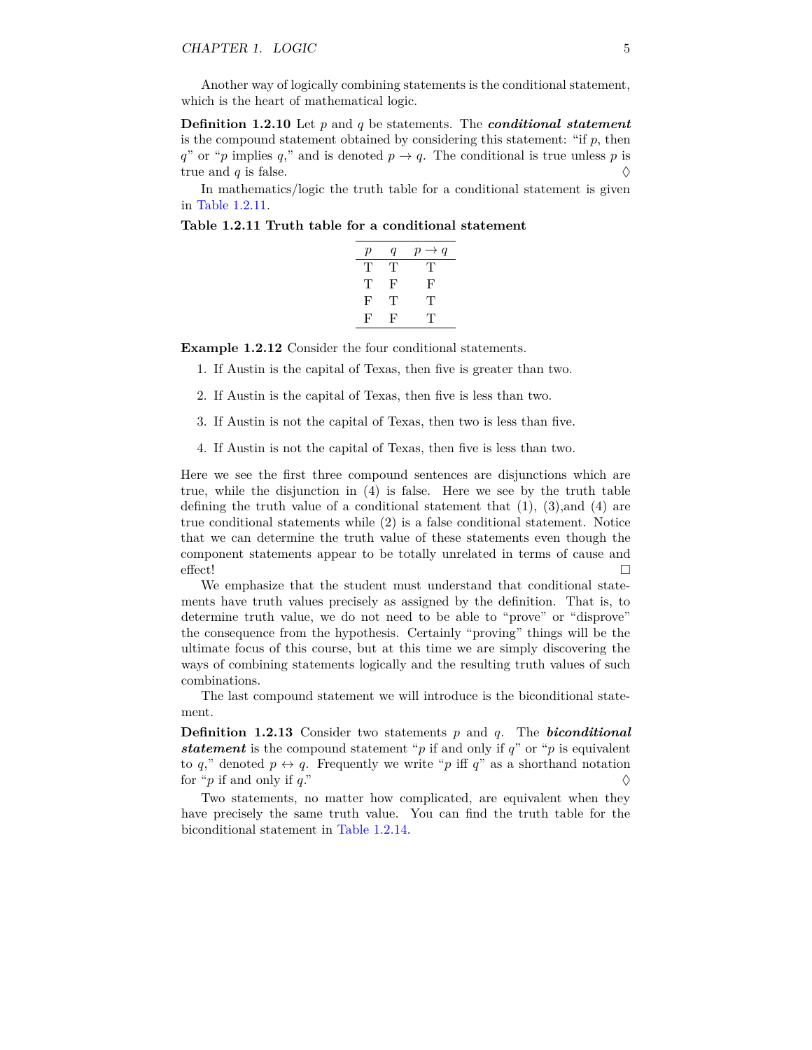Another way of logically combining statements is the conditional statement, which is the heart of mathematical logic.

**Definition 1.2.10** Let $p$ and $q$ be statements. The ***conditional statement*** is the compound statement obtained by considering this statement: "if $p$, then $q$" or "$p$ implies $q$," and is denoted $p \to q$. The conditional is true unless $p$ is true and $q$ is false. ◊

In mathematics/logic the truth table for a conditional statement is given in Table 1.2.11.

**Table 1.2.11 Truth table for a conditional statement**

| $p$ | $q$ | $p \to q$ |
|---|---|---|
| T | T | T |
| T | F | F |
| F | T | T |
| F | F | T |

**Example 1.2.12** Consider the four conditional statements.

1. If Austin is the capital of Texas, then five is greater than two.

2. If Austin is the capital of Texas, then five is less than two.

3. If Austin is not the capital of Texas, then two is less than five.

4. If Austin is not the capital of Texas, then five is less than two.

Here we see the first three compound sentences are disjunctions which are true, while the disjunction in (4) is false. Here we see by the truth table defining the truth value of a conditional statement that (1), (3),and (4) are true conditional statements while (2) is a false conditional statement. Notice that we can determine the truth value of these statements even though the component statements appear to be totally unrelated in terms of cause and effect! □

We emphasize that the student must understand that conditional statements have truth values precisely as assigned by the definition. That is, to determine truth value, we do not need to be able to "prove" or "disprove" the consequence from the hypothesis. Certainly "proving" things will be the ultimate focus of this course, but at this time we are simply discovering the ways of combining statements logically and the resulting truth values of such combinations.

The last compound statement we will introduce is the biconditional statement.

**Definition 1.2.13** Consider two statements $p$ and $q$. The ***biconditional statement*** is the compound statement "$p$ if and only if $q$" or "$p$ is equivalent to $q$," denoted $p \leftrightarrow q$. Frequently we write "$p$ iff $q$" as a shorthand notation for "$p$ if and only if $q$." ◊

Two statements, no matter how complicated, are equivalent when they have precisely the same truth value. You can find the truth table for the biconditional statement in Table 1.2.14.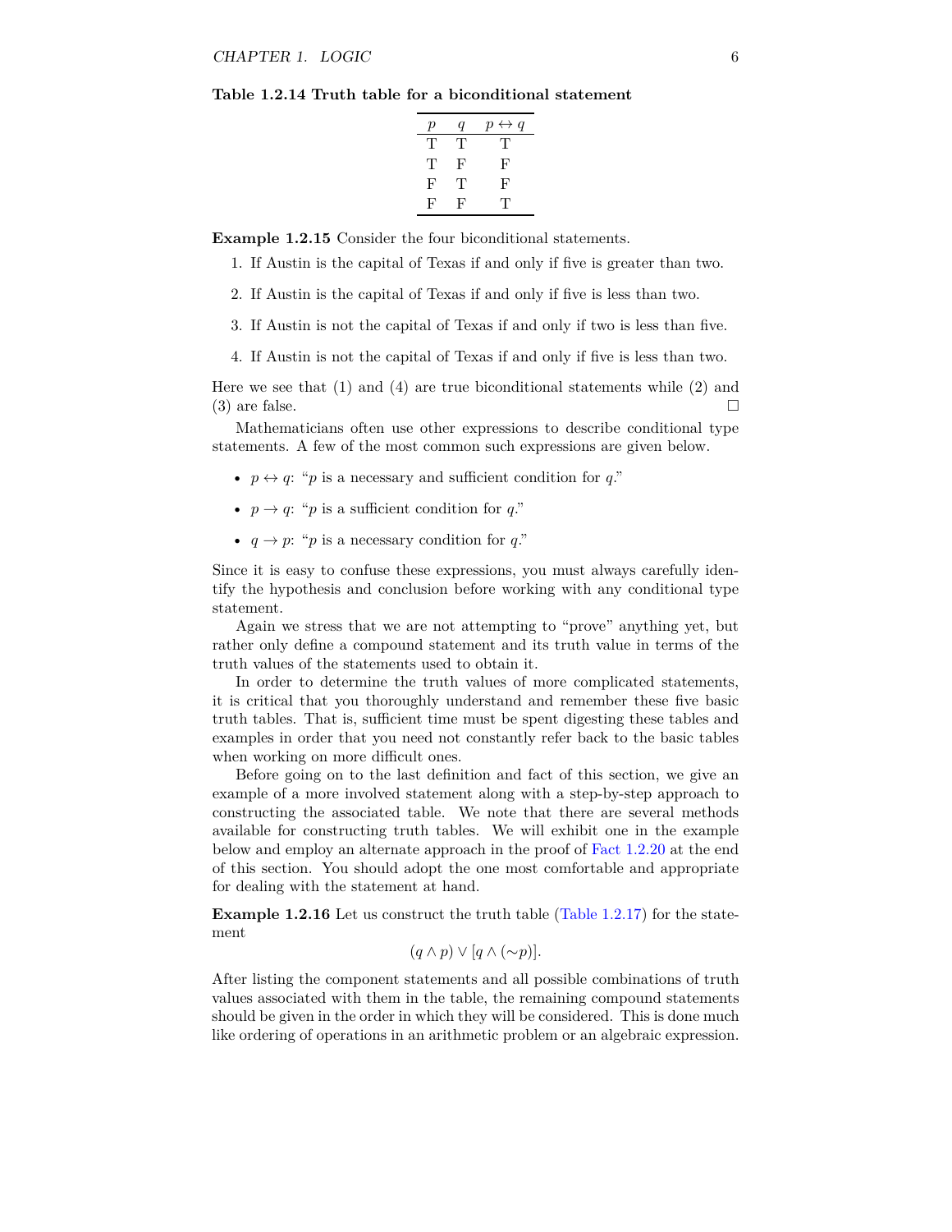**Table 1.2.14 Truth table for a biconditional statement**

| $p$ | $q$ | $p \leftrightarrow q$ |
|---|---|---|
| T | T | T |
| T | F | F |
| F | T | F |
| F | F | T |

**Example 1.2.15** Consider the four biconditional statements.

1. If Austin is the capital of Texas if and only if five is greater than two.

2. If Austin is the capital of Texas if and only if five is less than two.

3. If Austin is not the capital of Texas if and only if two is less than five.

4. If Austin is not the capital of Texas if and only if five is less than two.

Here we see that (1) and (4) are true biconditional statements while (2) and (3) are false. □

Mathematicians often use other expressions to describe conditional type statements. A few of the most common such expressions are given below.

- $p \leftrightarrow q$: "$p$ is a necessary and sufficient condition for $q$."
- $p \rightarrow q$: "$p$ is a sufficient condition for $q$."
- $q \rightarrow p$: "$p$ is a necessary condition for $q$."

Since it is easy to confuse these expressions, you must always carefully identify the hypothesis and conclusion before working with any conditional type statement.

Again we stress that we are not attempting to "prove" anything yet, but rather only define a compound statement and its truth value in terms of the truth values of the statements used to obtain it.

In order to determine the truth values of more complicated statements, it is critical that you thoroughly understand and remember these five basic truth tables. That is, sufficient time must be spent digesting these tables and examples in order that you need not constantly refer back to the basic tables when working on more difficult ones.

Before going on to the last definition and fact of this section, we give an example of a more involved statement along with a step-by-step approach to constructing the associated table. We note that there are several methods available for constructing truth tables. We will exhibit one in the example below and employ an alternate approach in the proof of Fact 1.2.20 at the end of this section. You should adopt the one most comfortable and appropriate for dealing with the statement at hand.

**Example 1.2.16** Let us construct the truth table (Table 1.2.17) for the statement

$$(q \wedge p) \vee [q \wedge (\sim p)].$$

After listing the component statements and all possible combinations of truth values associated with them in the table, the remaining compound statements should be given in the order in which they will be considered. This is done much like ordering of operations in an arithmetic problem or an algebraic expression.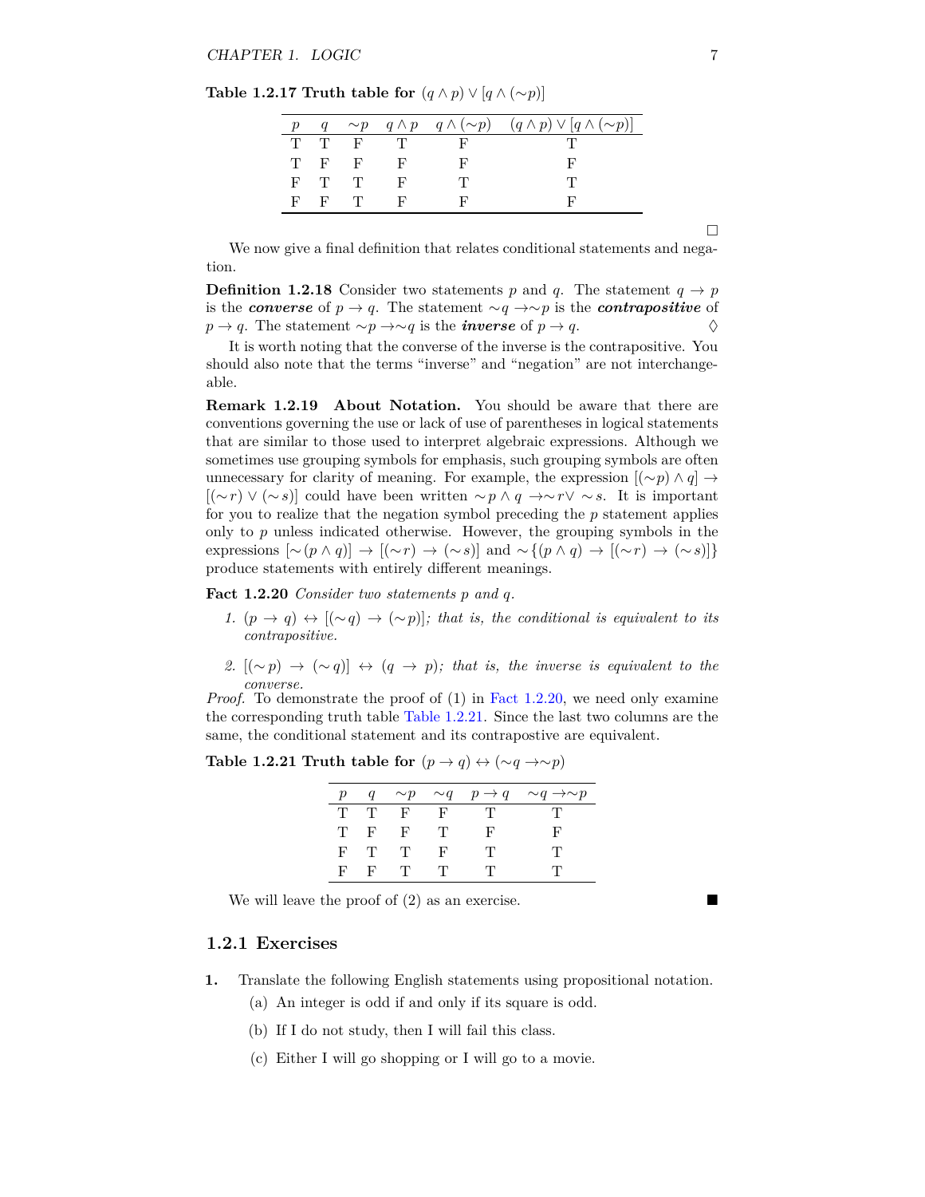**Table 1.2.17 Truth table for** $(q \wedge p) \vee [q \wedge (\sim p)]$

| $p$ | $q$ | $\sim p$ | $q \wedge p$ | $q \wedge (\sim p)$ | $(q \wedge p) \vee [q \wedge (\sim p)]$ |
|---|---|---|---|---|---|
| T | T | F | T | F | T |
| T | F | F | F | F | F |
| F | T | T | F | T | T |
| F | F | T | F | F | F |

□

We now give a final definition that relates conditional statements and negation.

**Definition 1.2.18** Consider two statements $p$ and $q$. The statement $q \to p$ is the ***converse*** of $p \to q$. The statement $\sim q \to \sim p$ is the ***contrapositive*** of $p \to q$. The statement $\sim p \to \sim q$ is the ***inverse*** of $p \to q$. ◊

It is worth noting that the converse of the inverse is the contrapositive. You should also note that the terms "inverse" and "negation" are not interchangeable.

**Remark 1.2.19 About Notation.** You should be aware that there are conventions governing the use or lack of use of parentheses in logical statements that are similar to those used to interpret algebraic expressions. Although we sometimes use grouping symbols for emphasis, such grouping symbols are often unnecessary for clarity of meaning. For example, the expression $[(\sim p) \wedge q] \to [(\sim r) \vee (\sim s)]$ could have been written $\sim p \wedge q \to \sim r \vee \sim s$. It is important for you to realize that the negation symbol preceding the $p$ statement applies only to $p$ unless indicated otherwise. However, the grouping symbols in the expressions $[\sim (p \wedge q)] \to [(\sim r) \to (\sim s)]$ and $\sim \{(p \wedge q) \to [(\sim r) \to (\sim s)]\}$ produce statements with entirely different meanings.

**Fact 1.2.20** *Consider two statements $p$ and $q$.*

1. $(p \to q) \leftrightarrow [(\sim q) \to (\sim p)]$*; that is, the conditional is equivalent to its contrapositive.*
2. $[(\sim p) \to (\sim q)] \leftrightarrow (q \to p)$*; that is, the inverse is equivalent to the converse.*

*Proof.* To demonstrate the proof of (1) in Fact 1.2.20, we need only examine the corresponding truth table Table 1.2.21. Since the last two columns are the same, the conditional statement and its contrapostive are equivalent.

**Table 1.2.21 Truth table for** $(p \to q) \leftrightarrow (\sim q \to \sim p)$

| $p$ | $q$ | $\sim p$ | $\sim q$ | $p \to q$ | $\sim q \to \sim p$ |
|---|---|---|---|---|---|
| T | T | F | F | T | T |
| T | F | F | T | F | F |
| F | T | T | F | T | T |
| F | F | T | T | T | T |

We will leave the proof of (2) as an exercise. ■

## 1.2.1 Exercises

**1.** Translate the following English statements using propositional notation.

(a) An integer is odd if and only if its square is odd.

(b) If I do not study, then I will fail this class.

(c) Either I will go shopping or I will go to a movie.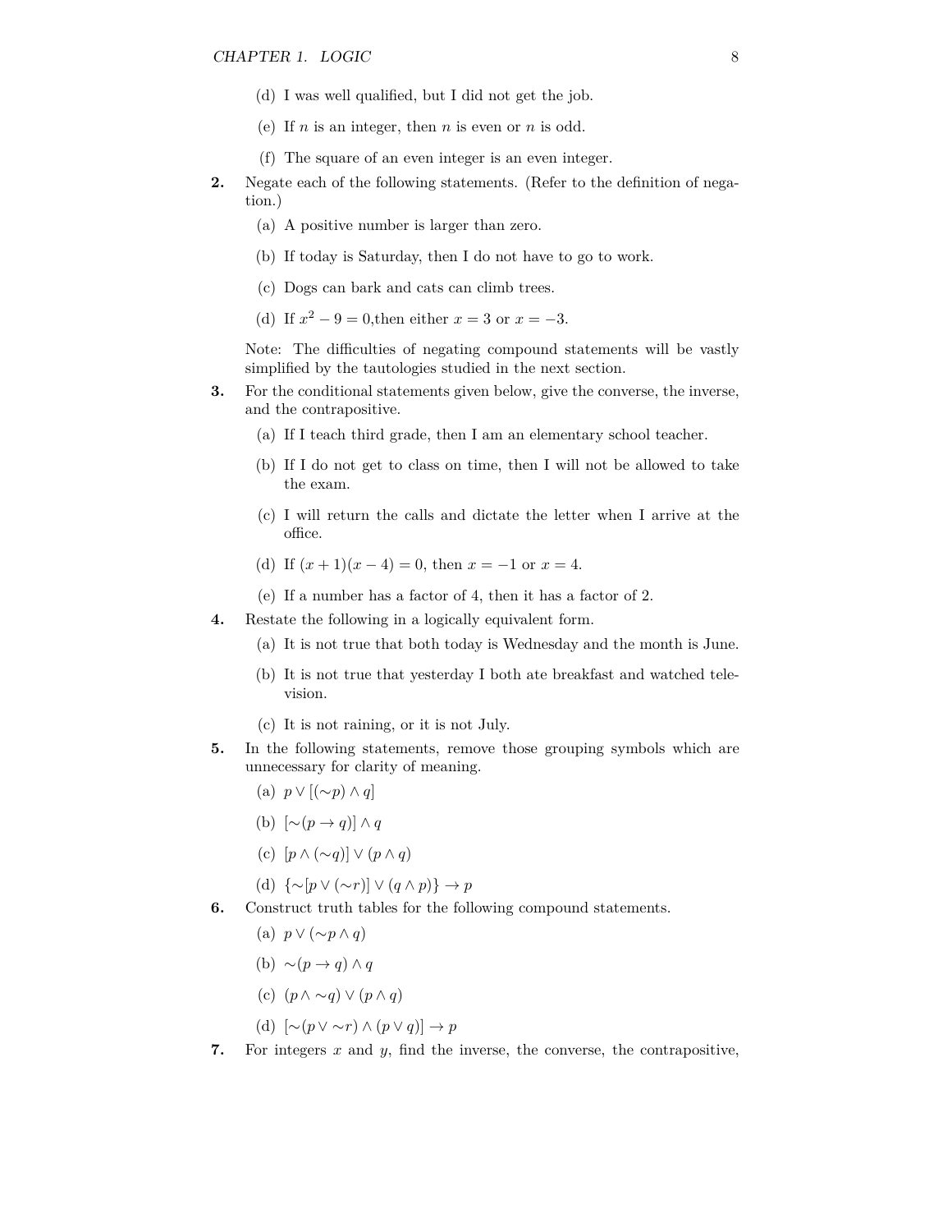(d) I was well qualified, but I did not get the job.

(e) If $n$ is an integer, then $n$ is even or $n$ is odd.

(f) The square of an even integer is an even integer.

**2.** Negate each of the following statements. (Refer to the definition of negation.)

(a) A positive number is larger than zero.

(b) If today is Saturday, then I do not have to go to work.

(c) Dogs can bark and cats can climb trees.

(d) If $x^2 - 9 = 0$,then either $x = 3$ or $x = -3$.

Note: The difficulties of negating compound statements will be vastly simplified by the tautologies studied in the next section.

**3.** For the conditional statements given below, give the converse, the inverse, and the contrapositive.

(a) If I teach third grade, then I am an elementary school teacher.

(b) If I do not get to class on time, then I will not be allowed to take the exam.

(c) I will return the calls and dictate the letter when I arrive at the office.

(d) If $(x + 1)(x - 4) = 0$, then $x = -1$ or $x = 4$.

(e) If a number has a factor of 4, then it has a factor of 2.

**4.** Restate the following in a logically equivalent form.

(a) It is not true that both today is Wednesday and the month is June.

(b) It is not true that yesterday I both ate breakfast and watched television.

(c) It is not raining, or it is not July.

**5.** In the following statements, remove those grouping symbols which are unnecessary for clarity of meaning.

(a) $p \vee [(\sim p) \wedge q]$

(b) $[\sim(p \to q)] \wedge q$

(c) $[p \wedge (\sim q)] \vee (p \wedge q)$

(d) $\{\sim[p \vee (\sim r)] \vee (q \wedge p)\} \to p$

**6.** Construct truth tables for the following compound statements.

(a) $p \vee (\sim p \wedge q)$

(b) $\sim(p \to q) \wedge q$

(c) $(p \wedge \sim q) \vee (p \wedge q)$

(d) $[\sim(p \vee \sim r) \wedge (p \vee q)] \to p$

**7.** For integers $x$ and $y$, find the inverse, the converse, the contrapositive,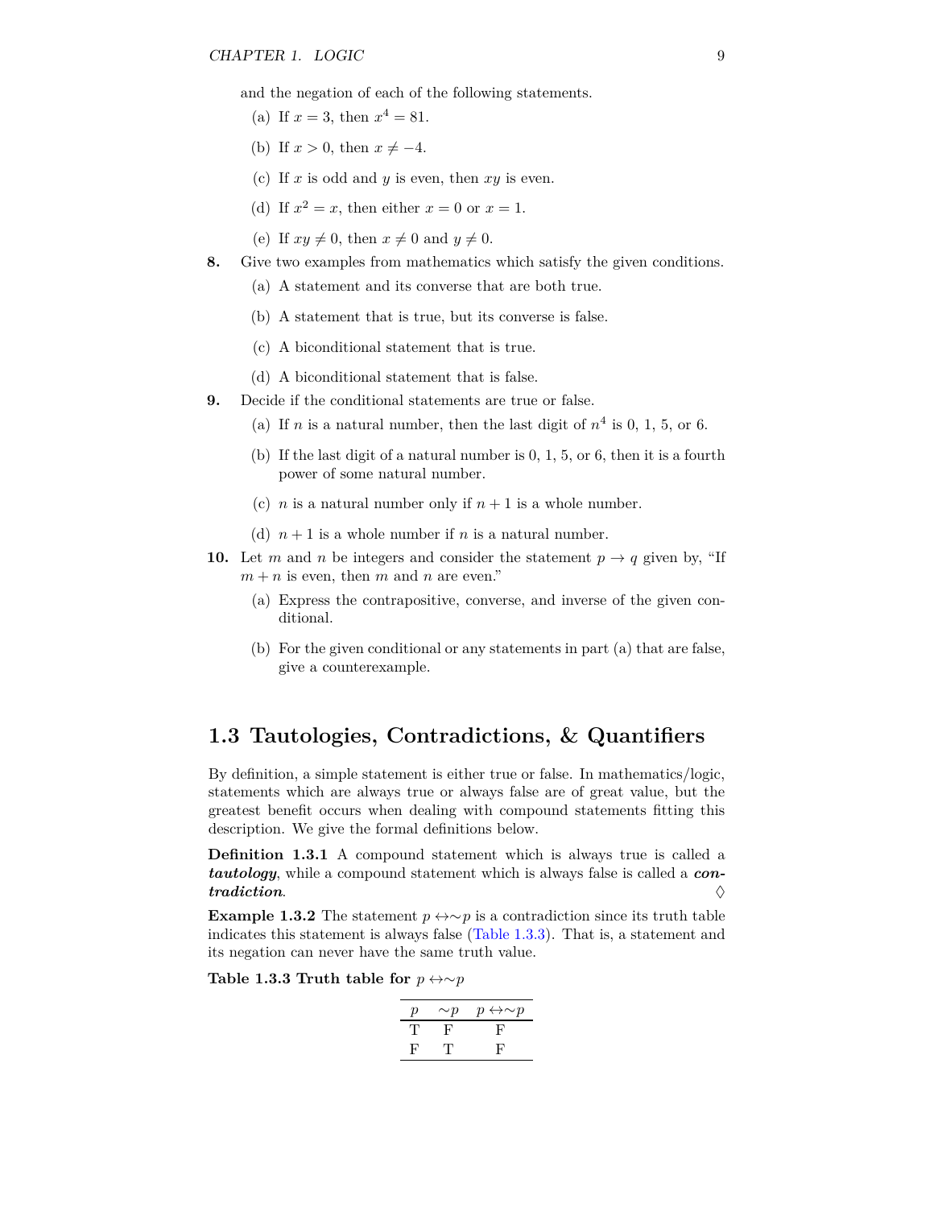and the negation of each of the following statements.

(a) If $x = 3$, then $x^4 = 81$.

(b) If $x > 0$, then $x \neq -4$.

(c) If $x$ is odd and $y$ is even, then $xy$ is even.

(d) If $x^2 = x$, then either $x = 0$ or $x = 1$.

(e) If $xy \neq 0$, then $x \neq 0$ and $y \neq 0$.

**8.** Give two examples from mathematics which satisfy the given conditions.

(a) A statement and its converse that are both true.

(b) A statement that is true, but its converse is false.

(c) A biconditional statement that is true.

(d) A biconditional statement that is false.

**9.** Decide if the conditional statements are true or false.

(a) If $n$ is a natural number, then the last digit of $n^4$ is 0, 1, 5, or 6.

(b) If the last digit of a natural number is 0, 1, 5, or 6, then it is a fourth power of some natural number.

(c) $n$ is a natural number only if $n + 1$ is a whole number.

(d) $n + 1$ is a whole number if $n$ is a natural number.

**10.** Let $m$ and $n$ be integers and consider the statement $p \to q$ given by, "If $m + n$ is even, then $m$ and $n$ are even."

(a) Express the contrapositive, converse, and inverse of the given conditional.

(b) For the given conditional or any statements in part (a) that are false, give a counterexample.

## 1.3 Tautologies, Contradictions, & Quantifiers

By definition, a simple statement is either true or false. In mathematics/logic, statements which are always true or always false are of great value, but the greatest benefit occurs when dealing with compound statements fitting this description. We give the formal definitions below.

**Definition 1.3.1** A compound statement which is always true is called a ***tautology***, while a compound statement which is always false is called a ***contradiction***. ♢

**Example 1.3.2** The statement $p \leftrightarrow \sim p$ is a contradiction since its truth table indicates this statement is always false (Table 1.3.3). That is, a statement and its negation can never have the same truth value.

**Table 1.3.3 Truth table for $p \leftrightarrow \sim p$**

| $p$ | $\sim p$ | $p \leftrightarrow \sim p$ |
|---|---|---|
| T | F | F |
| F | T | F |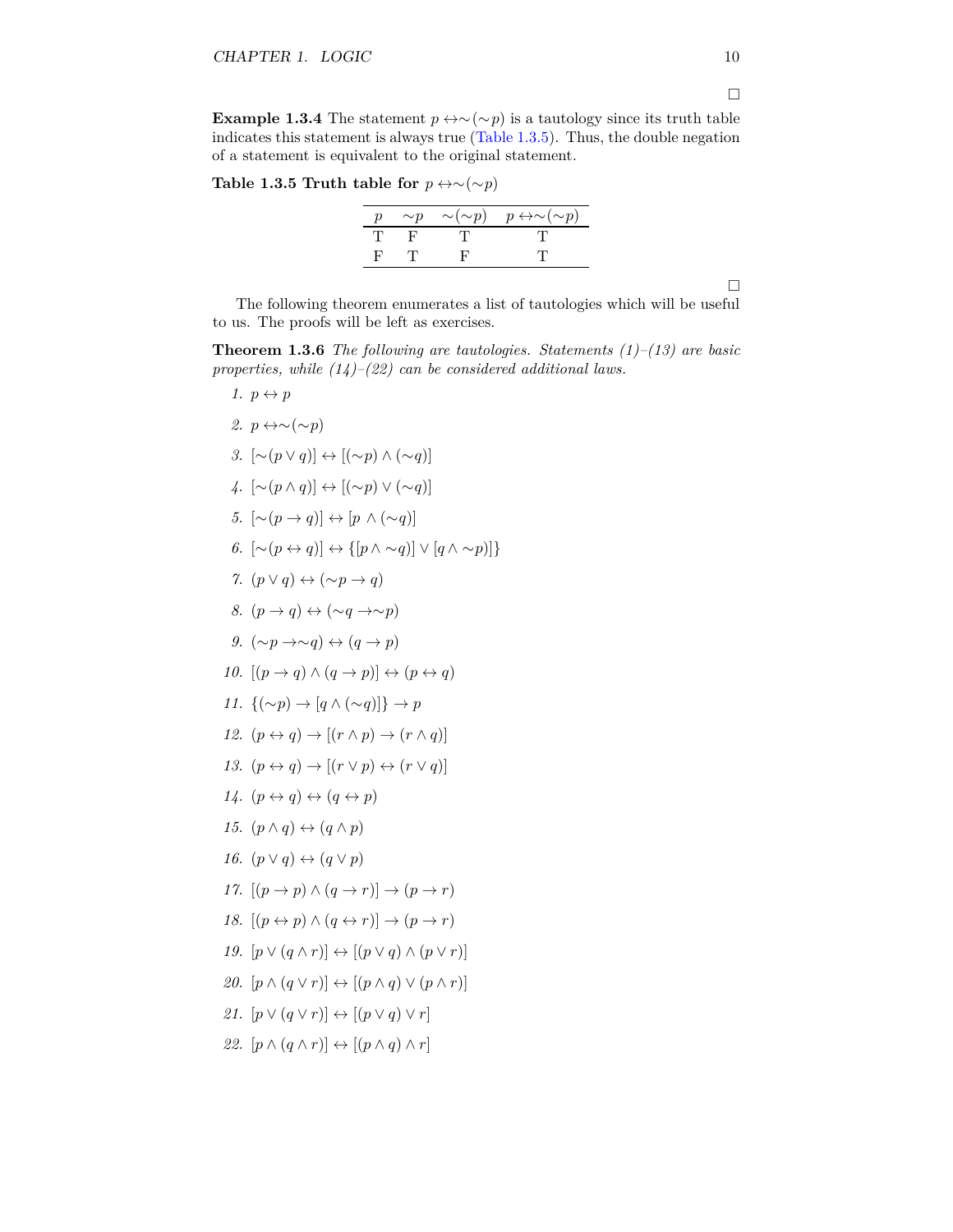□

**Example 1.3.4** The statement $p \leftrightarrow \sim(\sim p)$ is a tautology since its truth table indicates this statement is always true (Table 1.3.5). Thus, the double negation of a statement is equivalent to the original statement.

**Table 1.3.5 Truth table for** $p \leftrightarrow \sim(\sim p)$

| $p$ | $\sim p$ | $\sim(\sim p)$ | $p \leftrightarrow \sim(\sim p)$ |
|---|---|---|---|
| T | F | T | T |
| F | T | F | T |

□

The following theorem enumerates a list of tautologies which will be useful to us. The proofs will be left as exercises.

**Theorem 1.3.6** *The following are tautologies. Statements (1)–(13) are basic properties, while (14)–(22) can be considered additional laws.*

1. $p \leftrightarrow p$
2. $p \leftrightarrow \sim(\sim p)$
3. $[\sim(p \vee q)] \leftrightarrow [(\sim p) \wedge (\sim q)]$
4. $[\sim(p \wedge q)] \leftrightarrow [(\sim p) \vee (\sim q)]$
5. $[\sim(p \to q)] \leftrightarrow [p \wedge (\sim q)]$
6. $[\sim(p \leftrightarrow q)] \leftrightarrow \{[p \wedge \sim q)] \vee [q \wedge \sim p)]\}$
7. $(p \vee q) \leftrightarrow (\sim p \to q)$
8. $(p \to q) \leftrightarrow (\sim q \to \sim p)$
9. $(\sim p \to \sim q) \leftrightarrow (q \to p)$
10. $[(p \to q) \wedge (q \to p)] \leftrightarrow (p \leftrightarrow q)$
11. $\{(\sim p) \to [q \wedge (\sim q)]\} \to p$
12. $(p \leftrightarrow q) \to [(r \wedge p) \to (r \wedge q)]$
13. $(p \leftrightarrow q) \to [(r \vee p) \leftrightarrow (r \vee q)]$
14. $(p \leftrightarrow q) \leftrightarrow (q \leftrightarrow p)$
15. $(p \wedge q) \leftrightarrow (q \wedge p)$
16. $(p \vee q) \leftrightarrow (q \vee p)$
17. $[(p \to p) \wedge (q \to r)] \to (p \to r)$
18. $[(p \leftrightarrow p) \wedge (q \leftrightarrow r)] \to (p \to r)$
19. $[p \vee (q \wedge r)] \leftrightarrow [(p \vee q) \wedge (p \vee r)]$
20. $[p \wedge (q \vee r)] \leftrightarrow [(p \wedge q) \vee (p \wedge r)]$
21. $[p \vee (q \vee r)] \leftrightarrow [(p \vee q) \vee r]$
22. $[p \wedge (q \wedge r)] \leftrightarrow [(p \wedge q) \wedge r]$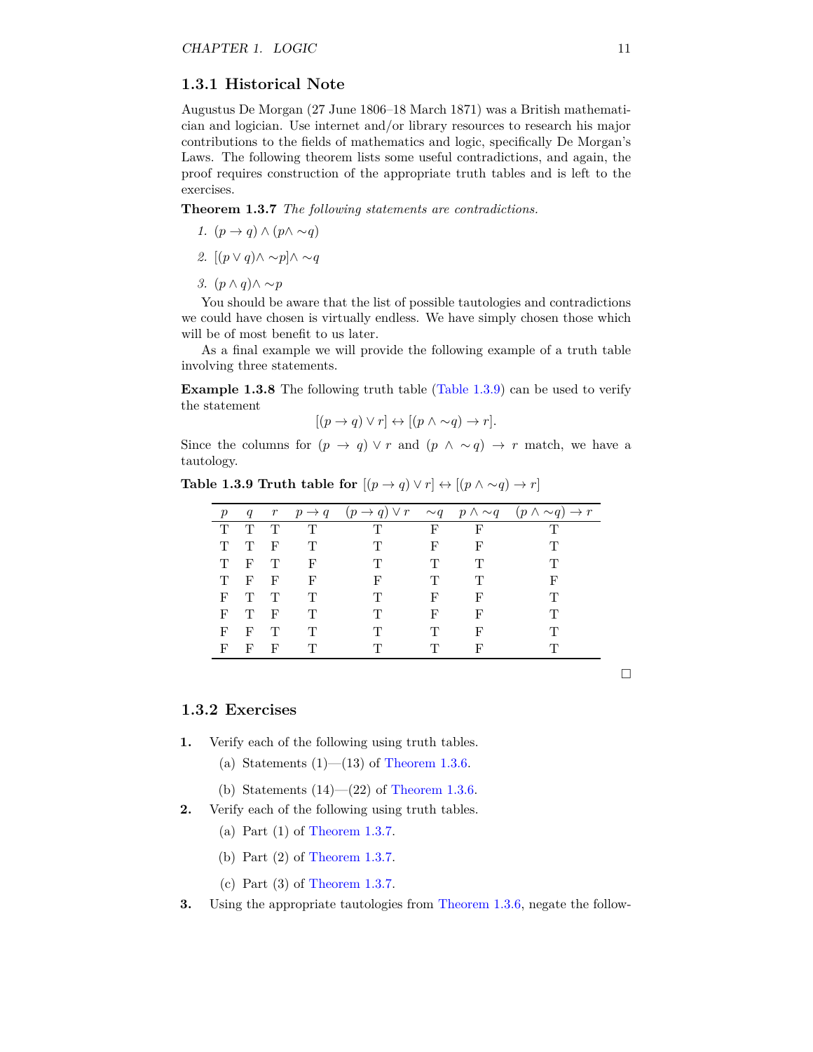### 1.3.1 Historical Note

Augustus De Morgan (27 June 1806–18 March 1871) was a British mathematician and logician. Use internet and/or library resources to research his major contributions to the fields of mathematics and logic, specifically De Morgan's Laws. The following theorem lists some useful contradictions, and again, the proof requires construction of the appropriate truth tables and is left to the exercises.

**Theorem 1.3.7** *The following statements are contradictions.*

1. $(p \to q) \wedge (p \wedge \sim q)$
2. $[(p \vee q) \wedge \sim p] \wedge \sim q$
3. $(p \wedge q) \wedge \sim p$

You should be aware that the list of possible tautologies and contradictions we could have chosen is virtually endless. We have simply chosen those which will be of most benefit to us later.

As a final example we will provide the following example of a truth table involving three statements.

**Example 1.3.8** The following truth table (Table 1.3.9) can be used to verify the statement

$$[(p \to q) \vee r] \leftrightarrow [(p \wedge \sim q) \to r].$$

Since the columns for $(p \to q) \vee r$ and $(p \wedge \sim q) \to r$ match, we have a tautology.

**Table 1.3.9 Truth table for** $[(p \to q) \vee r] \leftrightarrow [(p \wedge \sim q) \to r]$

| $p$ | $q$ | $r$ | $p \to q$ | $(p \to q) \vee r$ | $\sim q$ | $p \wedge \sim q$ | $(p \wedge \sim q) \to r$ |
|---|---|---|---|---|---|---|---|
| T | T | T | T | T | F | F | T |
| T | T | F | T | T | F | F | T |
| T | F | T | F | T | T | T | T |
| T | F | F | F | F | T | T | F |
| F | T | T | T | T | F | F | T |
| F | T | F | T | T | F | F | T |
| F | F | T | T | T | T | F | T |
| F | F | F | T | T | T | F | T |

□

### 1.3.2 Exercises

**1.** Verify each of the following using truth tables.

(a) Statements (1)—(13) of Theorem 1.3.6.

(b) Statements (14)—(22) of Theorem 1.3.6.

**2.** Verify each of the following using truth tables.

(a) Part (1) of Theorem 1.3.7.

(b) Part (2) of Theorem 1.3.7.

(c) Part (3) of Theorem 1.3.7.

**3.** Using the appropriate tautologies from Theorem 1.3.6, negate the follow-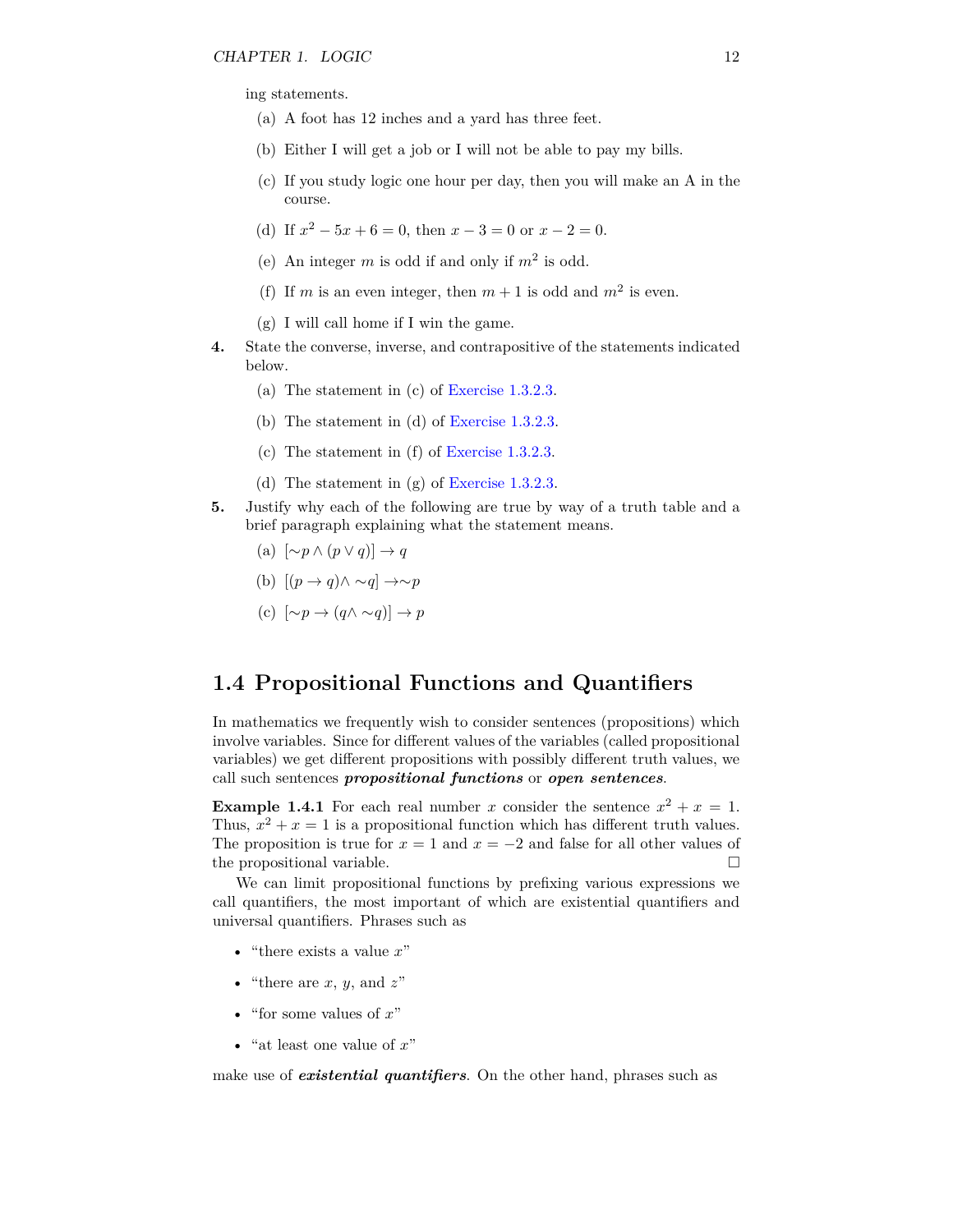ing statements.

(a) A foot has 12 inches and a yard has three feet.

(b) Either I will get a job or I will not be able to pay my bills.

(c) If you study logic one hour per day, then you will make an A in the course.

(d) If $x^2 - 5x + 6 = 0$, then $x - 3 = 0$ or $x - 2 = 0$.

(e) An integer $m$ is odd if and only if $m^2$ is odd.

(f) If $m$ is an even integer, then $m + 1$ is odd and $m^2$ is even.

(g) I will call home if I win the game.

**4.** State the converse, inverse, and contrapositive of the statements indicated below.

(a) The statement in (c) of Exercise 1.3.2.3.

(b) The statement in (d) of Exercise 1.3.2.3.

(c) The statement in (f) of Exercise 1.3.2.3.

(d) The statement in (g) of Exercise 1.3.2.3.

**5.** Justify why each of the following are true by way of a truth table and a brief paragraph explaining what the statement means.

(a) $[\sim p \wedge (p \vee q)] \rightarrow q$

(b) $[(p \rightarrow q) \wedge \sim q] \rightarrow \sim p$

(c) $[\sim p \rightarrow (q \wedge \sim q)] \rightarrow p$

## 1.4 Propositional Functions and Quantifiers

In mathematics we frequently wish to consider sentences (propositions) which involve variables. Since for different values of the variables (called propositional variables) we get different propositions with possibly different truth values, we call such sentences ***propositional functions*** or ***open sentences***.

**Example 1.4.1** For each real number $x$ consider the sentence $x^2 + x = 1$. Thus, $x^2 + x = 1$ is a propositional function which has different truth values. The proposition is true for $x = 1$ and $x = -2$ and false for all other values of the propositional variable. □

We can limit propositional functions by prefixing various expressions we call quantifiers, the most important of which are existential quantifiers and universal quantifiers. Phrases such as

- "there exists a value $x$"
- "there are $x$, $y$, and $z$"
- "for some values of $x$"
- "at least one value of $x$"

make use of ***existential quantifiers***. On the other hand, phrases such as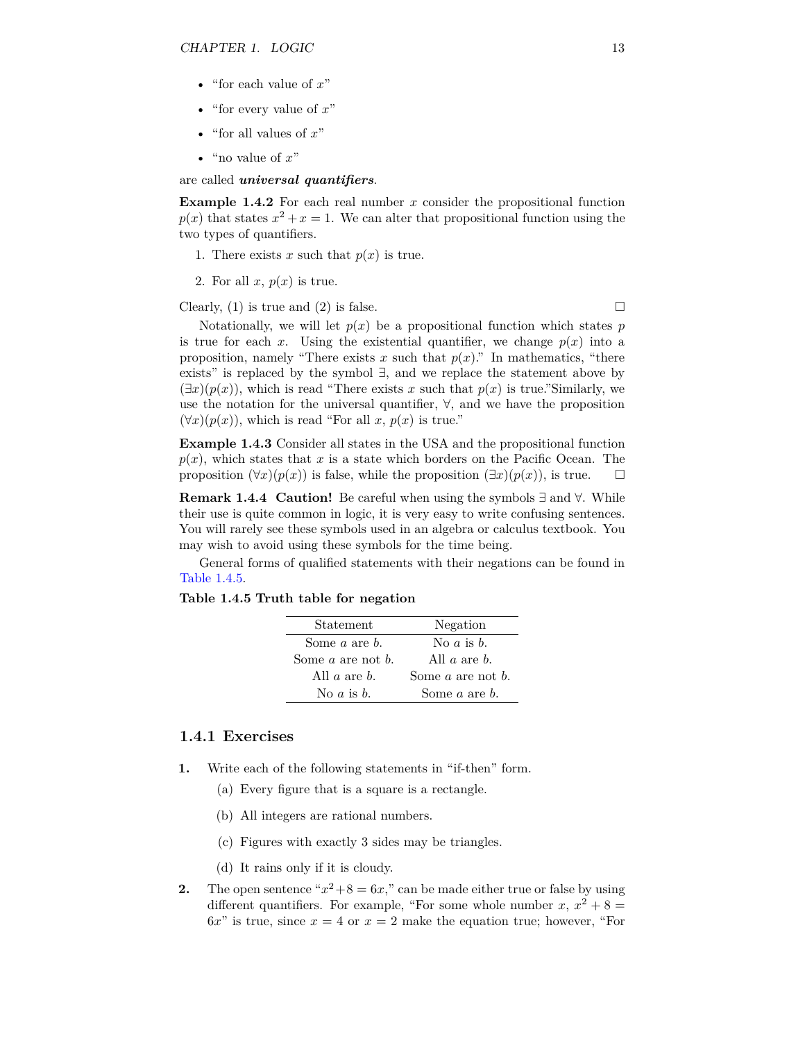- "for each value of $x$"
- "for every value of $x$"
- "for all values of $x$"
- "no value of $x$"

are called ***universal quantifiers***.

**Example 1.4.2** For each real number $x$ consider the propositional function $p(x)$ that states $x^2 + x = 1$. We can alter that propositional function using the two types of quantifiers.

1. There exists $x$ such that $p(x)$ is true.
2. For all $x$, $p(x)$ is true.

Clearly, (1) is true and (2) is false. □

Notationally, we will let $p(x)$ be a propositional function which states $p$ is true for each $x$. Using the existential quantifier, we change $p(x)$ into a proposition, namely "There exists $x$ such that $p(x)$." In mathematics, "there exists" is replaced by the symbol $\exists$, and we replace the statement above by $(\exists x)(p(x))$, which is read "There exists $x$ such that $p(x)$ is true."Similarly, we use the notation for the universal quantifier, $\forall$, and we have the proposition $(\forall x)(p(x))$, which is read "For all $x$, $p(x)$ is true."

**Example 1.4.3** Consider all states in the USA and the propositional function $p(x)$, which states that $x$ is a state which borders on the Pacific Ocean. The proposition $(\forall x)(p(x))$ is false, while the proposition $(\exists x)(p(x))$, is true. □

**Remark 1.4.4 Caution!** Be careful when using the symbols $\exists$ and $\forall$. While their use is quite common in logic, it is very easy to write confusing sentences. You will rarely see these symbols used in an algebra or calculus textbook. You may wish to avoid using these symbols for the time being.

General forms of qualified statements with their negations can be found in Table 1.4.5.

**Table 1.4.5 Truth table for negation**

| Statement | Negation |
|---|---|
| Some $a$ are $b$. | No $a$ is $b$. |
| Some $a$ are not $b$. | All $a$ are $b$. |
| All $a$ are $b$. | Some $a$ are not $b$. |
| No $a$ is $b$. | Some $a$ are $b$. |

### 1.4.1 Exercises

**1.** Write each of the following statements in "if-then" form.

(a) Every figure that is a square is a rectangle.

(b) All integers are rational numbers.

(c) Figures with exactly 3 sides may be triangles.

(d) It rains only if it is cloudy.

**2.** The open sentence "$x^2 + 8 = 6x$," can be made either true or false by using different quantifiers. For example, "For some whole number $x$, $x^2 + 8 = 6x$" is true, since $x = 4$ or $x = 2$ make the equation true; however, "For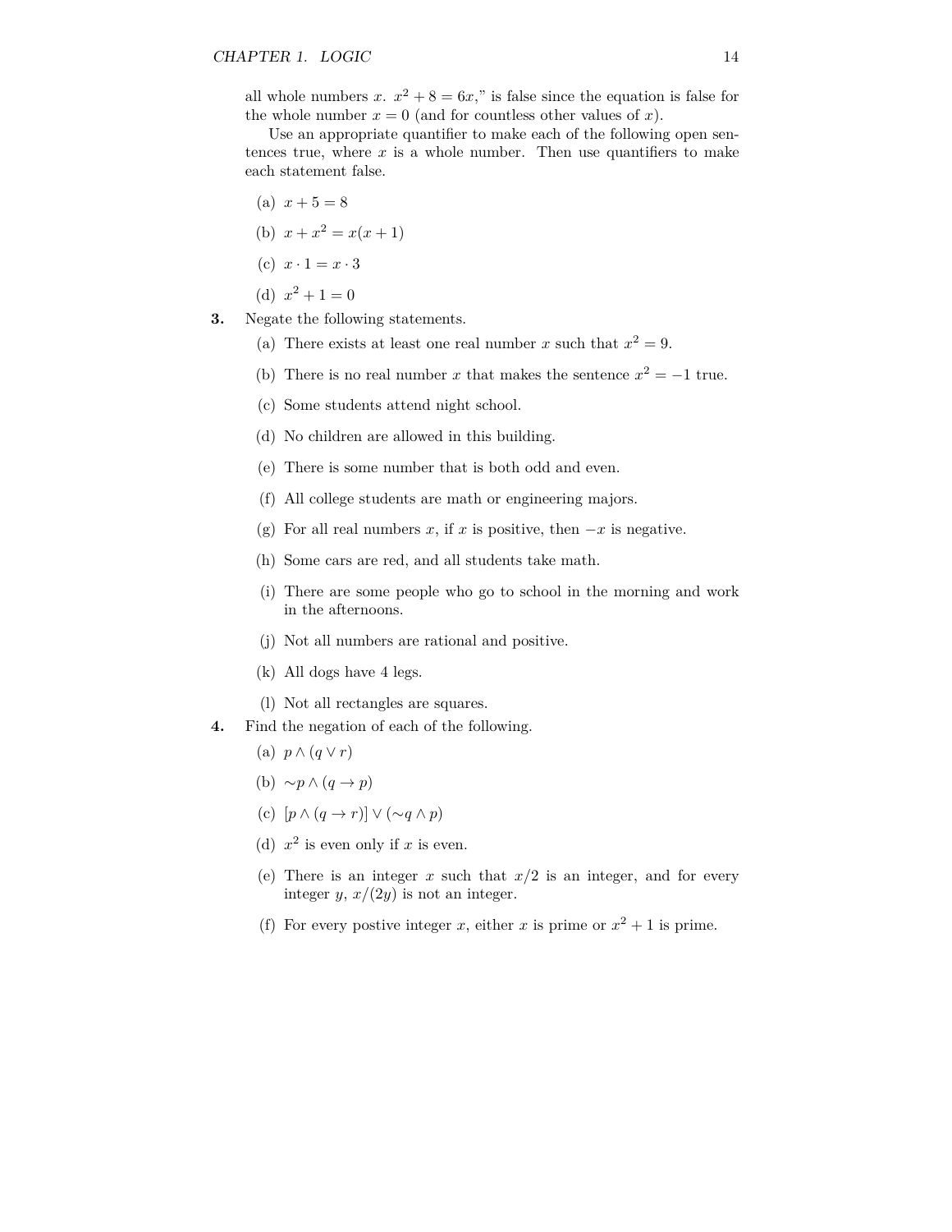all whole numbers $x$. $x^2 + 8 = 6x$," is false since the equation is false for the whole number $x = 0$ (and for countless other values of $x$).

Use an appropriate quantifier to make each of the following open sentences true, where $x$ is a whole number. Then use quantifiers to make each statement false.

(a) $x + 5 = 8$

(b) $x + x^2 = x(x + 1)$

(c) $x \cdot 1 = x \cdot 3$

(d) $x^2 + 1 = 0$

**3.** Negate the following statements.

(a) There exists at least one real number $x$ such that $x^2 = 9$.

(b) There is no real number $x$ that makes the sentence $x^2 = -1$ true.

(c) Some students attend night school.

(d) No children are allowed in this building.

(e) There is some number that is both odd and even.

(f) All college students are math or engineering majors.

(g) For all real numbers $x$, if $x$ is positive, then $-x$ is negative.

(h) Some cars are red, and all students take math.

(i) There are some people who go to school in the morning and work in the afternoons.

(j) Not all numbers are rational and positive.

(k) All dogs have 4 legs.

(l) Not all rectangles are squares.

**4.** Find the negation of each of the following.

(a) $p \wedge (q \vee r)$

(b) $\sim p \wedge (q \to p)$

(c) $[p \wedge (q \to r)] \vee (\sim q \wedge p)$

(d) $x^2$ is even only if $x$ is even.

(e) There is an integer $x$ such that $x/2$ is an integer, and for every integer $y$, $x/(2y)$ is not an integer.

(f) For every postive integer $x$, either $x$ is prime or $x^2 + 1$ is prime.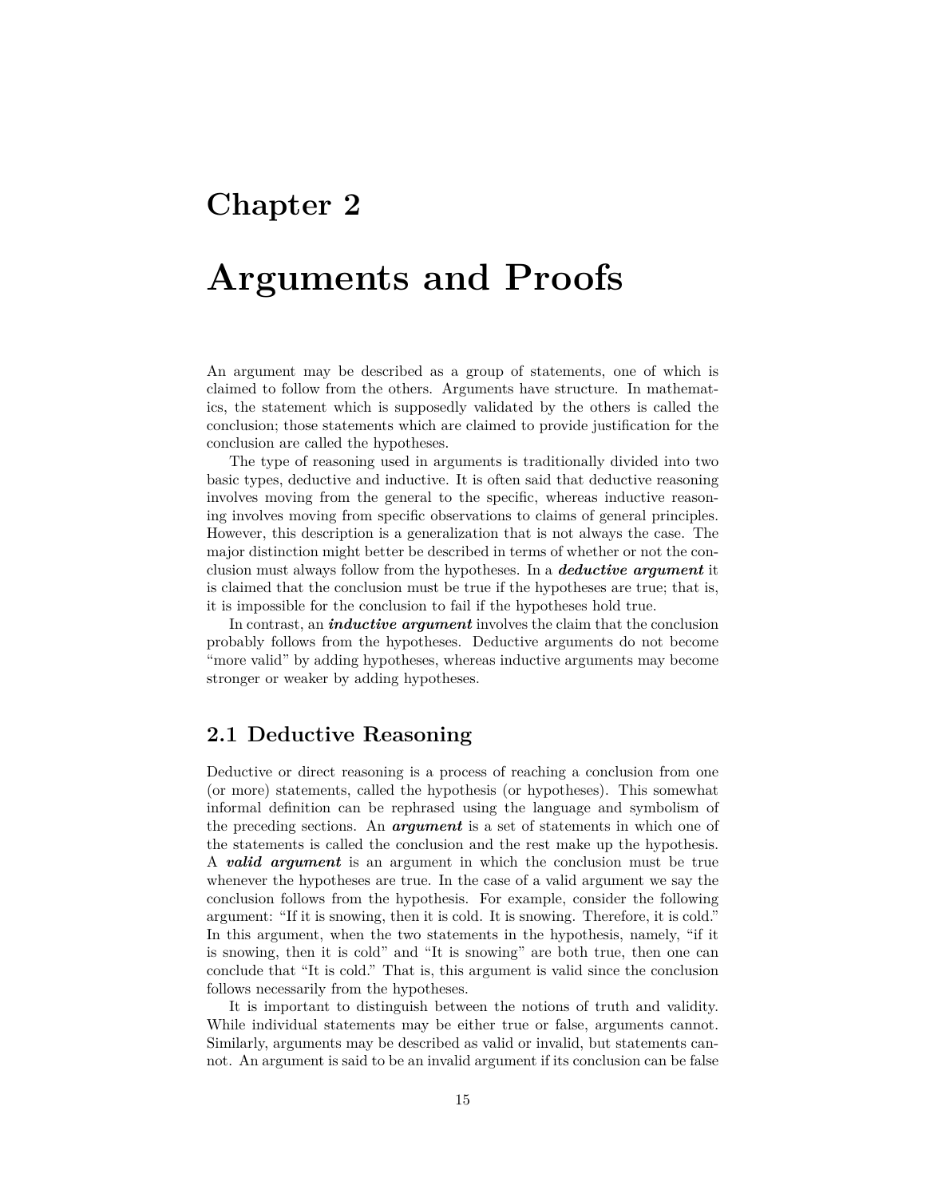# Chapter 2

# Arguments and Proofs

An argument may be described as a group of statements, one of which is claimed to follow from the others. Arguments have structure. In mathematics, the statement which is supposedly validated by the others is called the conclusion; those statements which are claimed to provide justification for the conclusion are called the hypotheses.

The type of reasoning used in arguments is traditionally divided into two basic types, deductive and inductive. It is often said that deductive reasoning involves moving from the general to the specific, whereas inductive reasoning involves moving from specific observations to claims of general principles. However, this description is a generalization that is not always the case. The major distinction might better be described in terms of whether or not the conclusion must always follow from the hypotheses. In a ***deductive argument*** it is claimed that the conclusion must be true if the hypotheses are true; that is, it is impossible for the conclusion to fail if the hypotheses hold true.

In contrast, an ***inductive argument*** involves the claim that the conclusion probably follows from the hypotheses. Deductive arguments do not become "more valid" by adding hypotheses, whereas inductive arguments may become stronger or weaker by adding hypotheses.

## 2.1 Deductive Reasoning

Deductive or direct reasoning is a process of reaching a conclusion from one (or more) statements, called the hypothesis (or hypotheses). This somewhat informal definition can be rephrased using the language and symbolism of the preceding sections. An ***argument*** is a set of statements in which one of the statements is called the conclusion and the rest make up the hypothesis. A ***valid argument*** is an argument in which the conclusion must be true whenever the hypotheses are true. In the case of a valid argument we say the conclusion follows from the hypothesis. For example, consider the following argument: "If it is snowing, then it is cold. It is snowing. Therefore, it is cold." In this argument, when the two statements in the hypothesis, namely, "if it is snowing, then it is cold" and "It is snowing" are both true, then one can conclude that "It is cold." That is, this argument is valid since the conclusion follows necessarily from the hypotheses.

It is important to distinguish between the notions of truth and validity. While individual statements may be either true or false, arguments cannot. Similarly, arguments may be described as valid or invalid, but statements cannot. An argument is said to be an invalid argument if its conclusion can be false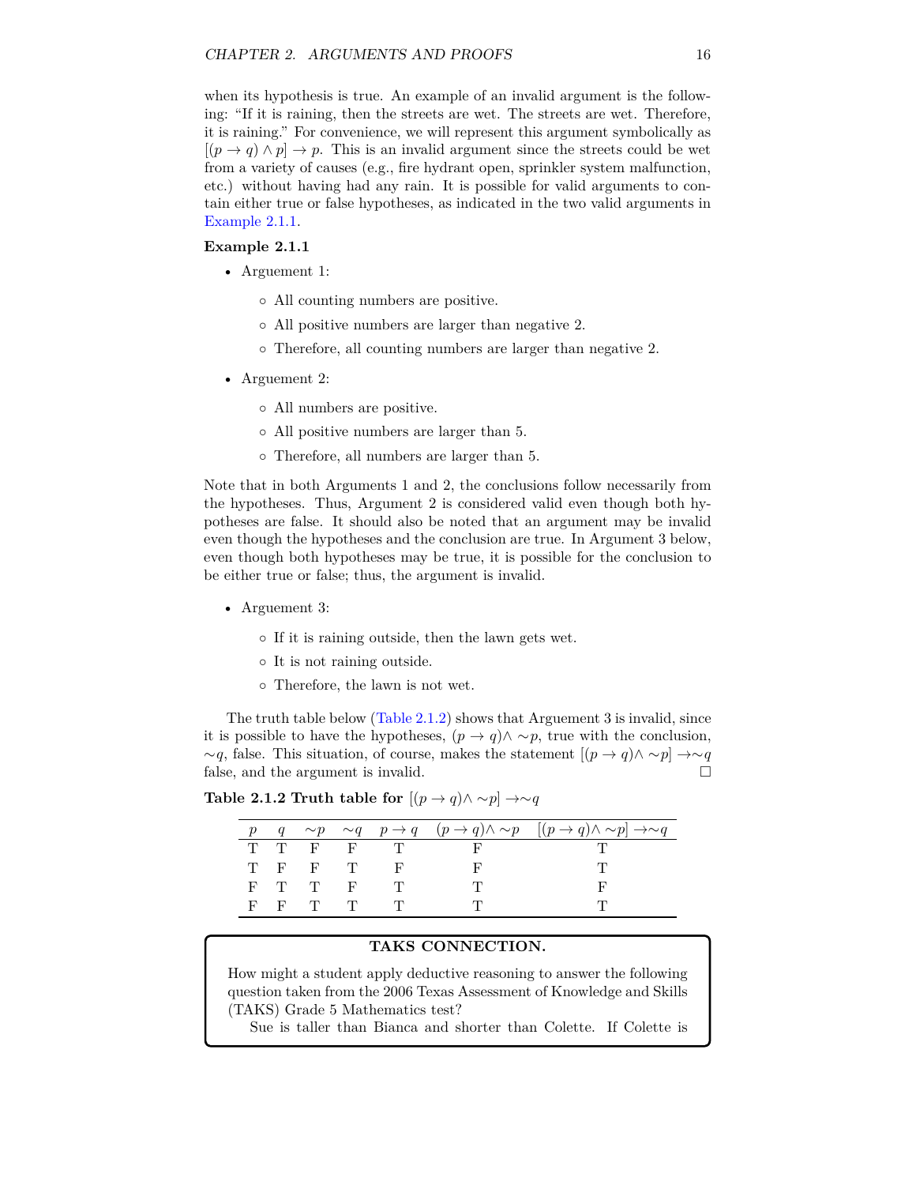when its hypothesis is true. An example of an invalid argument is the following: "If it is raining, then the streets are wet. The streets are wet. Therefore, it is raining." For convenience, we will represent this argument symbolically as $[(p \rightarrow q) \wedge p] \rightarrow p$. This is an invalid argument since the streets could be wet from a variety of causes (e.g., fire hydrant open, sprinkler system malfunction, etc.) without having had any rain. It is possible for valid arguments to contain either true or false hypotheses, as indicated in the two valid arguments in Example 2.1.1.

**Example 2.1.1**

- Arguement 1:
    - All counting numbers are positive.
    - All positive numbers are larger than negative 2.
    - Therefore, all counting numbers are larger than negative 2.
- Arguement 2:
    - All numbers are positive.
    - All positive numbers are larger than 5.
    - Therefore, all numbers are larger than 5.

Note that in both Arguments 1 and 2, the conclusions follow necessarily from the hypotheses. Thus, Argument 2 is considered valid even though both hypotheses are false. It should also be noted that an argument may be invalid even though the hypotheses and the conclusion are true. In Argument 3 below, even though both hypotheses may be true, it is possible for the conclusion to be either true or false; thus, the argument is invalid.

- Arguement 3:
    - If it is raining outside, then the lawn gets wet.
    - It is not raining outside.
    - Therefore, the lawn is not wet.

The truth table below (Table 2.1.2) shows that Arguement 3 is invalid, since it is possible to have the hypotheses, $(p \rightarrow q) \wedge \sim p$, true with the conclusion, $\sim q$, false. This situation, of course, makes the statement $[(p \rightarrow q) \wedge \sim p] \rightarrow \sim q$ false, and the argument is invalid. □

**Table 2.1.2 Truth table for** $[(p \rightarrow q) \wedge \sim p] \rightarrow \sim q$

| $p$ | $q$ | $\sim p$ | $\sim q$ | $p \rightarrow q$ | $(p \rightarrow q) \wedge \sim p$ | $[(p \rightarrow q) \wedge \sim p] \rightarrow \sim q$ |
|---|---|---|---|---|---|---|
| T | T | F | F | T | F | T |
| T | F | F | T | F | F | T |
| F | T | T | F | T | T | F |
| F | F | T | T | T | T | T |

**TAKS CONNECTION.**

How might a student apply deductive reasoning to answer the following question taken from the 2006 Texas Assessment of Knowledge and Skills (TAKS) Grade 5 Mathematics test?

Sue is taller than Bianca and shorter than Colette. If Colette is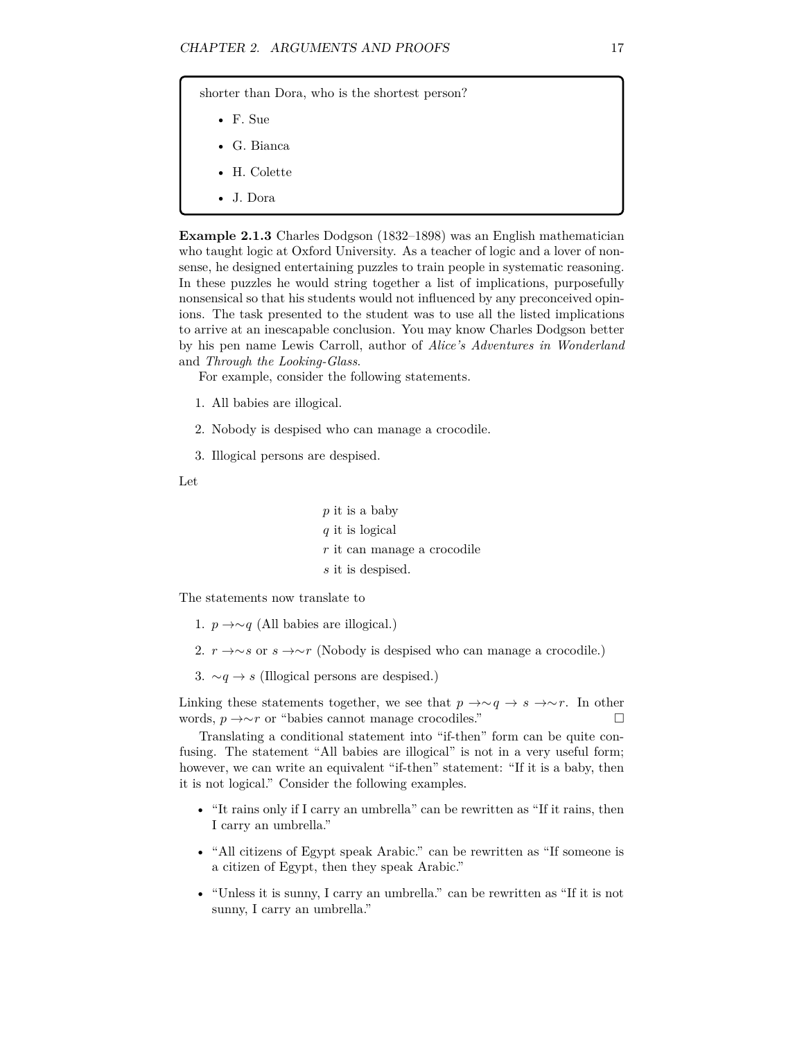shorter than Dora, who is the shortest person?

- F. Sue
- G. Bianca
- H. Colette
- J. Dora

**Example 2.1.3** Charles Dodgson (1832–1898) was an English mathematician who taught logic at Oxford University. As a teacher of logic and a lover of nonsense, he designed entertaining puzzles to train people in systematic reasoning. In these puzzles he would string together a list of implications, purposefully nonsensical so that his students would not influenced by any preconceived opinions. The task presented to the student was to use all the listed implications to arrive at an inescapable conclusion. You may know Charles Dodgson better by his pen name Lewis Carroll, author of *Alice's Adventures in Wonderland* and *Through the Looking-Glass*.

For example, consider the following statements.

1. All babies are illogical.
2. Nobody is despised who can manage a crocodile.
3. Illogical persons are despised.

Let

$p$ it is a baby
$q$ it is logical
$r$ it can manage a crocodile
$s$ it is despised.

The statements now translate to

1. $p \rightarrow \sim q$ (All babies are illogical.)
2. $r \rightarrow \sim s$ or $s \rightarrow \sim r$ (Nobody is despised who can manage a crocodile.)
3. $\sim q \rightarrow s$ (Illogical persons are despised.)

Linking these statements together, we see that $p \rightarrow \sim q \rightarrow s \rightarrow \sim r$. In other words, $p \rightarrow \sim r$ or "babies cannot manage crocodiles." □

Translating a conditional statement into "if-then" form can be quite confusing. The statement "All babies are illogical" is not in a very useful form; however, we can write an equivalent "if-then" statement: "If it is a baby, then it is not logical." Consider the following examples.

- "It rains only if I carry an umbrella" can be rewritten as "If it rains, then I carry an umbrella."
- "All citizens of Egypt speak Arabic." can be rewritten as "If someone is a citizen of Egypt, then they speak Arabic."
- "Unless it is sunny, I carry an umbrella." can be rewritten as "If it is not sunny, I carry an umbrella."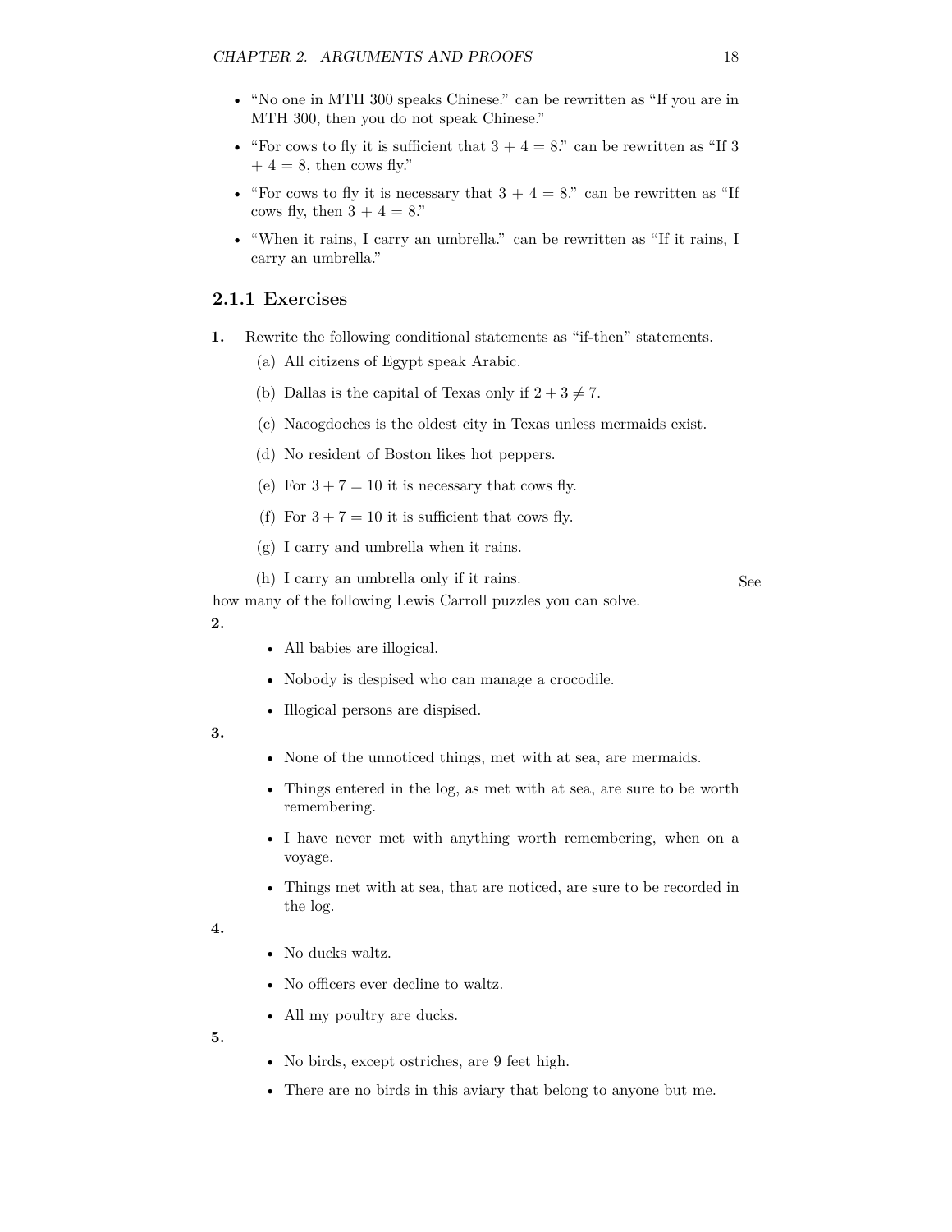- "No one in MTH 300 speaks Chinese." can be rewritten as "If you are in MTH 300, then you do not speak Chinese."
- "For cows to fly it is sufficient that 3 + 4 = 8." can be rewritten as "If 3 + 4 = 8, then cows fly."
- "For cows to fly it is necessary that 3 + 4 = 8." can be rewritten as "If cows fly, then 3 + 4 = 8."
- "When it rains, I carry an umbrella." can be rewritten as "If it rains, I carry an umbrella."

### 2.1.1 Exercises

**1.** Rewrite the following conditional statements as "if-then" statements.

(a) All citizens of Egypt speak Arabic.

(b) Dallas is the capital of Texas only if $2 + 3 \neq 7$.

(c) Nacogdoches is the oldest city in Texas unless mermaids exist.

(d) No resident of Boston likes hot peppers.

(e) For $3 + 7 = 10$ it is necessary that cows fly.

(f) For $3 + 7 = 10$ it is sufficient that cows fly.

(g) I carry and umbrella when it rains.

(h) I carry an umbrella only if it rains.

See how many of the following Lewis Carroll puzzles you can solve.

**2.**

- All babies are illogical.
- Nobody is despised who can manage a crocodile.
- Illogical persons are dispised.

**3.**

- None of the unnoticed things, met with at sea, are mermaids.
- Things entered in the log, as met with at sea, are sure to be worth remembering.
- I have never met with anything worth remembering, when on a voyage.
- Things met with at sea, that are noticed, are sure to be recorded in the log.

**4.**

- No ducks waltz.
- No officers ever decline to waltz.
- All my poultry are ducks.

**5.**

- No birds, except ostriches, are 9 feet high.
- There are no birds in this aviary that belong to anyone but me.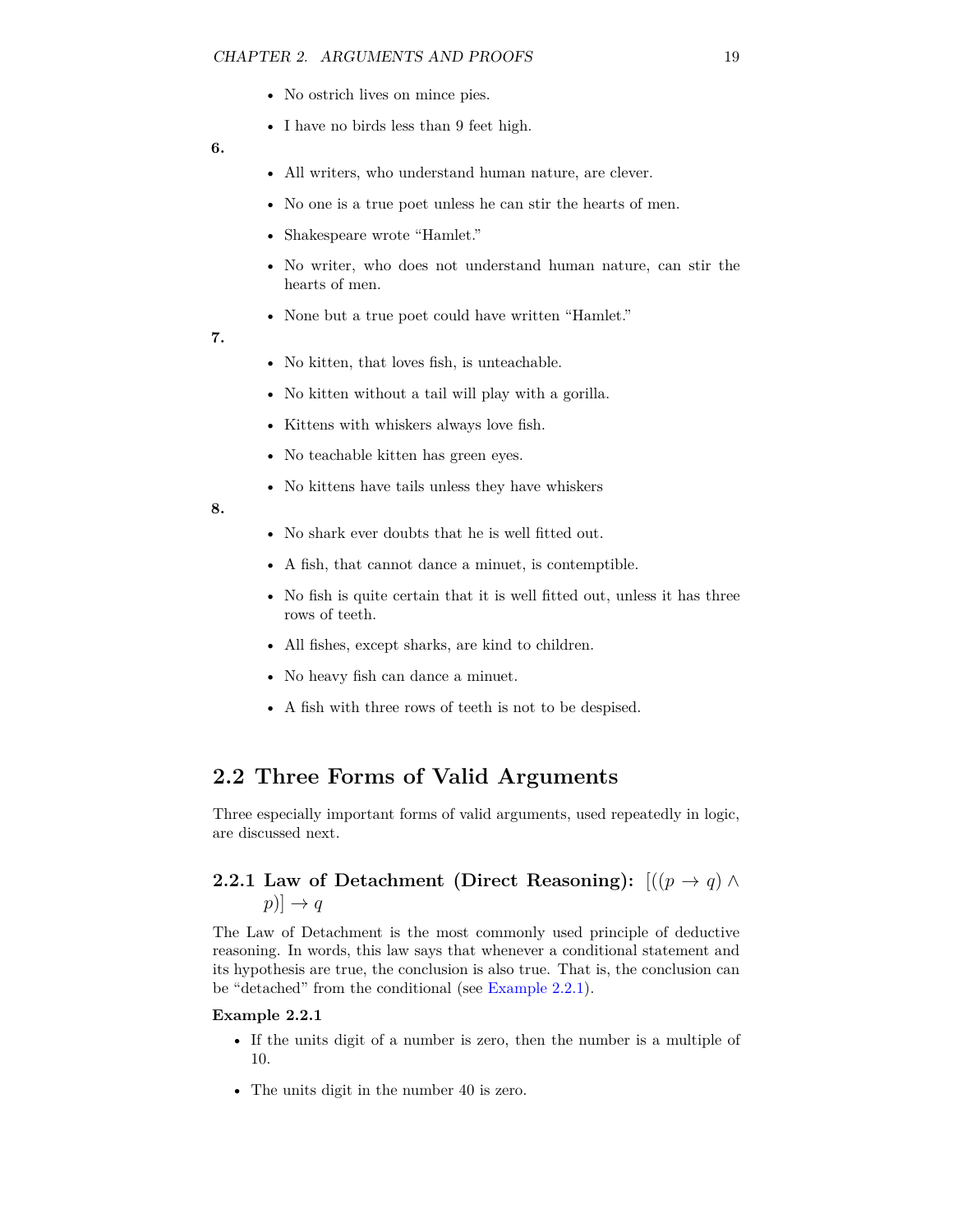- No ostrich lives on mince pies.
- I have no birds less than 9 feet high.

**6.**

- All writers, who understand human nature, are clever.
- No one is a true poet unless he can stir the hearts of men.
- Shakespeare wrote "Hamlet."
- No writer, who does not understand human nature, can stir the hearts of men.
- None but a true poet could have written "Hamlet."

**7.**

- No kitten, that loves fish, is unteachable.
- No kitten without a tail will play with a gorilla.
- Kittens with whiskers always love fish.
- No teachable kitten has green eyes.
- No kittens have tails unless they have whiskers

**8.**

- No shark ever doubts that he is well fitted out.
- A fish, that cannot dance a minuet, is contemptible.
- No fish is quite certain that it is well fitted out, unless it has three rows of teeth.
- All fishes, except sharks, are kind to children.
- No heavy fish can dance a minuet.
- A fish with three rows of teeth is not to be despised.

## 2.2 Three Forms of Valid Arguments

Three especially important forms of valid arguments, used repeatedly in logic, are discussed next.

### 2.2.1 Law of Detachment (Direct Reasoning): $[((p \to q) \wedge p)] \to q$

The Law of Detachment is the most commonly used principle of deductive reasoning. In words, this law says that whenever a conditional statement and its hypothesis are true, the conclusion is also true. That is, the conclusion can be "detached" from the conditional (see Example 2.2.1).

**Example 2.2.1**

- If the units digit of a number is zero, then the number is a multiple of 10.
- The units digit in the number 40 is zero.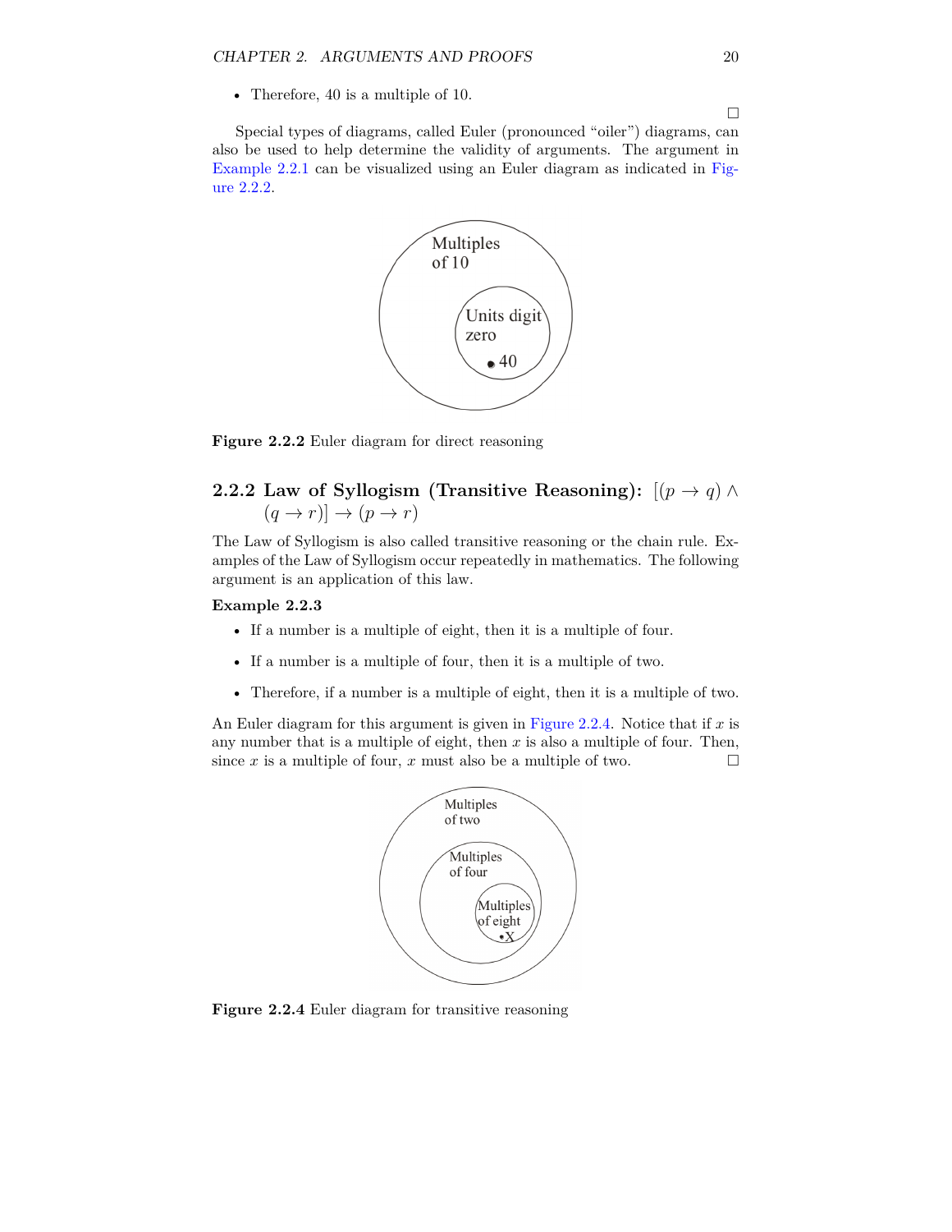- Therefore, 40 is a multiple of 10.

□

Special types of diagrams, called Euler (pronounced "oiler") diagrams, can also be used to help determine the validity of arguments. The argument in Example 2.2.1 can be visualized using an Euler diagram as indicated in Figure 2.2.2.

**Figure 2.2.2** Euler diagram for direct reasoning

### 2.2.2 Law of Syllogism (Transitive Reasoning): $[(p \to q) \wedge (q \to r)] \to (p \to r)$

The Law of Syllogism is also called transitive reasoning or the chain rule. Examples of the Law of Syllogism occur repeatedly in mathematics. The following argument is an application of this law.

**Example 2.2.3**

- If a number is a multiple of eight, then it is a multiple of four.
- If a number is a multiple of four, then it is a multiple of two.
- Therefore, if a number is a multiple of eight, then it is a multiple of two.

An Euler diagram for this argument is given in Figure 2.2.4. Notice that if $x$ is any number that is a multiple of eight, then $x$ is also a multiple of four. Then, since $x$ is a multiple of four, $x$ must also be a multiple of two. □

**Figure 2.2.4** Euler diagram for transitive reasoning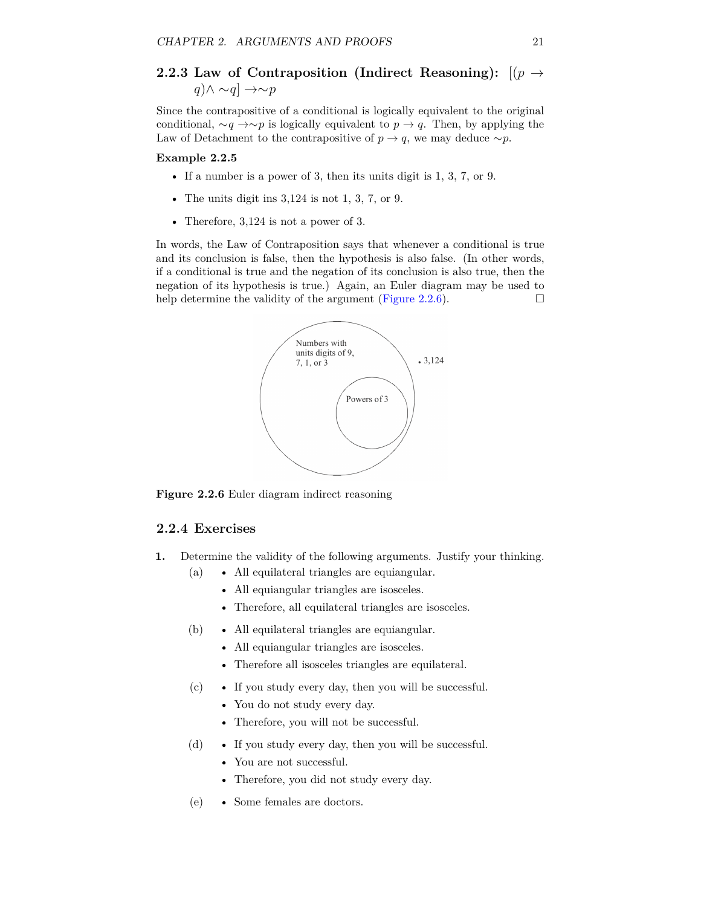### 2.2.3 Law of Contraposition (Indirect Reasoning): $[(p \to q) \wedge \sim q] \to \sim p$

Since the contrapositive of a conditional is logically equivalent to the original conditional, $\sim q \to \sim p$ is logically equivalent to $p \to q$. Then, by applying the Law of Detachment to the contrapositive of $p \to q$, we may deduce $\sim p$.

**Example 2.2.5**

- If a number is a power of 3, then its units digit is 1, 3, 7, or 9.
- The units digit ins 3,124 is not 1, 3, 7, or 9.
- Therefore, 3,124 is not a power of 3.

In words, the Law of Contraposition says that whenever a conditional is true and its conclusion is false, then the hypothesis is also false. (In other words, if a conditional is true and the negation of its conclusion is also true, then the negation of its hypothesis is true.) Again, an Euler diagram may be used to help determine the validity of the argument (Figure 2.2.6). □

**Figure 2.2.6** Euler diagram indirect reasoning

### 2.2.4 Exercises

**1.** Determine the validity of the following arguments. Justify your thinking.

(a)
- All equilateral triangles are equiangular.
- All equiangular triangles are isosceles.
- Therefore, all equilateral triangles are isosceles.

(b)
- All equilateral triangles are equiangular.
- All equiangular triangles are isosceles.
- Therefore all isosceles triangles are equilateral.

(c)
- If you study every day, then you will be successful.
- You do not study every day.
- Therefore, you will not be successful.

(d)
- If you study every day, then you will be successful.
- You are not successful.
- Therefore, you did not study every day.

(e)
- Some females are doctors.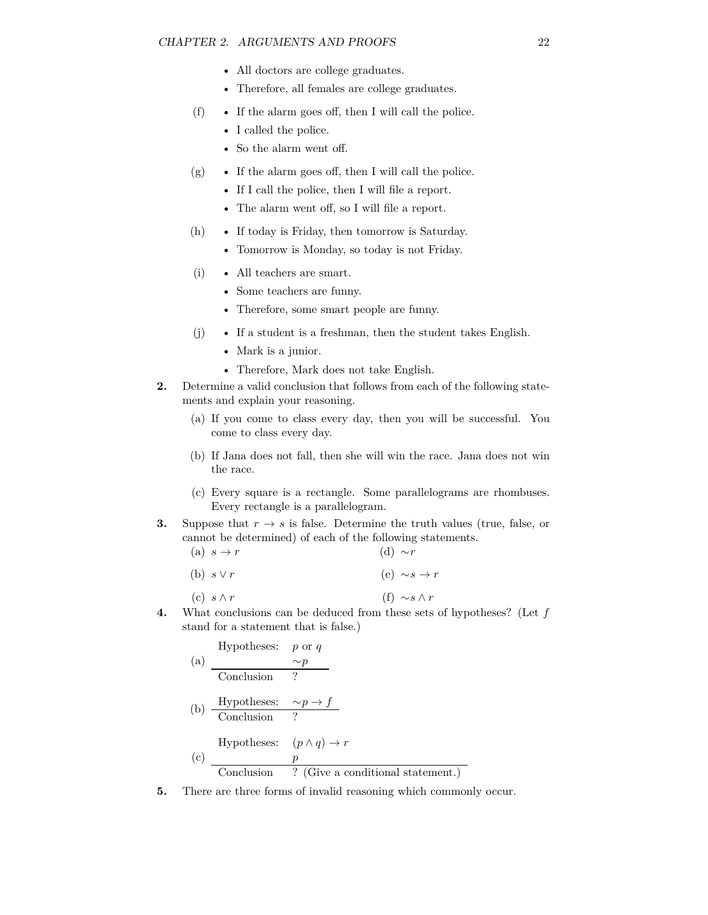- All doctors are college graduates.
- Therefore, all females are college graduates.

(f)
- If the alarm goes off, then I will call the police.
- I called the police.
- So the alarm went off.

(g)
- If the alarm goes off, then I will call the police.
- If I call the police, then I will file a report.
- The alarm went off, so I will file a report.

(h)
- If today is Friday, then tomorrow is Saturday.
- Tomorrow is Monday, so today is not Friday.

(i)
- All teachers are smart.
- Some teachers are funny.
- Therefore, some smart people are funny.

(j)
- If a student is a freshman, then the student takes English.
- Mark is a junior.
- Therefore, Mark does not take English.

**2.** Determine a valid conclusion that follows from each of the following statements and explain your reasoning.

(a) If you come to class every day, then you will be successful. You come to class every day.

(b) If Jana does not fall, then she will win the race. Jana does not win the race.

(c) Every square is a rectangle. Some parallelograms are rhombuses. Every rectangle is a parallelogram.

**3.** Suppose that $r \to s$ is false. Determine the truth values (true, false, or cannot be determined) of each of the following statements.

(a) $s \to r$

(b) $s \vee r$

(c) $s \wedge r$

(d) $\sim r$

(e) $\sim s \to r$

(f) $\sim s \wedge r$

**4.** What conclusions can be deduced from these sets of hypotheses? (Let $f$ stand for a statement that is false.)

(a)

| | |
|---|---|
| Hypotheses: | $p$ or $q$ |
| | $\sim p$ |
| Conclusion | ? |

(b)

| | |
|---|---|
| Hypotheses: | $\sim p \to f$ |
| Conclusion | ? |

(c)

| | |
|---|---|
| Hypotheses: | $(p \wedge q) \to r$ |
| | $p$ |
| Conclusion | ? (Give a conditional statement.) |

**5.** There are three forms of invalid reasoning which commonly occur.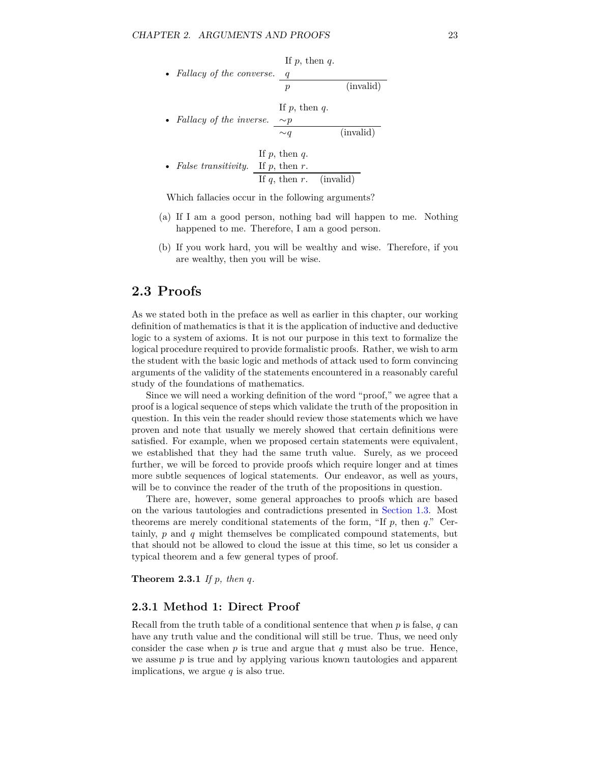- *Fallacy of the converse.*

$$\begin{array}{ll} \text{If } p\text{, then } q. & \\ q & \\ \hline p & \text{(invalid)} \end{array}$$

- *Fallacy of the inverse.*

$$\begin{array}{ll} \text{If } p\text{, then } q. & \\ \sim p & \\ \hline \sim q & \text{(invalid)} \end{array}$$

- *False transitivity.*

$$\begin{array}{ll} \text{If } p\text{, then } q. & \\ \text{If } p\text{, then } r. & \\ \hline \text{If } q\text{, then } r. & \text{(invalid)} \end{array}$$

Which fallacies occur in the following arguments?

(a) If I am a good person, nothing bad will happen to me. Nothing happened to me. Therefore, I am a good person.

(b) If you work hard, you will be wealthy and wise. Therefore, if you are wealthy, then you will be wise.

## 2.3 Proofs

As we stated both in the preface as well as earlier in this chapter, our working definition of mathematics is that it is the application of inductive and deductive logic to a system of axioms. It is not our purpose in this text to formalize the logical procedure required to provide formalistic proofs. Rather, we wish to arm the student with the basic logic and methods of attack used to form convincing arguments of the validity of the statements encountered in a reasonably careful study of the foundations of mathematics.

Since we will need a working definition of the word "proof," we agree that a proof is a logical sequence of steps which validate the truth of the proposition in question. In this vein the reader should review those statements which we have proven and note that usually we merely showed that certain definitions were satisfied. For example, when we proposed certain statements were equivalent, we established that they had the same truth value. Surely, as we proceed further, we will be forced to provide proofs which require longer and at times more subtle sequences of logical statements. Our endeavor, as well as yours, will be to convince the reader of the truth of the propositions in question.

There are, however, some general approaches to proofs which are based on the various tautologies and contradictions presented in Section 1.3. Most theorems are merely conditional statements of the form, "If $p$, then $q$." Certainly, $p$ and $q$ might themselves be complicated compound statements, but that should not be allowed to cloud the issue at this time, so let us consider a typical theorem and a few general types of proof.

**Theorem 2.3.1** *If $p$, then $q$.*

### 2.3.1 Method 1: Direct Proof

Recall from the truth table of a conditional sentence that when $p$ is false, $q$ can have any truth value and the conditional will still be true. Thus, we need only consider the case when $p$ is true and argue that $q$ must also be true. Hence, we assume $p$ is true and by applying various known tautologies and apparent implications, we argue $q$ is also true.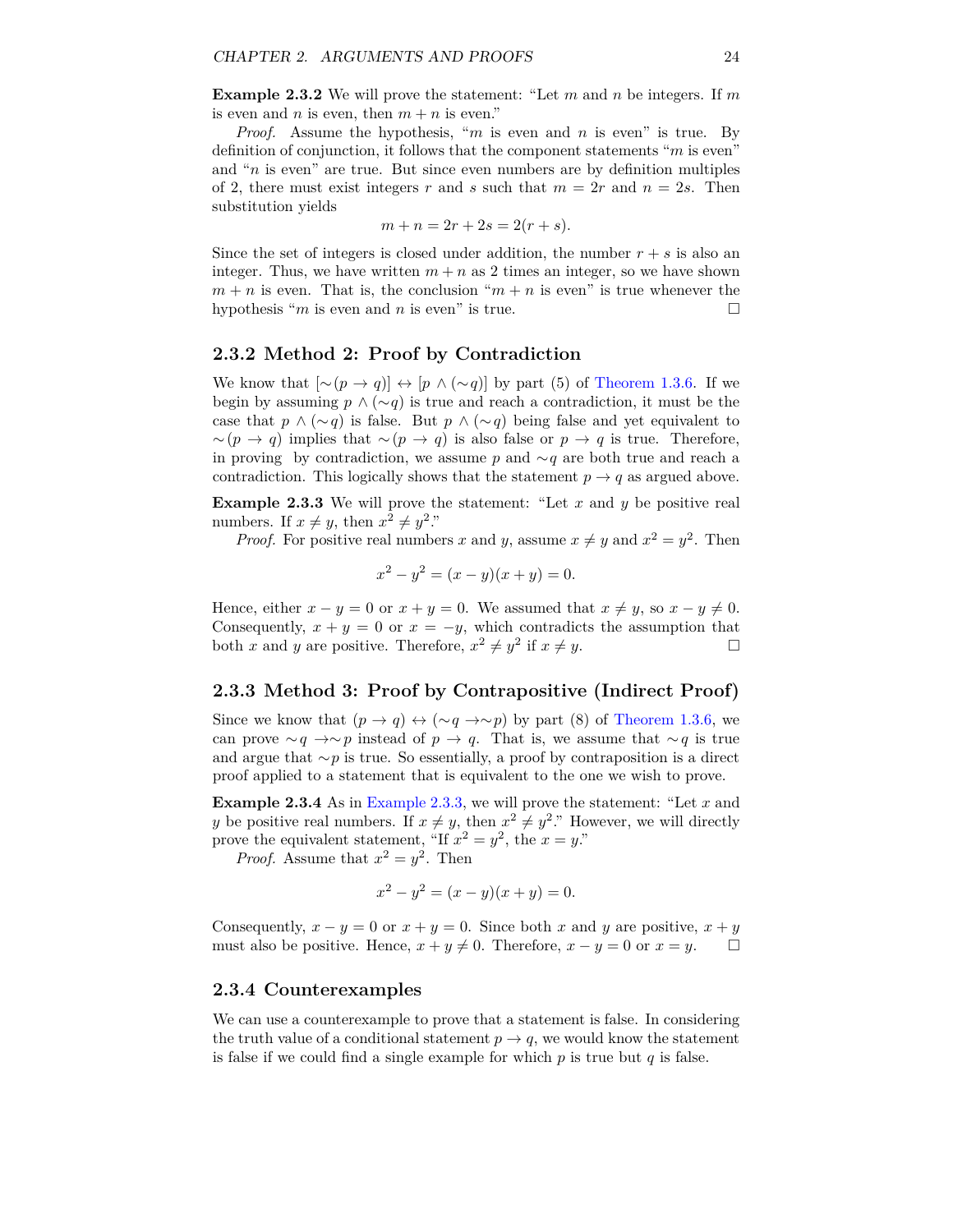**Example 2.3.2** We will prove the statement: "Let $m$ and $n$ be integers. If $m$ is even and $n$ is even, then $m + n$ is even."

*Proof.* Assume the hypothesis, "$m$ is even and $n$ is even" is true. By definition of conjunction, it follows that the component statements "$m$ is even" and "$n$ is even" are true. But since even numbers are by definition multiples of 2, there must exist integers $r$ and $s$ such that $m = 2r$ and $n = 2s$. Then substitution yields

$$m + n = 2r + 2s = 2(r + s).$$

Since the set of integers is closed under addition, the number $r + s$ is also an integer. Thus, we have written $m + n$ as 2 times an integer, so we have shown $m + n$ is even. That is, the conclusion "$m + n$ is even" is true whenever the hypothesis "$m$ is even and $n$ is even" is true. □

### 2.3.2 Method 2: Proof by Contradiction

We know that $[\sim(p \to q)] \leftrightarrow [p \wedge (\sim q)]$ by part (5) of Theorem 1.3.6. If we begin by assuming $p \wedge (\sim q)$ is true and reach a contradiction, it must be the case that $p \wedge (\sim q)$ is false. But $p \wedge (\sim q)$ being false and yet equivalent to $\sim(p \to q)$ implies that $\sim(p \to q)$ is also false or $p \to q$ is true. Therefore, in proving by contradiction, we assume $p$ and $\sim q$ are both true and reach a contradiction. This logically shows that the statement $p \to q$ as argued above.

**Example 2.3.3** We will prove the statement: "Let $x$ and $y$ be positive real numbers. If $x \neq y$, then $x^2 \neq y^2$."

*Proof.* For positive real numbers $x$ and $y$, assume $x \neq y$ and $x^2 = y^2$. Then

$$x^2 - y^2 = (x - y)(x + y) = 0.$$

Hence, either $x - y = 0$ or $x + y = 0$. We assumed that $x \neq y$, so $x - y \neq 0$. Consequently, $x + y = 0$ or $x = -y$, which contradicts the assumption that both $x$ and $y$ are positive. Therefore, $x^2 \neq y^2$ if $x \neq y$. □

### 2.3.3 Method 3: Proof by Contrapositive (Indirect Proof)

Since we know that $(p \to q) \leftrightarrow (\sim q \to \sim p)$ by part (8) of Theorem 1.3.6, we can prove $\sim q \to \sim p$ instead of $p \to q$. That is, we assume that $\sim q$ is true and argue that $\sim p$ is true. So essentially, a proof by contraposition is a direct proof applied to a statement that is equivalent to the one we wish to prove.

**Example 2.3.4** As in Example 2.3.3, we will prove the statement: "Let $x$ and $y$ be positive real numbers. If $x \neq y$, then $x^2 \neq y^2$." However, we will directly prove the equivalent statement, "If $x^2 = y^2$, the $x = y$."

*Proof.* Assume that $x^2 = y^2$. Then

$$x^2 - y^2 = (x - y)(x + y) = 0.$$

Consequently, $x - y = 0$ or $x + y = 0$. Since both $x$ and $y$ are positive, $x + y$ must also be positive. Hence, $x + y \neq 0$. Therefore, $x - y = 0$ or $x = y$. □

### 2.3.4 Counterexamples

We can use a counterexample to prove that a statement is false. In considering the truth value of a conditional statement $p \to q$, we would know the statement is false if we could find a single example for which $p$ is true but $q$ is false.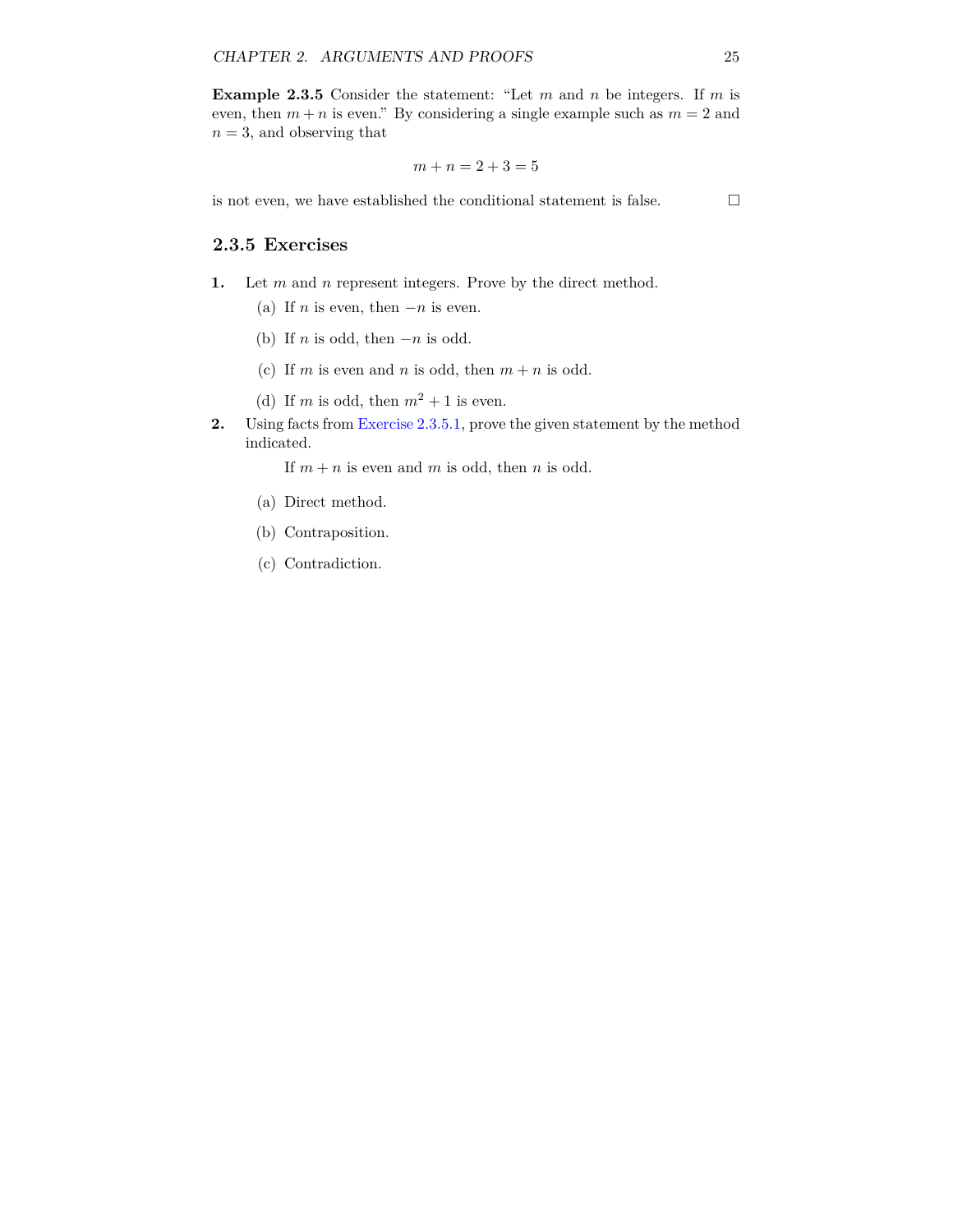**Example 2.3.5** Consider the statement: "Let $m$ and $n$ be integers. If $m$ is even, then $m + n$ is even." By considering a single example such as $m = 2$ and $n = 3$, and observing that

$$m + n = 2 + 3 = 5$$

is not even, we have established the conditional statement is false. □

### 2.3.5 Exercises

**1.** Let $m$ and $n$ represent integers. Prove by the direct method.

(a) If $n$ is even, then $-n$ is even.

(b) If $n$ is odd, then $-n$ is odd.

(c) If $m$ is even and $n$ is odd, then $m + n$ is odd.

(d) If $m$ is odd, then $m^2 + 1$ is even.

**2.** Using facts from Exercise 2.3.5.1, prove the given statement by the method indicated.

If $m + n$ is even and $m$ is odd, then $n$ is odd.

(a) Direct method.

(b) Contraposition.

(c) Contradiction.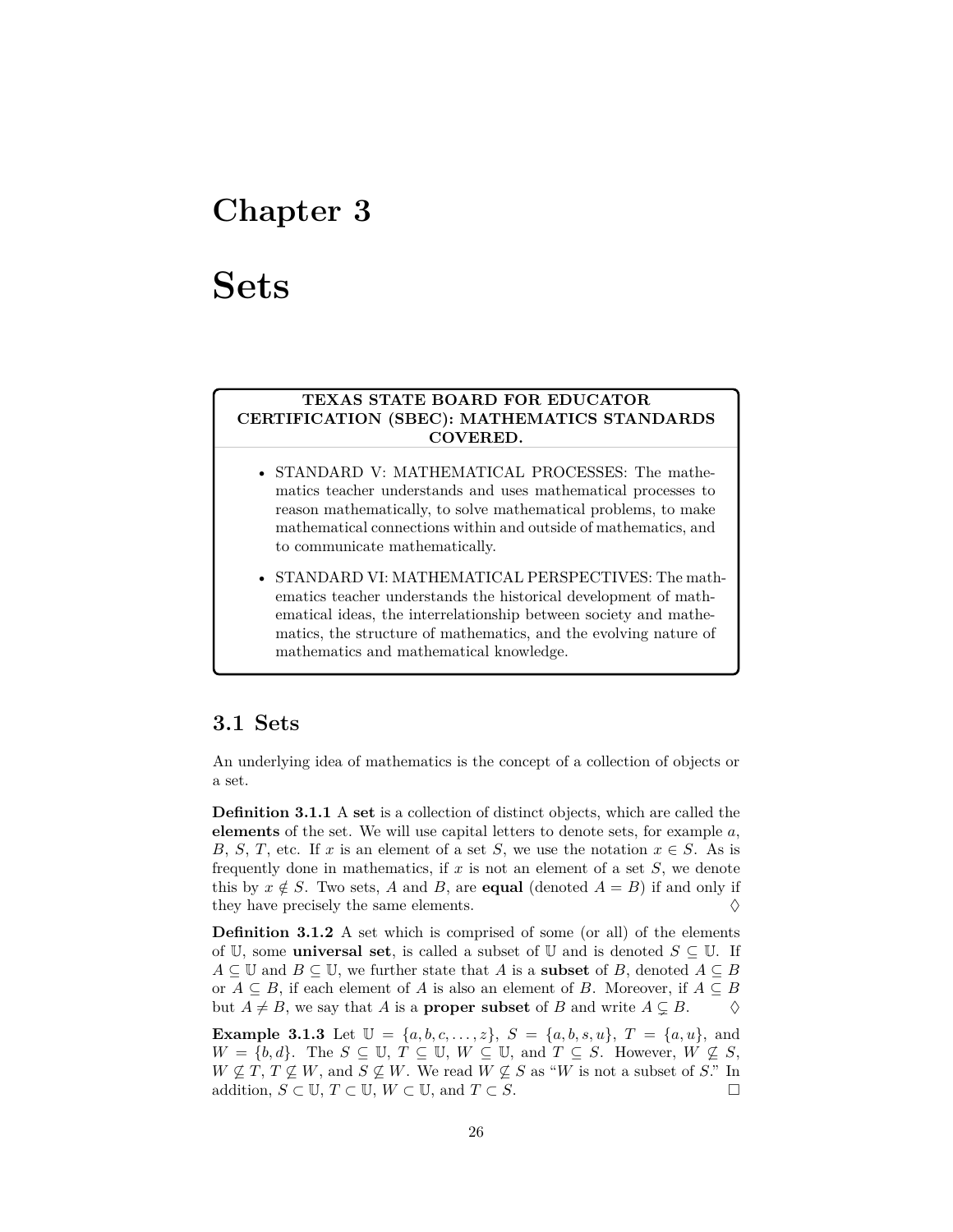# Chapter 3

# Sets

**TEXAS STATE BOARD FOR EDUCATOR CERTIFICATION (SBEC): MATHEMATICS STANDARDS COVERED.**

- STANDARD V: MATHEMATICAL PROCESSES: The mathematics teacher understands and uses mathematical processes to reason mathematically, to solve mathematical problems, to make mathematical connections within and outside of mathematics, and to communicate mathematically.
- STANDARD VI: MATHEMATICAL PERSPECTIVES: The mathematics teacher understands the historical development of mathematical ideas, the interrelationship between society and mathematics, the structure of mathematics, and the evolving nature of mathematics and mathematical knowledge.

## 3.1 Sets

An underlying idea of mathematics is the concept of a collection of objects or a set.

**Definition 3.1.1** A **set** is a collection of distinct objects, which are called the **elements** of the set. We will use capital letters to denote sets, for example $a$, $B$, $S$, $T$, etc. If $x$ is an element of a set $S$, we use the notation $x \in S$. As is frequently done in mathematics, if $x$ is not an element of a set $S$, we denote this by $x \notin S$. Two sets, $A$ and $B$, are **equal** (denoted $A = B$) if and only if they have precisely the same elements. $\Diamond$

**Definition 3.1.2** A set which is comprised of some (or all) of the elements of $\mathbb{U}$, some **universal set**, is called a subset of $\mathbb{U}$ and is denoted $S \subseteq \mathbb{U}$. If $A \subseteq \mathbb{U}$ and $B \subseteq \mathbb{U}$, we further state that $A$ is a **subset** of $B$, denoted $A \subseteq B$ or $A \subseteq B$, if each element of $A$ is also an element of $B$. Moreover, if $A \subseteq B$ but $A \neq B$, we say that $A$ is a **proper subset** of $B$ and write $A \subsetneq B$. $\Diamond$

**Example 3.1.3** Let $\mathbb{U} = \{a, b, c, \ldots, z\}$, $S = \{a, b, s, u\}$, $T = \{a, u\}$, and $W = \{b, d\}$. The $S \subseteq \mathbb{U}$, $T \subseteq \mathbb{U}$, $W \subseteq \mathbb{U}$, and $T \subseteq S$. However, $W \not\subseteq S$, $W \not\subseteq T$, $T \not\subseteq W$, and $S \not\subseteq W$. We read $W \not\subseteq S$ as "$W$ is not a subset of $S$." In addition, $S \subset \mathbb{U}$, $T \subset \mathbb{U}$, $W \subset \mathbb{U}$, and $T \subset S$. $\square$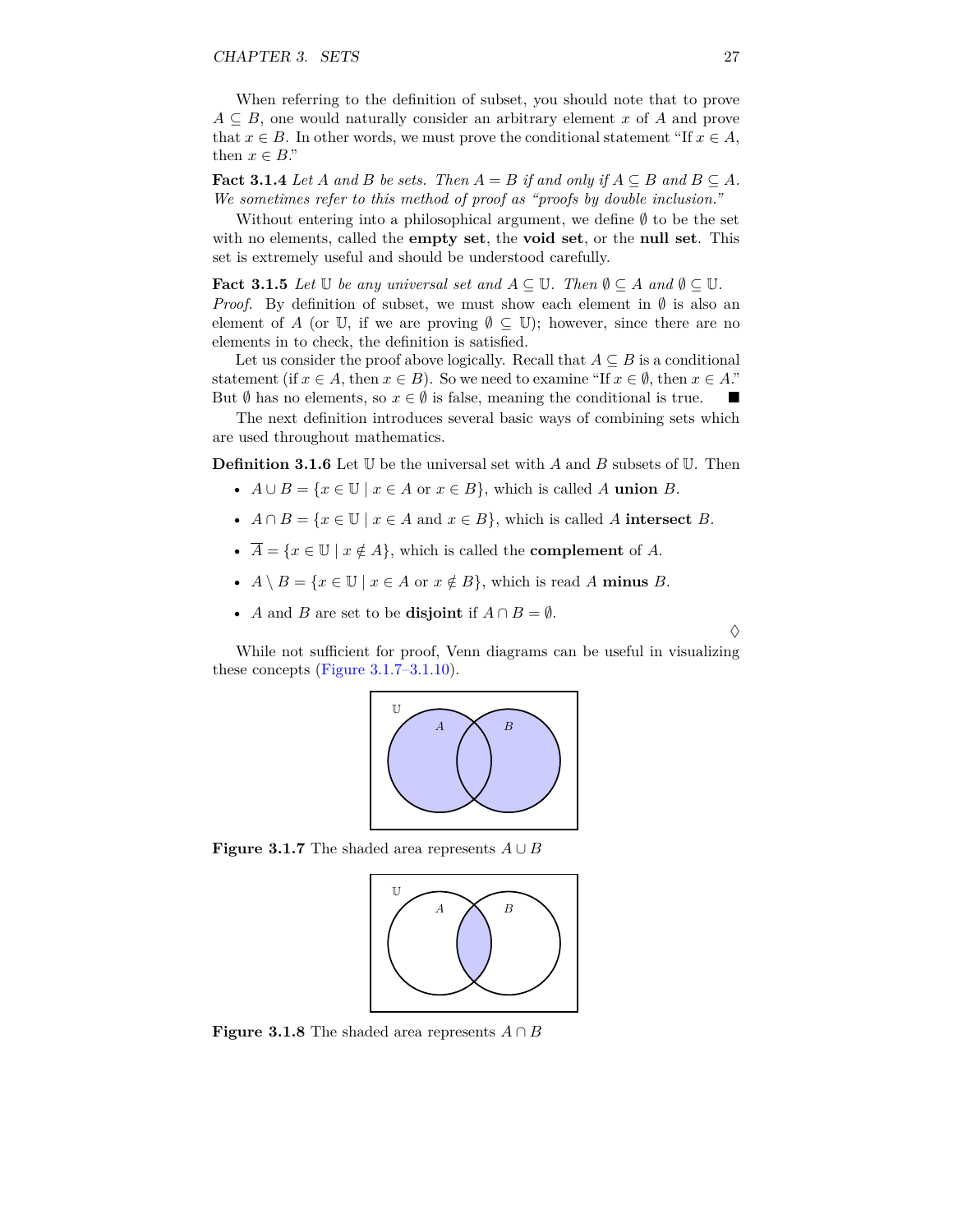When referring to the definition of subset, you should note that to prove $A \subseteq B$, one would naturally consider an arbitrary element $x$ of $A$ and prove that $x \in B$. In other words, we must prove the conditional statement "If $x \in A$, then $x \in B$."

**Fact 3.1.4** *Let $A$ and $B$ be sets. Then $A = B$ if and only if $A \subseteq B$ and $B \subseteq A$. We sometimes refer to this method of proof as "proofs by double inclusion."*

Without entering into a philosophical argument, we define $\emptyset$ to be the set with no elements, called the **empty set**, the **void set**, or the **null set**. This set is extremely useful and should be understood carefully.

**Fact 3.1.5** *Let $\mathbb{U}$ be any universal set and $A \subseteq \mathbb{U}$. Then $\emptyset \subseteq A$ and $\emptyset \subseteq \mathbb{U}$.*

*Proof.* By definition of subset, we must show each element in $\emptyset$ is also an element of $A$ (or $\mathbb{U}$, if we are proving $\emptyset \subseteq \mathbb{U}$); however, since there are no elements in to check, the definition is satisfied.

Let us consider the proof above logically. Recall that $A \subseteq B$ is a conditional statement (if $x \in A$, then $x \in B$). So we need to examine "If $x \in \emptyset$, then $x \in A$." But $\emptyset$ has no elements, so $x \in \emptyset$ is false, meaning the conditional is true. ∎

The next definition introduces several basic ways of combining sets which are used throughout mathematics.

**Definition 3.1.6** Let $\mathbb{U}$ be the universal set with $A$ and $B$ subsets of $\mathbb{U}$. Then

- $A \cup B = \{x \in \mathbb{U} \mid x \in A \text{ or } x \in B\}$, which is called $A$ **union** $B$.
- $A \cap B = \{x \in \mathbb{U} \mid x \in A \text{ and } x \in B\}$, which is called $A$ **intersect** $B$.
- $\overline{A} = \{x \in \mathbb{U} \mid x \notin A\}$, which is called the **complement** of $A$.
- $A \setminus B = \{x \in \mathbb{U} \mid x \in A \text{ or } x \notin B\}$, which is read $A$ **minus** $B$.
- $A$ and $B$ are set to be **disjoint** if $A \cap B = \emptyset$.

◊

While not sufficient for proof, Venn diagrams can be useful in visualizing these concepts (Figure 3.1.7–3.1.10).

**Figure 3.1.7** The shaded area represents $A \cup B$

**Figure 3.1.8** The shaded area represents $A \cap B$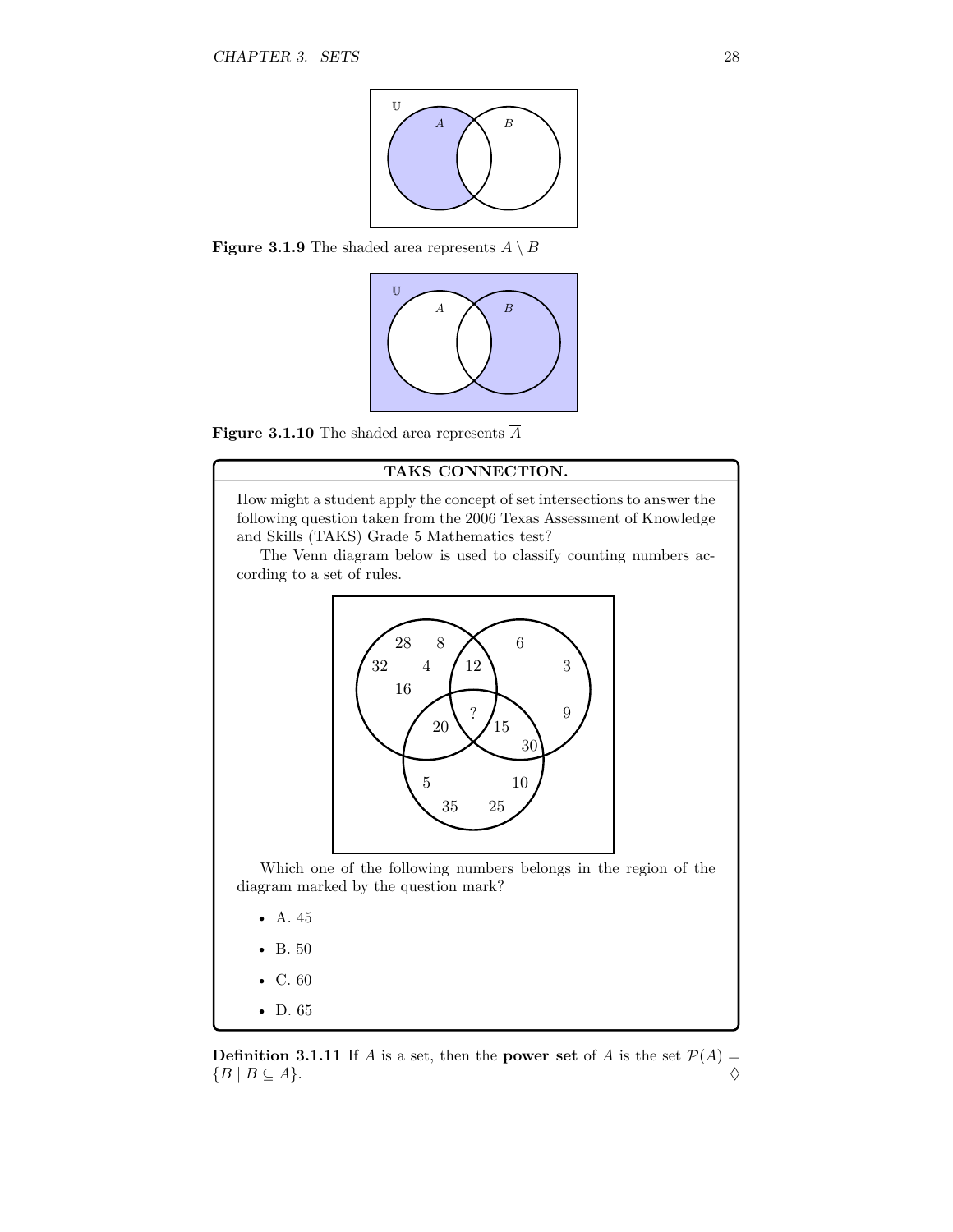**Figure 3.1.9** The shaded area represents $A \setminus B$

**Figure 3.1.10** The shaded area represents $\overline{A}$

**TAKS CONNECTION.**

How might a student apply the concept of set intersections to answer the following question taken from the 2006 Texas Assessment of Knowledge and Skills (TAKS) Grade 5 Mathematics test?

The Venn diagram below is used to classify counting numbers according to a set of rules.

Which one of the following numbers belongs in the region of the diagram marked by the question mark?

- A. 45
- B. 50
- C. 60
- D. 65

**Definition 3.1.11** If $A$ is a set, then the **power set** of $A$ is the set $\mathcal{P}(A) = \{B \mid B \subseteq A\}$. ◊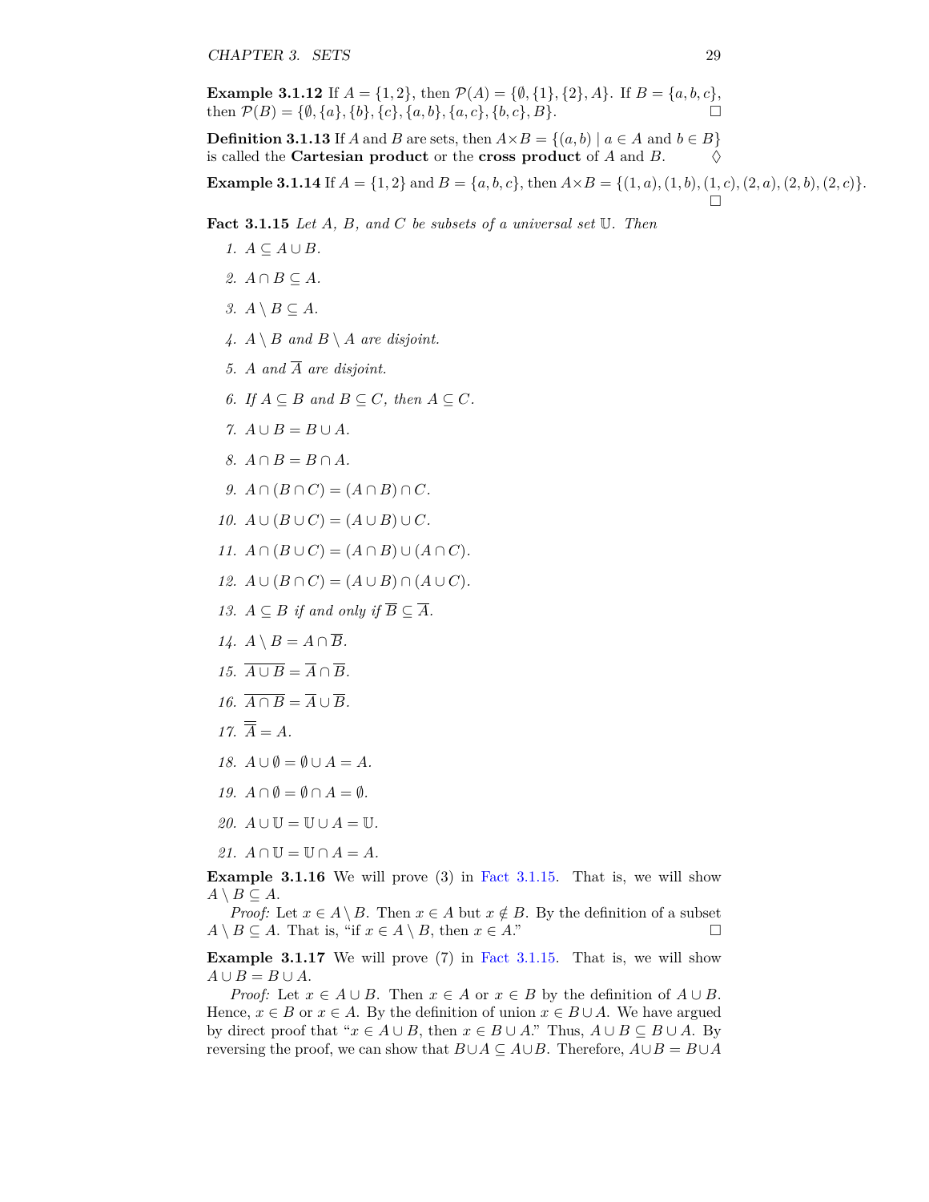**Example 3.1.12** If $A = \{1, 2\}$, then $\mathcal{P}(A) = \{\emptyset, \{1\}, \{2\}, A\}$. If $B = \{a, b, c\}$, then $\mathcal{P}(B) = \{\emptyset, \{a\}, \{b\}, \{c\}, \{a, b\}, \{a, c\}, \{b, c\}, B\}$. □

**Definition 3.1.13** If $A$ and $B$ are sets, then $A \times B = \{(a, b) \mid a \in A \text{ and } b \in B\}$ is called the **Cartesian product** or the **cross product** of $A$ and $B$. ◊

**Example 3.1.14** If $A = \{1, 2\}$ and $B = \{a, b, c\}$, then $A \times B = \{(1, a), (1, b), (1, c), (2, a), (2, b), (2, c)\}$. □

**Fact 3.1.15** *Let $A$, $B$, and $C$ be subsets of a universal set $\mathbb{U}$. Then*

1. $A \subseteq A \cup B$.
2. $A \cap B \subseteq A$.
3. $A \setminus B \subseteq A$.
4. $A \setminus B$ *and* $B \setminus A$ *are disjoint.*
5. $A$ *and* $\overline{A}$ *are disjoint.*
6. *If* $A \subseteq B$ *and* $B \subseteq C$*, then* $A \subseteq C$.
7. $A \cup B = B \cup A$.
8. $A \cap B = B \cap A$.
9. $A \cap (B \cap C) = (A \cap B) \cap C$.
10. $A \cup (B \cup C) = (A \cup B) \cup C$.
11. $A \cap (B \cup C) = (A \cap B) \cup (A \cap C)$.
12. $A \cup (B \cap C) = (A \cup B) \cap (A \cup C)$.
13. $A \subseteq B$ *if and only if* $\overline{B} \subseteq \overline{A}$.
14. $A \setminus B = A \cap \overline{B}$.
15. $\overline{A \cup B} = \overline{A} \cap \overline{B}$.
16. $\overline{A \cap B} = \overline{A} \cup \overline{B}$.
17. $\overline{\overline{A}} = A$.
18. $A \cup \emptyset = \emptyset \cup A = A$.
19. $A \cap \emptyset = \emptyset \cap A = \emptyset$.
20. $A \cup \mathbb{U} = \mathbb{U} \cup A = \mathbb{U}$.
21. $A \cap \mathbb{U} = \mathbb{U} \cap A = A$.

**Example 3.1.16** We will prove (3) in Fact 3.1.15. That is, we will show $A \setminus B \subseteq A$.

*Proof:* Let $x \in A \setminus B$. Then $x \in A$ but $x \notin B$. By the definition of a subset $A \setminus B \subseteq A$. That is, "if $x \in A \setminus B$, then $x \in A$." □

**Example 3.1.17** We will prove (7) in Fact 3.1.15. That is, we will show $A \cup B = B \cup A$.

*Proof:* Let $x \in A \cup B$. Then $x \in A$ or $x \in B$ by the definition of $A \cup B$. Hence, $x \in B$ or $x \in A$. By the definition of union $x \in B \cup A$. We have argued by direct proof that "$x \in A \cup B$, then $x \in B \cup A$." Thus, $A \cup B \subseteq B \cup A$. By reversing the proof, we can show that $B \cup A \subseteq A \cup B$. Therefore, $A \cup B = B \cup A$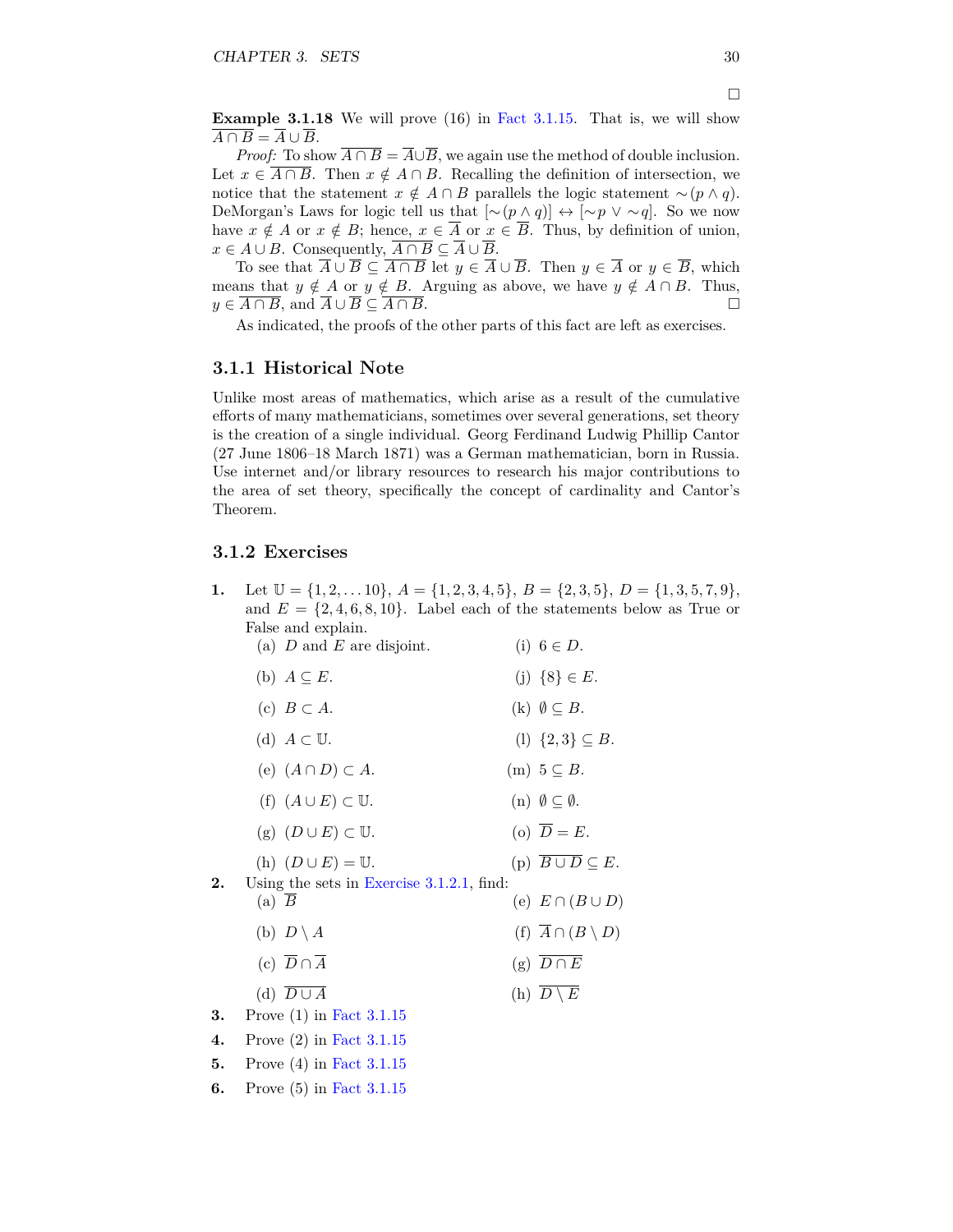□

**Example 3.1.18** We will prove (16) in Fact 3.1.15. That is, we will show $\overline{A \cap B} = \overline{A} \cup \overline{B}$.

*Proof:* To show $\overline{A \cap B} = \overline{A} \cup \overline{B}$, we again use the method of double inclusion. Let $x \in \overline{A \cap B}$. Then $x \notin A \cap B$. Recalling the definition of intersection, we notice that the statement $x \notin A \cap B$ parallels the logic statement $\sim(p \wedge q)$. DeMorgan's Laws for logic tell us that $[\sim(p \wedge q)] \leftrightarrow [\sim p \vee \sim q]$. So we now have $x \notin A$ or $x \notin B$; hence, $x \in \overline{A}$ or $x \in \overline{B}$. Thus, by definition of union, $x \in A \cup B$. Consequently, $\overline{A \cap B} \subseteq \overline{A} \cup \overline{B}$.

To see that $\overline{A} \cup \overline{B} \subseteq \overline{A \cap B}$ let $y \in \overline{A} \cup \overline{B}$. Then $y \in \overline{A}$ or $y \in \overline{B}$, which means that $y \notin A$ or $y \notin B$. Arguing as above, we have $y \notin A \cap B$. Thus, $y \in \overline{A \cap B}$, and $\overline{A} \cup \overline{B} \subseteq \overline{A \cap B}$. □

As indicated, the proofs of the other parts of this fact are left as exercises.

### 3.1.1 Historical Note

Unlike most areas of mathematics, which arise as a result of the cumulative efforts of many mathematicians, sometimes over several generations, set theory is the creation of a single individual. Georg Ferdinand Ludwig Phillip Cantor (27 June 1806–18 March 1871) was a German mathematician, born in Russia. Use internet and/or library resources to research his major contributions to the area of set theory, specifically the concept of cardinality and Cantor's Theorem.

### 3.1.2 Exercises

**1.** Let $\mathbb{U} = \{1, 2, \ldots 10\}$, $A = \{1, 2, 3, 4, 5\}$, $B = \{2, 3, 5\}$, $D = \{1, 3, 5, 7, 9\}$, and $E = \{2, 4, 6, 8, 10\}$. Label each of the statements below as True or False and explain.

(a) $D$ and $E$ are disjoint.

(b) $A \subseteq E$.

(c) $B \subset A$.

(d) $A \subset \mathbb{U}$.

(e) $(A \cap D) \subset A$.

(f) $(A \cup E) \subset \mathbb{U}$.

(g) $(D \cup E) \subset \mathbb{U}$.

(h) $(D \cup E) = \mathbb{U}$.

(i) $6 \in D$.

(j) $\{8\} \in E$.

(k) $\emptyset \subseteq B$.

(l) $\{2, 3\} \subseteq B$.

(m) $5 \subseteq B$.

(n) $\emptyset \subseteq \emptyset$.

(o) $\overline{D} = E$.

(p) $\overline{B \cup D} \subseteq E$.

**2.** Using the sets in Exercise 3.1.2.1, find:

(a) $\overline{B}$

(b) $D \setminus A$

(c) $\overline{D} \cap \overline{A}$

(d) $\overline{D \cup A}$

(e) $E \cap (B \cup D)$

(f) $\overline{A} \cap (B \setminus D)$

(g) $\overline{D \cap E}$

(h) $\overline{D \setminus E}$

**3.** Prove (1) in Fact 3.1.15

**4.** Prove (2) in Fact 3.1.15

**5.** Prove (4) in Fact 3.1.15

**6.** Prove (5) in Fact 3.1.15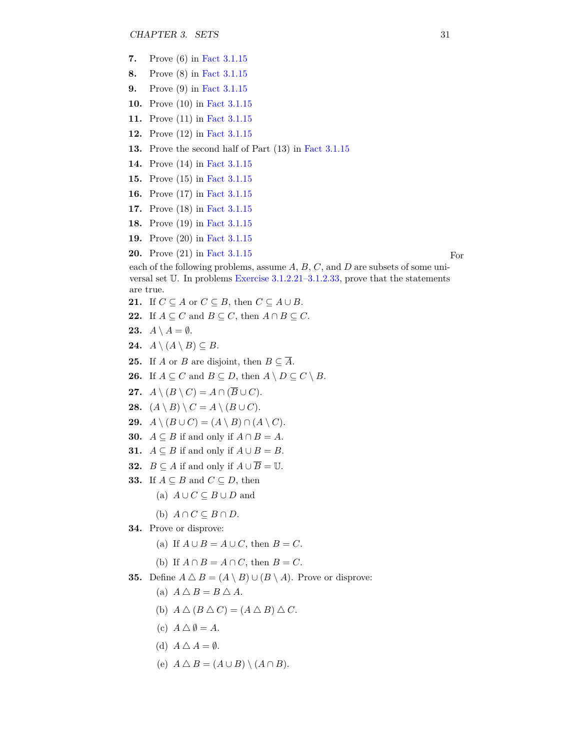**7.** Prove (6) in Fact 3.1.15

**8.** Prove (8) in Fact 3.1.15

**9.** Prove (9) in Fact 3.1.15

**10.** Prove (10) in Fact 3.1.15

**11.** Prove (11) in Fact 3.1.15

**12.** Prove (12) in Fact 3.1.15

**13.** Prove the second half of Part (13) in Fact 3.1.15

**14.** Prove (14) in Fact 3.1.15

**15.** Prove (15) in Fact 3.1.15

**16.** Prove (17) in Fact 3.1.15

**17.** Prove (18) in Fact 3.1.15

**18.** Prove (19) in Fact 3.1.15

**19.** Prove (20) in Fact 3.1.15

**20.** Prove (21) in Fact 3.1.15

For each of the following problems, assume $A$, $B$, $C$, and $D$ are subsets of some universal set $\mathbb{U}$. In problems Exercise 3.1.2.21–3.1.2.33, prove that the statements are true.

**21.** If $C \subseteq A$ or $C \subseteq B$, then $C \subseteq A \cup B$.

**22.** If $A \subseteq C$ and $B \subseteq C$, then $A \cap B \subseteq C$.

**23.** $A \setminus A = \emptyset$.

**24.** $A \setminus (A \setminus B) \subseteq B$.

**25.** If $A$ or $B$ are disjoint, then $B \subseteq \overline{A}$.

**26.** If $A \subseteq C$ and $B \subseteq D$, then $A \setminus D \subseteq C \setminus B$.

**27.** $A \setminus (B \setminus C) = A \cap (\overline{B} \cup C)$.

**28.** $(A \setminus B) \setminus C = A \setminus (B \cup C)$.

**29.** $A \setminus (B \cup C) = (A \setminus B) \cap (A \setminus C)$.

**30.** $A \subseteq B$ if and only if $A \cap B = A$.

**31.** $A \subseteq B$ if and only if $A \cup B = B$.

**32.** $B \subseteq A$ if and only if $A \cup \overline{B} = \mathbb{U}$.

**33.** If $A \subseteq B$ and $C \subseteq D$, then

(a) $A \cup C \subseteq B \cup D$ and

(b) $A \cap C \subseteq B \cap D$.

**34.** Prove or disprove:

(a) If $A \cup B = A \cup C$, then $B = C$.

(b) If $A \cap B = A \cap C$, then $B = C$.

**35.** Define $A \triangle B = (A \setminus B) \cup (B \setminus A)$. Prove or disprove:

(a) $A \triangle B = B \triangle A$.

(b) $A \triangle (B \triangle C) = (A \triangle B) \triangle C$.

(c) $A \triangle \emptyset = A$.

(d) $A \triangle A = \emptyset$.

(e) $A \triangle B = (A \cup B) \setminus (A \cap B)$.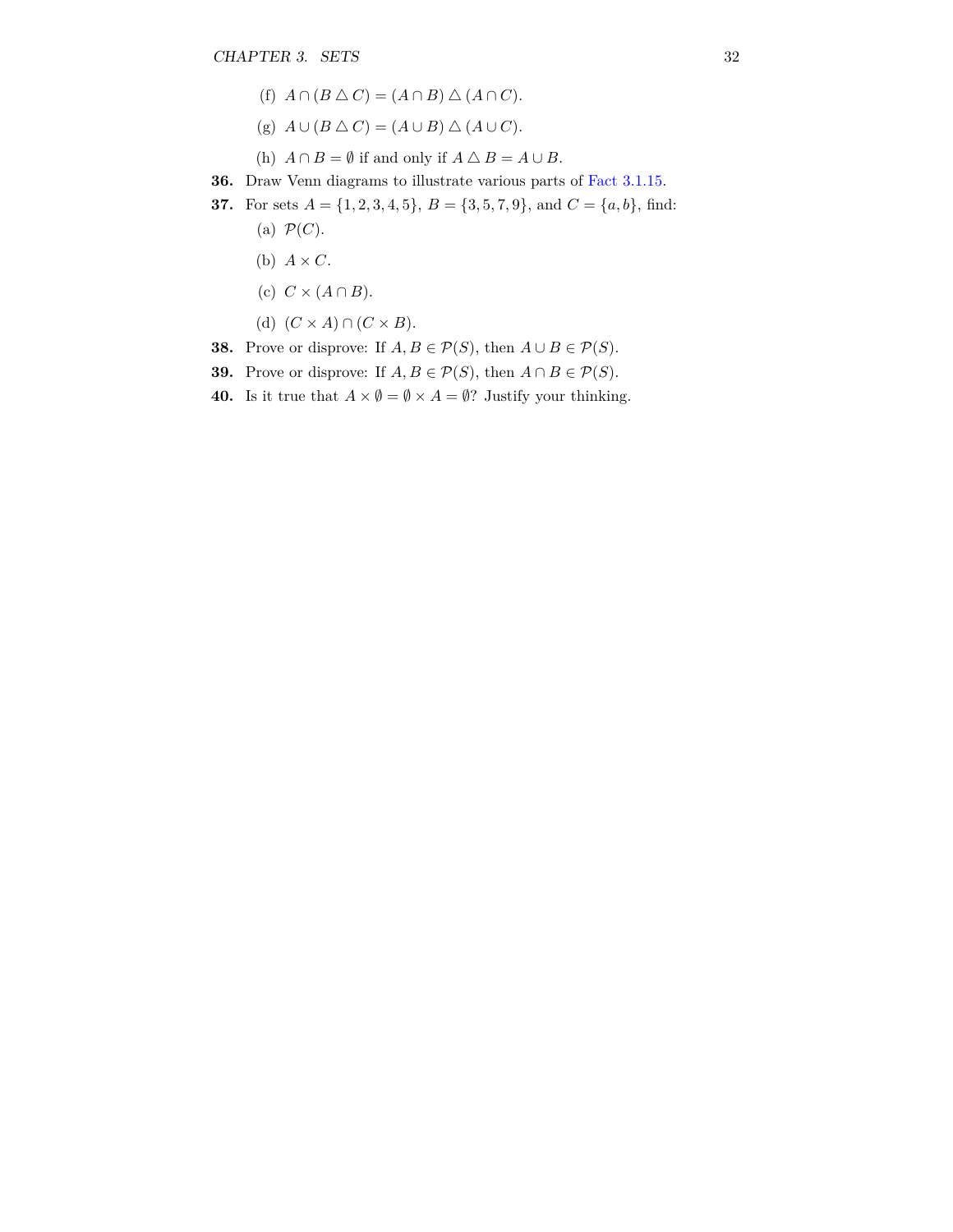(f) $A \cap (B \triangle C) = (A \cap B) \triangle (A \cap C)$.

(g) $A \cup (B \triangle C) = (A \cup B) \triangle (A \cup C)$.

(h) $A \cap B = \emptyset$ if and only if $A \triangle B = A \cup B$.

**36.** Draw Venn diagrams to illustrate various parts of Fact 3.1.15.

**37.** For sets $A = \{1, 2, 3, 4, 5\}$, $B = \{3, 5, 7, 9\}$, and $C = \{a, b\}$, find:

(a) $\mathcal{P}(C)$.

(b) $A \times C$.

(c) $C \times (A \cap B)$.

(d) $(C \times A) \cap (C \times B)$.

**38.** Prove or disprove: If $A, B \in \mathcal{P}(S)$, then $A \cup B \in \mathcal{P}(S)$.

**39.** Prove or disprove: If $A, B \in \mathcal{P}(S)$, then $A \cap B \in \mathcal{P}(S)$.

**40.** Is it true that $A \times \emptyset = \emptyset \times A = \emptyset$? Justify your thinking.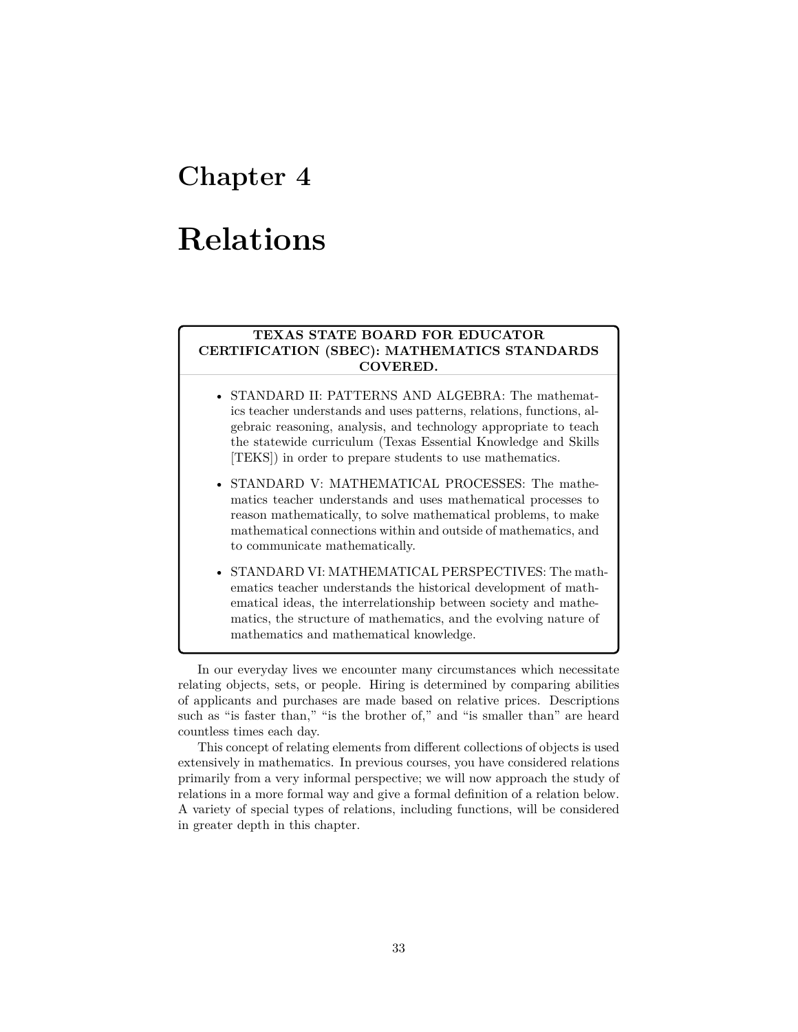# Chapter 4

# Relations

**TEXAS STATE BOARD FOR EDUCATOR CERTIFICATION (SBEC): MATHEMATICS STANDARDS COVERED.**

- STANDARD II: PATTERNS AND ALGEBRA: The mathematics teacher understands and uses patterns, relations, functions, algebraic reasoning, analysis, and technology appropriate to teach the statewide curriculum (Texas Essential Knowledge and Skills [TEKS]) in order to prepare students to use mathematics.
- STANDARD V: MATHEMATICAL PROCESSES: The mathematics teacher understands and uses mathematical processes to reason mathematically, to solve mathematical problems, to make mathematical connections within and outside of mathematics, and to communicate mathematically.
- STANDARD VI: MATHEMATICAL PERSPECTIVES: The mathematics teacher understands the historical development of mathematical ideas, the interrelationship between society and mathematics, the structure of mathematics, and the evolving nature of mathematics and mathematical knowledge.

In our everyday lives we encounter many circumstances which necessitate relating objects, sets, or people. Hiring is determined by comparing abilities of applicants and purchases are made based on relative prices. Descriptions such as "is faster than," "is the brother of," and "is smaller than" are heard countless times each day.

This concept of relating elements from different collections of objects is used extensively in mathematics. In previous courses, you have considered relations primarily from a very informal perspective; we will now approach the study of relations in a more formal way and give a formal definition of a relation below. A variety of special types of relations, including functions, will be considered in greater depth in this chapter.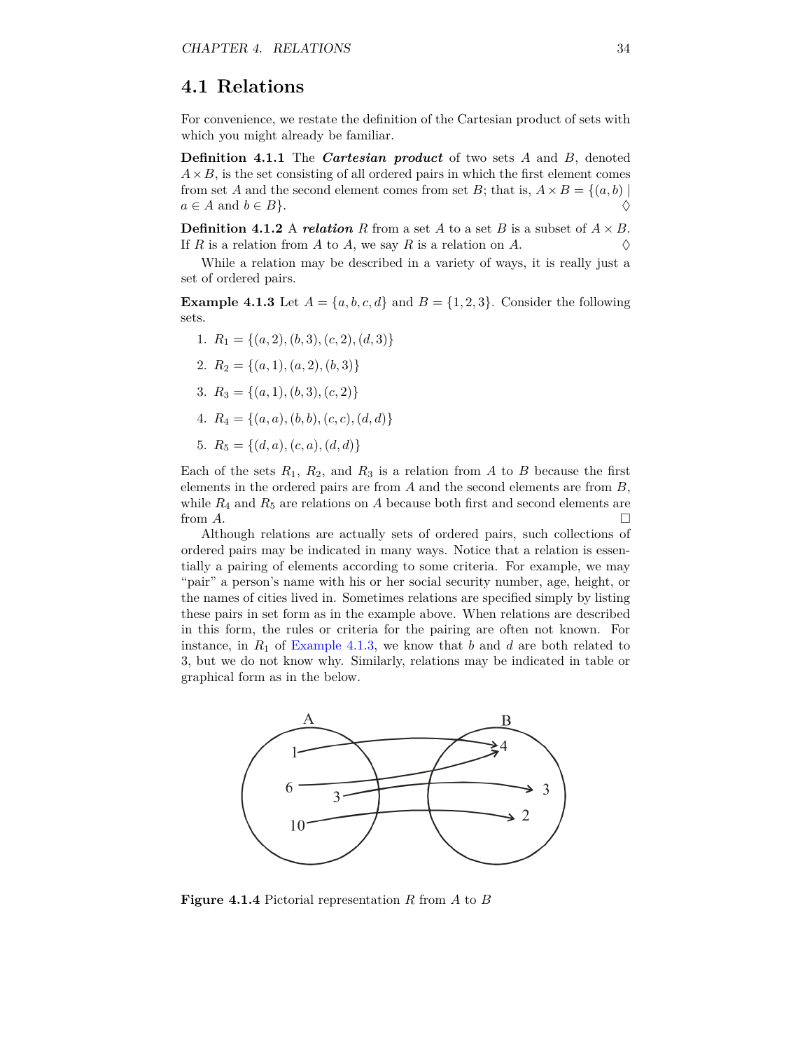## 4.1 Relations

For convenience, we restate the definition of the Cartesian product of sets with which you might already be familiar.

**Definition 4.1.1** The ***Cartesian product*** of two sets $A$ and $B$, denoted $A \times B$, is the set consisting of all ordered pairs in which the first element comes from set $A$ and the second element comes from set $B$; that is, $A \times B = \{(a, b) \mid a \in A \text{ and } b \in B\}$. ♢

**Definition 4.1.2** A ***relation*** $R$ from a set $A$ to a set $B$ is a subset of $A \times B$. If $R$ is a relation from $A$ to $A$, we say $R$ is a relation on $A$. ♢

While a relation may be described in a variety of ways, it is really just a set of ordered pairs.

**Example 4.1.3** Let $A = \{a, b, c, d\}$ and $B = \{1, 2, 3\}$. Consider the following sets.

1. $R_1 = \{(a, 2), (b, 3), (c, 2), (d, 3)\}$
2. $R_2 = \{(a, 1), (a, 2), (b, 3)\}$
3. $R_3 = \{(a, 1), (b, 3), (c, 2)\}$
4. $R_4 = \{(a, a), (b, b), (c, c), (d, d)\}$
5. $R_5 = \{(d, a), (c, a), (d, d)\}$

Each of the sets $R_1$, $R_2$, and $R_3$ is a relation from $A$ to $B$ because the first elements in the ordered pairs are from $A$ and the second elements are from $B$, while $R_4$ and $R_5$ are relations on $A$ because both first and second elements are from $A$. □

Although relations are actually sets of ordered pairs, such collections of ordered pairs may be indicated in many ways. Notice that a relation is essentially a pairing of elements according to some criteria. For example, we may "pair" a person's name with his or her social security number, age, height, or the names of cities lived in. Sometimes relations are specified simply by listing these pairs in set form as in the example above. When relations are described in this form, the rules or criteria for the pairing are often not known. For instance, in $R_1$ of Example 4.1.3, we know that $b$ and $d$ are both related to 3, but we do not know why. Similarly, relations may be indicated in table or graphical form as in the below.

**Figure 4.1.4** Pictorial representation $R$ from $A$ to $B$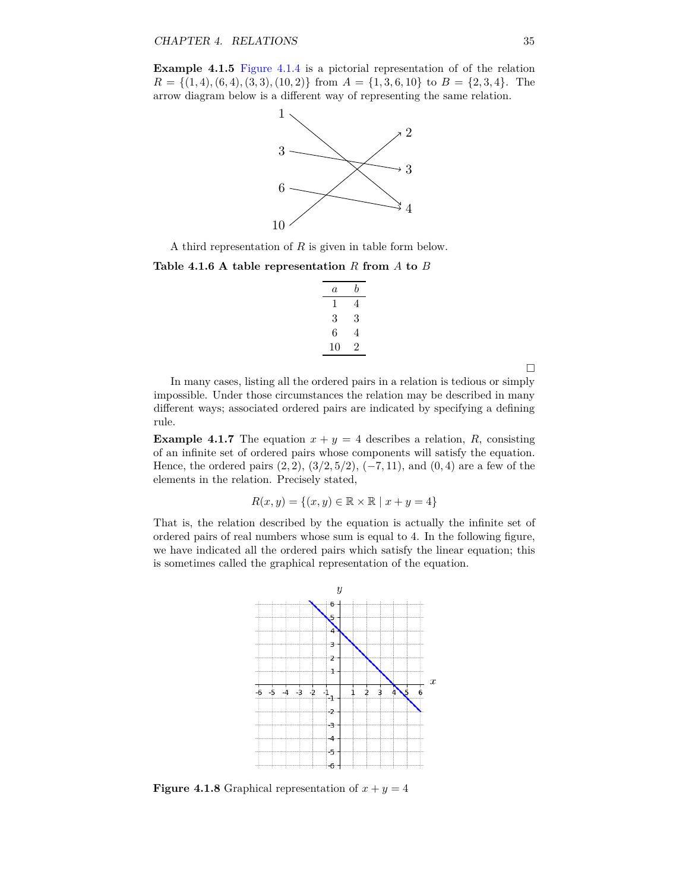**Example 4.1.5** Figure 4.1.4 is a pictorial representation of of the relation $R = \{(1,4),(6,4),(3,3),(10,2)\}$ from $A = \{1,3,6,10\}$ to $B = \{2,3,4\}$. The arrow diagram below is a different way of representing the same relation.

A third representation of $R$ is given in table form below.

**Table 4.1.6 A table representation** $R$ **from** $A$ **to** $B$

| $a$ | $b$ |
|---|---|
| 1 | 4 |
| 3 | 3 |
| 6 | 4 |
| 10 | 2 |

□

In many cases, listing all the ordered pairs in a relation is tedious or simply impossible. Under those circumstances the relation may be described in many different ways; associated ordered pairs are indicated by specifying a defining rule.

**Example 4.1.7** The equation $x + y = 4$ describes a relation, $R$, consisting of an infinite set of ordered pairs whose components will satisfy the equation. Hence, the ordered pairs $(2,2)$, $(3/2, 5/2)$, $(-7, 11)$, and $(0,4)$ are a few of the elements in the relation. Precisely stated,

$$R(x,y) = \{(x,y) \in \mathbb{R} \times \mathbb{R} \mid x + y = 4\}$$

That is, the relation described by the equation is actually the infinite set of ordered pairs of real numbers whose sum is equal to 4. In the following figure, we have indicated all the ordered pairs which satisfy the linear equation; this is sometimes called the graphical representation of the equation.

**Figure 4.1.8** Graphical representation of $x + y = 4$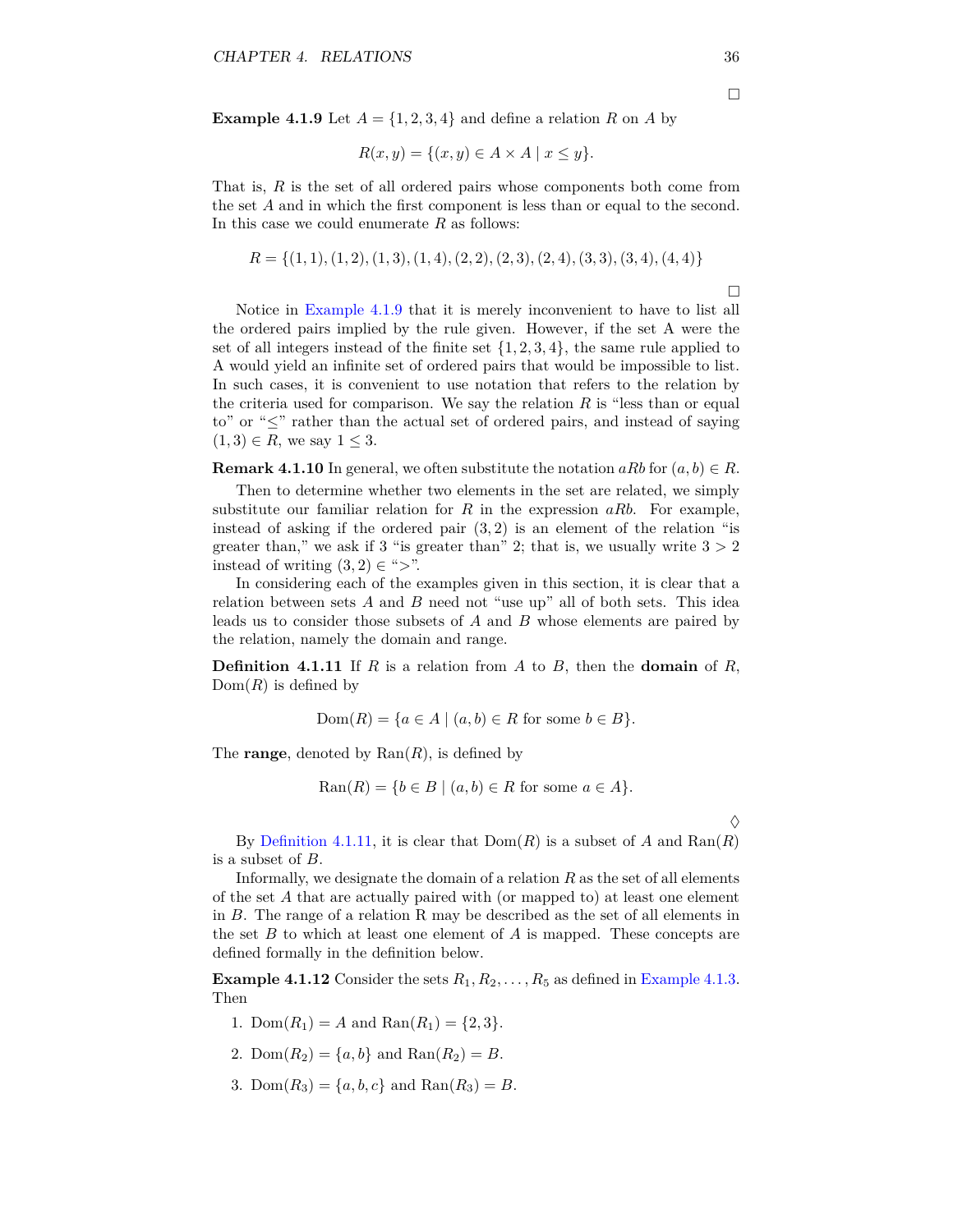□

**Example 4.1.9** Let $A = \{1, 2, 3, 4\}$ and define a relation $R$ on $A$ by

$$R(x, y) = \{(x, y) \in A \times A \mid x \leq y\}.$$

That is, $R$ is the set of all ordered pairs whose components both come from the set $A$ and in which the first component is less than or equal to the second. In this case we could enumerate $R$ as follows:

$$R = \{(1, 1), (1, 2), (1, 3), (1, 4), (2, 2), (2, 3), (2, 4), (3, 3), (3, 4), (4, 4)\}$$

□

Notice in Example 4.1.9 that it is merely inconvenient to have to list all the ordered pairs implied by the rule given. However, if the set A were the set of all integers instead of the finite set $\{1, 2, 3, 4\}$, the same rule applied to A would yield an infinite set of ordered pairs that would be impossible to list. In such cases, it is convenient to use notation that refers to the relation by the criteria used for comparison. We say the relation $R$ is "less than or equal to" or "$\leq$" rather than the actual set of ordered pairs, and instead of saying $(1, 3) \in R$, we say $1 \leq 3$.

**Remark 4.1.10** In general, we often substitute the notation $aRb$ for $(a, b) \in R$.

Then to determine whether two elements in the set are related, we simply substitute our familiar relation for $R$ in the expression $aRb$. For example, instead of asking if the ordered pair $(3, 2)$ is an element of the relation "is greater than," we ask if 3 "is greater than" 2; that is, we usually write $3 > 2$ instead of writing $(3, 2) \in$ "$>$".

In considering each of the examples given in this section, it is clear that a relation between sets $A$ and $B$ need not "use up" all of both sets. This idea leads us to consider those subsets of $A$ and $B$ whose elements are paired by the relation, namely the domain and range.

**Definition 4.1.11** If $R$ is a relation from $A$ to $B$, then the **domain** of $R$, $\text{Dom}(R)$ is defined by

$$\text{Dom}(R) = \{a \in A \mid (a, b) \in R \text{ for some } b \in B\}.$$

The **range**, denoted by $\text{Ran}(R)$, is defined by

$$\text{Ran}(R) = \{b \in B \mid (a, b) \in R \text{ for some } a \in A\}.$$

♢

By Definition 4.1.11, it is clear that $\text{Dom}(R)$ is a subset of $A$ and $\text{Ran}(R)$ is a subset of $B$.

Informally, we designate the domain of a relation $R$ as the set of all elements of the set $A$ that are actually paired with (or mapped to) at least one element in $B$. The range of a relation R may be described as the set of all elements in the set $B$ to which at least one element of $A$ is mapped. These concepts are defined formally in the definition below.

**Example 4.1.12** Consider the sets $R_1, R_2, \ldots, R_5$ as defined in Example 4.1.3. Then

1. $\text{Dom}(R_1) = A$ and $\text{Ran}(R_1) = \{2, 3\}$.
2. $\text{Dom}(R_2) = \{a, b\}$ and $\text{Ran}(R_2) = B$.
3. $\text{Dom}(R_3) = \{a, b, c\}$ and $\text{Ran}(R_3) = B$.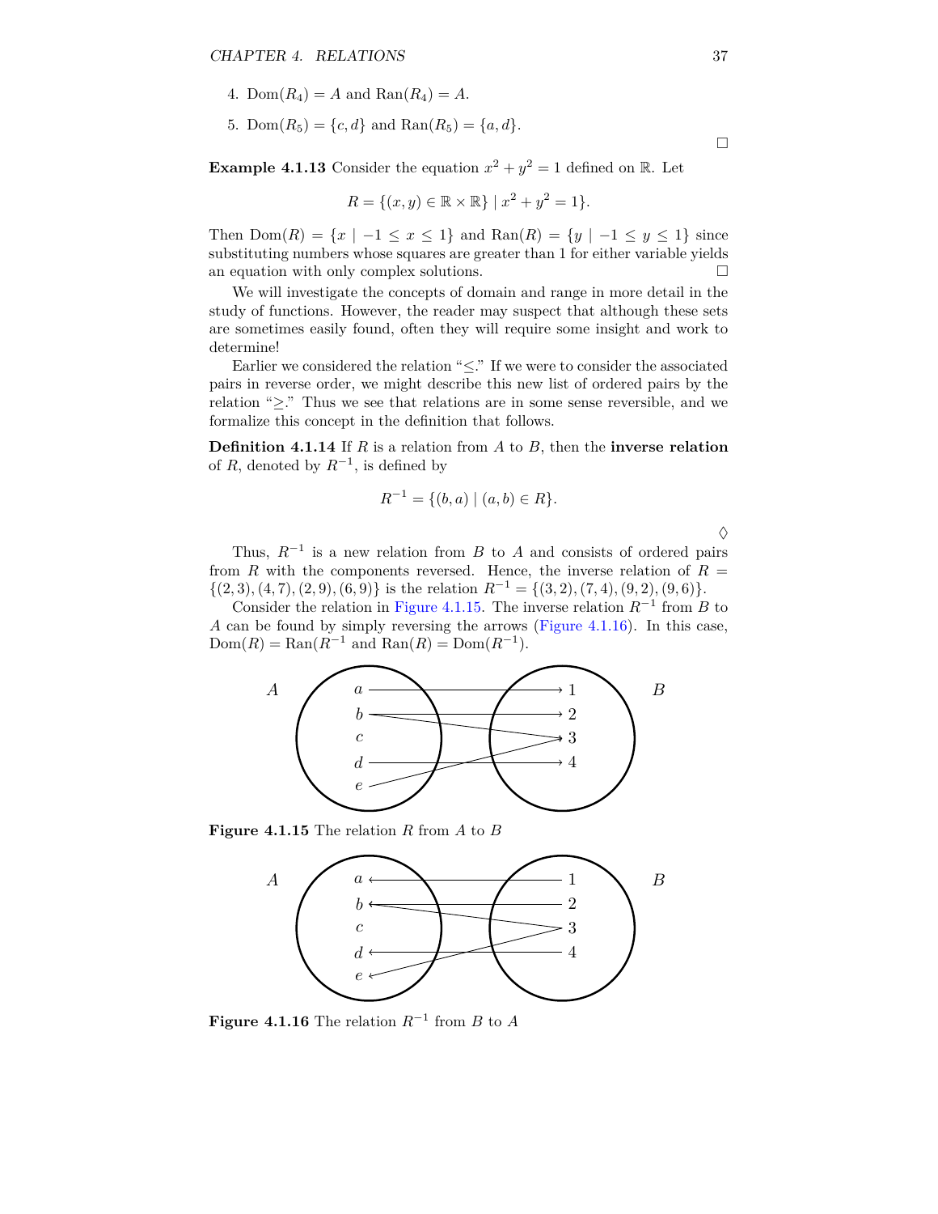4. $\text{Dom}(R_4) = A$ and $\text{Ran}(R_4) = A$.

5. $\text{Dom}(R_5) = \{c, d\}$ and $\text{Ran}(R_5) = \{a, d\}$.

□

**Example 4.1.13** Consider the equation $x^2 + y^2 = 1$ defined on $\mathbb{R}$. Let

$$R = \{(x, y) \in \mathbb{R} \times \mathbb{R}\} \mid x^2 + y^2 = 1\}.$$

Then $\text{Dom}(R) = \{x \mid -1 \leq x \leq 1\}$ and $\text{Ran}(R) = \{y \mid -1 \leq y \leq 1\}$ since substituting numbers whose squares are greater than 1 for either variable yields an equation with only complex solutions. □

We will investigate the concepts of domain and range in more detail in the study of functions. However, the reader may suspect that although these sets are sometimes easily found, often they will require some insight and work to determine!

Earlier we considered the relation "$\leq$." If we were to consider the associated pairs in reverse order, we might describe this new list of ordered pairs by the relation "$\geq$." Thus we see that relations are in some sense reversible, and we formalize this concept in the definition that follows.

**Definition 4.1.14** If $R$ is a relation from $A$ to $B$, then the **inverse relation** of $R$, denoted by $R^{-1}$, is defined by

$$R^{-1} = \{(b, a) \mid (a, b) \in R\}.$$

◊

Thus, $R^{-1}$ is a new relation from $B$ to $A$ and consists of ordered pairs from $R$ with the components reversed. Hence, the inverse relation of $R = \{(2, 3), (4, 7), (2, 9), (6, 9)\}$ is the relation $R^{-1} = \{(3, 2), (7, 4), (9, 2), (9, 6)\}$.

Consider the relation in Figure 4.1.15. The inverse relation $R^{-1}$ from $B$ to $A$ can be found by simply reversing the arrows (Figure 4.1.16). In this case, $\text{Dom}(R) = \text{Ran}(R^{-1}$ and $\text{Ran}(R) = \text{Dom}(R^{-1})$.

**Figure 4.1.15** The relation $R$ from $A$ to $B$

**Figure 4.1.16** The relation $R^{-1}$ from $B$ to $A$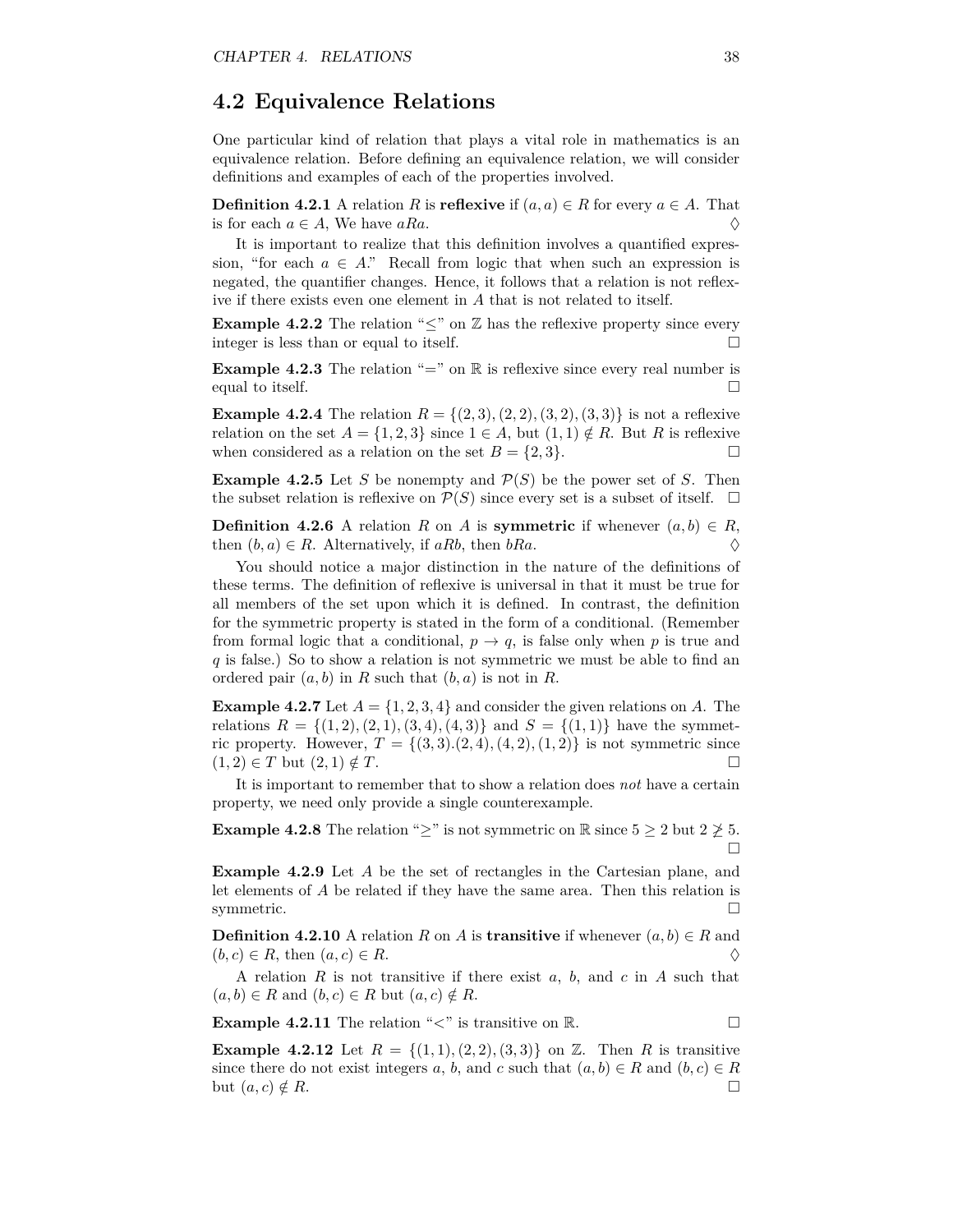## 4.2 Equivalence Relations

One particular kind of relation that plays a vital role in mathematics is an equivalence relation. Before defining an equivalence relation, we will consider definitions and examples of each of the properties involved.

**Definition 4.2.1** A relation $R$ is **reflexive** if $(a, a) \in R$ for every $a \in A$. That is for each $a \in A$, We have $aRa$. $\Diamond$

It is important to realize that this definition involves a quantified expression, "for each $a \in A$." Recall from logic that when such an expression is negated, the quantifier changes. Hence, it follows that a relation is not reflexive if there exists even one element in $A$ that is not related to itself.

**Example 4.2.2** The relation "$\leq$" on $\mathbb{Z}$ has the reflexive property since every integer is less than or equal to itself. $\square$

**Example 4.2.3** The relation "$=$" on $\mathbb{R}$ is reflexive since every real number is equal to itself. $\square$

**Example 4.2.4** The relation $R = \{(2,3),(2,2),(3,2),(3,3)\}$ is not a reflexive relation on the set $A = \{1,2,3\}$ since $1 \in A$, but $(1,1) \notin R$. But $R$ is reflexive when considered as a relation on the set $B = \{2,3\}$. $\square$

**Example 4.2.5** Let $S$ be nonempty and $\mathcal{P}(S)$ be the power set of $S$. Then the subset relation is reflexive on $\mathcal{P}(S)$ since every set is a subset of itself. $\square$

**Definition 4.2.6** A relation $R$ on $A$ is **symmetric** if whenever $(a, b) \in R$, then $(b, a) \in R$. Alternatively, if $aRb$, then $bRa$. $\Diamond$

You should notice a major distinction in the nature of the definitions of these terms. The definition of reflexive is universal in that it must be true for all members of the set upon which it is defined. In contrast, the definition for the symmetric property is stated in the form of a conditional. (Remember from formal logic that a conditional, $p \to q$, is false only when $p$ is true and $q$ is false.) So to show a relation is not symmetric we must be able to find an ordered pair $(a, b)$ in $R$ such that $(b, a)$ is not in $R$.

**Example 4.2.7** Let $A = \{1,2,3,4\}$ and consider the given relations on $A$. The relations $R = \{(1,2),(2,1),(3,4),(4,3)\}$ and $S = \{(1,1)\}$ have the symmetric property. However, $T = \{(3,3).(2,4),(4,2),(1,2)\}$ is not symmetric since $(1,2) \in T$ but $(2,1) \notin T$. $\square$

It is important to remember that to show a relation does *not* have a certain property, we need only provide a single counterexample.

**Example 4.2.8** The relation "$\geq$" is not symmetric on $\mathbb{R}$ since $5 \geq 2$ but $2 \ngeq 5$. $\square$

**Example 4.2.9** Let $A$ be the set of rectangles in the Cartesian plane, and let elements of $A$ be related if they have the same area. Then this relation is symmetric. $\square$

**Definition 4.2.10** A relation $R$ on $A$ is **transitive** if whenever $(a, b) \in R$ and $(b, c) \in R$, then $(a, c) \in R$. $\Diamond$

A relation $R$ is not transitive if there exist $a$, $b$, and $c$ in $A$ such that $(a, b) \in R$ and $(b, c) \in R$ but $(a, c) \notin R$.

**Example 4.2.11** The relation "$<$" is transitive on $\mathbb{R}$. $\square$

**Example 4.2.12** Let $R = \{(1,1),(2,2),(3,3)\}$ on $\mathbb{Z}$. Then $R$ is transitive since there do not exist integers $a$, $b$, and $c$ such that $(a, b) \in R$ and $(b, c) \in R$ but $(a, c) \notin R$. $\square$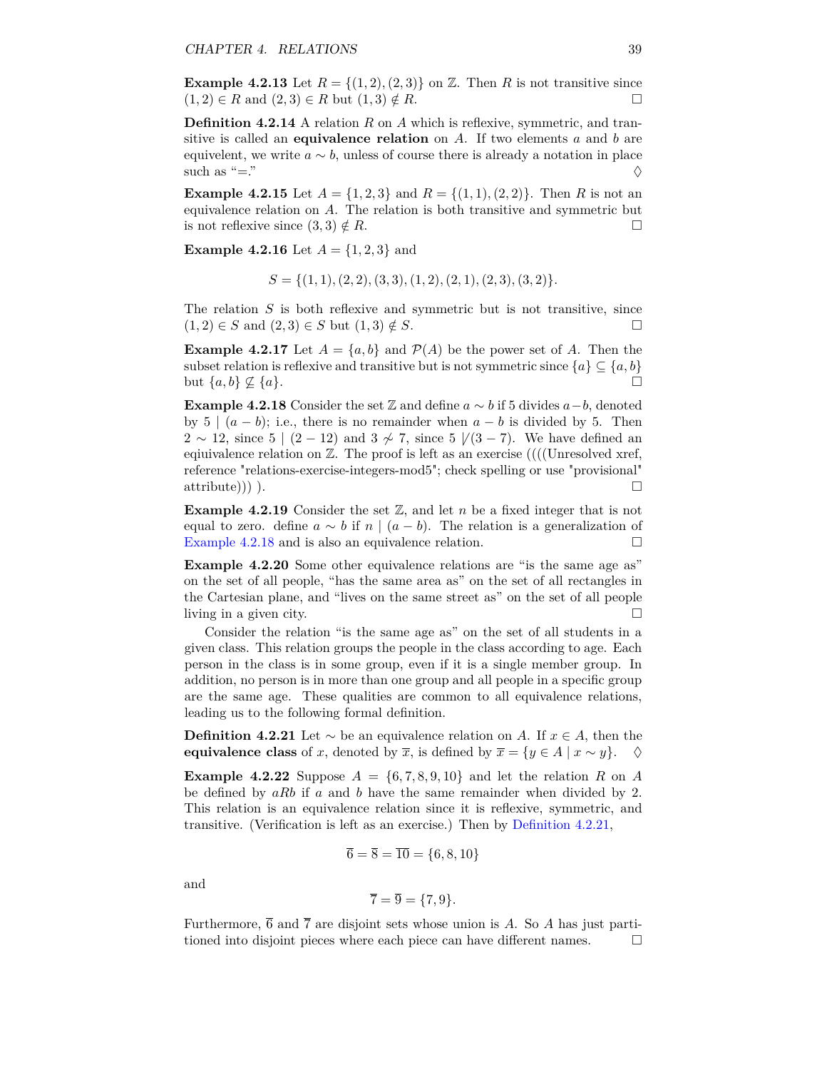**Example 4.2.13** Let $R = \{(1, 2), (2, 3)\}$ on $\mathbb{Z}$. Then $R$ is not transitive since $(1, 2) \in R$ and $(2, 3) \in R$ but $(1, 3) \notin R$. □

**Definition 4.2.14** A relation $R$ on $A$ which is reflexive, symmetric, and transitive is called an **equivalence relation** on $A$. If two elements $a$ and $b$ are equivelent, we write $a \sim b$, unless of course there is already a notation in place such as "=." ♢

**Example 4.2.15** Let $A = \{1, 2, 3\}$ and $R = \{(1, 1), (2, 2)\}$. Then $R$ is not an equivalence relation on $A$. The relation is both transitive and symmetric but is not reflexive since $(3, 3) \notin R$. □

**Example 4.2.16** Let $A = \{1, 2, 3\}$ and

$$S = \{(1, 1), (2, 2), (3, 3), (1, 2), (2, 1), (2, 3), (3, 2)\}.$$

The relation $S$ is both reflexive and symmetric but is not transitive, since $(1, 2) \in S$ and $(2, 3) \in S$ but $(1, 3) \notin S$. □

**Example 4.2.17** Let $A = \{a, b\}$ and $\mathcal{P}(A)$ be the power set of $A$. Then the subset relation is reflexive and transitive but is not symmetric since $\{a\} \subseteq \{a, b\}$ but $\{a, b\} \not\subseteq \{a\}$. □

**Example 4.2.18** Consider the set $\mathbb{Z}$ and define $a \sim b$ if 5 divides $a - b$, denoted by $5 \mid (a - b)$; i.e., there is no remainder when $a - b$ is divided by 5. Then $2 \sim 12$, since $5 \mid (2 - 12)$ and $3 \not\sim 7$, since $5 \nmid (3 - 7)$. We have defined an eqiuivalence relation on $\mathbb{Z}$. The proof is left as an exercise ((((Unresolved xref, reference "relations-exercise-integers-mod5"; check spelling or use "provisional" attribute))) ). □

**Example 4.2.19** Consider the set $\mathbb{Z}$, and let $n$ be a fixed integer that is not equal to zero. define $a \sim b$ if $n \mid (a - b)$. The relation is a generalization of Example 4.2.18 and is also an equivalence relation. □

**Example 4.2.20** Some other equivalence relations are "is the same age as" on the set of all people, "has the same area as" on the set of all rectangles in the Cartesian plane, and "lives on the same street as" on the set of all people living in a given city. □

Consider the relation "is the same age as" on the set of all students in a given class. This relation groups the people in the class according to age. Each person in the class is in some group, even if it is a single member group. In addition, no person is in more than one group and all people in a specific group are the same age. These qualities are common to all equivalence relations, leading us to the following formal definition.

**Definition 4.2.21** Let $\sim$ be an equivalence relation on $A$. If $x \in A$, then the **equivalence class** of $x$, denoted by $\overline{x}$, is defined by $\overline{x} = \{y \in A \mid x \sim y\}$. ♢

**Example 4.2.22** Suppose $A = \{6, 7, 8, 9, 10\}$ and let the relation $R$ on $A$ be defined by $aRb$ if $a$ and $b$ have the same remainder when divided by 2. This relation is an equivalence relation since it is reflexive, symmetric, and transitive. (Verification is left as an exercise.) Then by Definition 4.2.21,

$$\overline{6} = \overline{8} = \overline{10} = \{6, 8, 10\}$$

and

$$\overline{7} = \overline{9} = \{7, 9\}.$$

Furthermore, $\overline{6}$ and $\overline{7}$ are disjoint sets whose union is $A$. So $A$ has just partitioned into disjoint pieces where each piece can have different names. □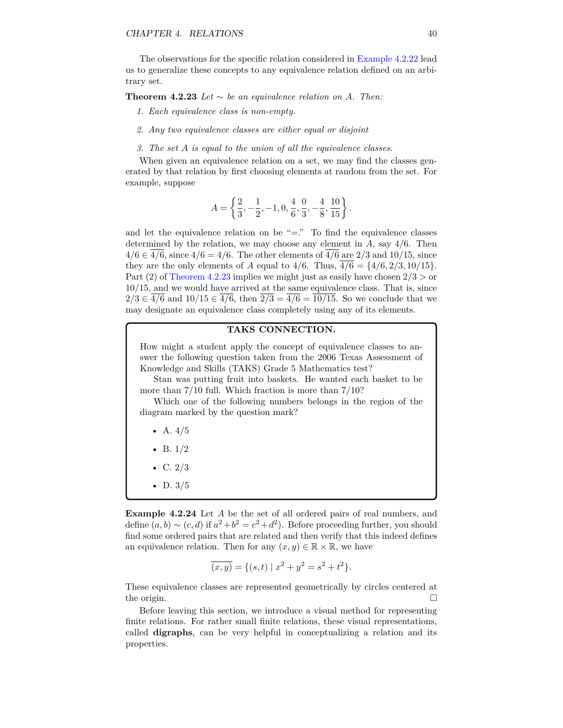The observations for the specific relation considered in Example 4.2.22 lead us to generalize these concepts to any equivalence relation defined on an arbitrary set.

**Theorem 4.2.23** *Let $\sim$ be an equivalence relation on $A$. Then:*

1. *Each equivalence class is non-empty.*
2. *Any two equivalence classes are either equal or disjoint*
3. *The set $A$ is equal to the union of all the equivalence classes.*

When given an equivalence relation on a set, we may find the classes generated by that relation by first choosing elements at random from the set. For example, suppose

$$A = \left\{ \frac{2}{3}, -\frac{1}{2}, -1, 0, \frac{4}{6}, \frac{0}{3}, -\frac{4}{8}, \frac{10}{15} \right\}.$$

and let the equivalence relation on be "=." To find the equivalence classes determined by the relation, we may choose any element in $A$, say $4/6$. Then $4/6 \in \overline{4/6}$, since $4/6 = 4/6$. The other elements of $\overline{4/6}$ are $2/3$ and $10/15$, since they are the only elements of $A$ equal to $4/6$. Thus, $\overline{4/6} = \{4/6, 2/3, 10/15\}$. Part (2) of Theorem 4.2.23 implies we might just as easily have chosen $2/3 >$ or $10/15$, and we would have arrived at the same equivalence class. That is, since $2/3 \in \overline{4/6}$ and $10/15 \in \overline{4/6}$, then $\overline{2/3} = \overline{4/6} = \overline{10/15}$. So we conclude that we may designate an equivalence class completely using any of its elements.

**TAKS CONNECTION.**

How might a student apply the concept of equivalence classes to answer the following question taken from the 2006 Texas Assessment of Knowledge and Skills (TAKS) Grade 5 Mathematics test?

Stan was putting fruit into baskets. He wanted each basket to be more than 7/10 full. Which fraction is more than 7/10?

Which one of the following numbers belongs in the region of the diagram marked by the question mark?

- A. 4/5
- B. 1/2
- C. 2/3
- D. 3/5

**Example 4.2.24** Let $A$ be the set of all ordered pairs of real numbers, and define $(a, b) \sim (c, d)$ if $a^2 + b^2 = c^2 + d^2$). Before proceeding further, you should find some ordered pairs that are related and then verify that this indeed defines an equivalence relation. Then for any $(x, y) \in \mathbb{R} \times \mathbb{R}$, we have

$$\overline{(x, y)} = \{(s, t) \mid x^2 + y^2 = s^2 + t^2\}.$$

These equivalence classes are represented geometrically by circles centered at the origin. □

Before leaving this section, we introduce a visual method for representing finite relations. For rather small finite relations, these visual representations, called **digraphs**, can be very helpful in conceptualizing a relation and its properties.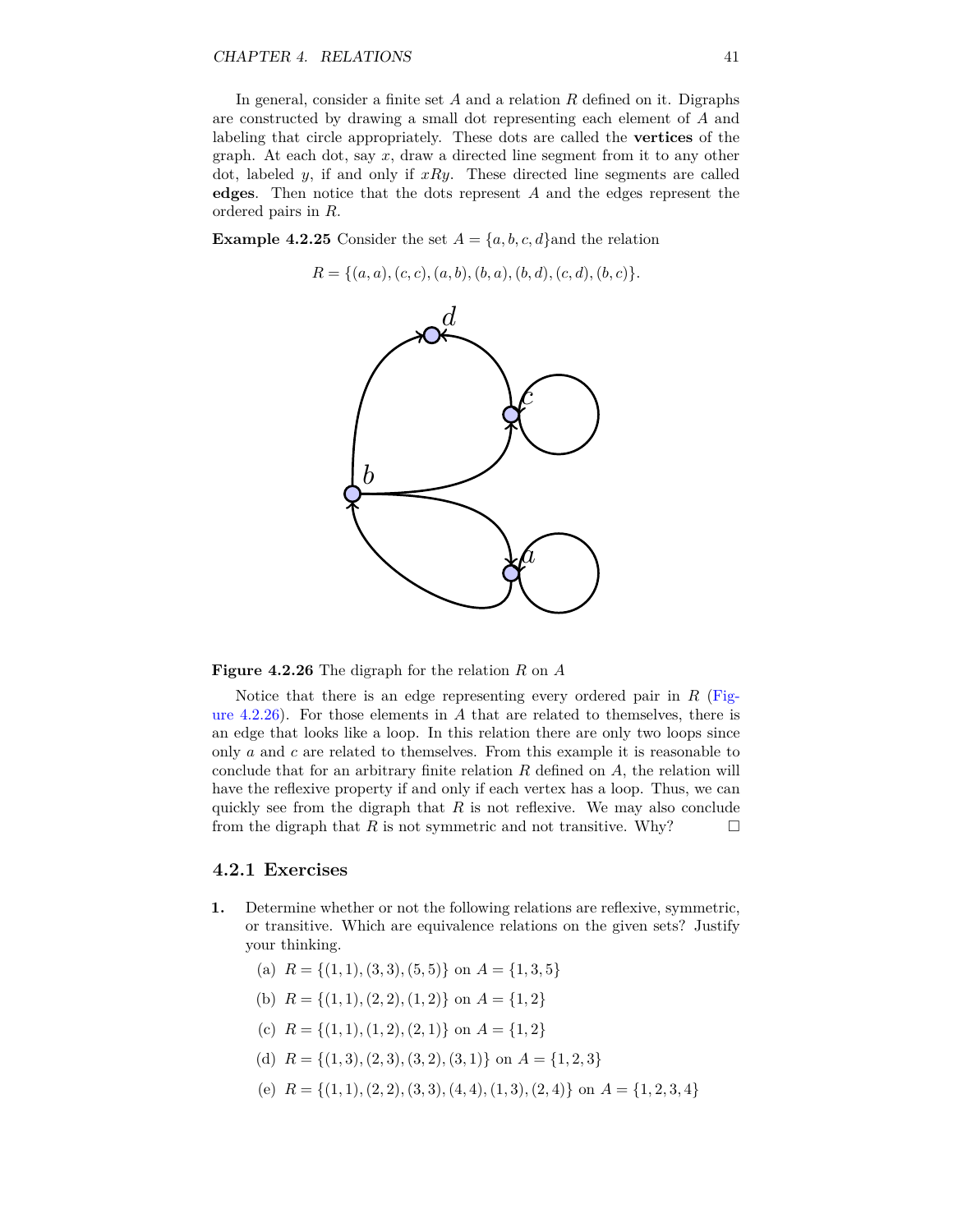In general, consider a finite set $A$ and a relation $R$ defined on it. Digraphs are constructed by drawing a small dot representing each element of $A$ and labeling that circle appropriately. These dots are called the **vertices** of the graph. At each dot, say $x$, draw a directed line segment from it to any other dot, labeled $y$, if and only if $xRy$. These directed line segments are called **edges**. Then notice that the dots represent $A$ and the edges represent the ordered pairs in $R$.

**Example 4.2.25** Consider the set $A = \{a, b, c, d\}$and the relation

$$R = \{(a, a), (c, c), (a, b), (b, a), (b, d), (c, d), (b, c)\}.$$

**Figure 4.2.26** The digraph for the relation $R$ on $A$

Notice that there is an edge representing every ordered pair in $R$ (Figure 4.2.26). For those elements in $A$ that are related to themselves, there is an edge that looks like a loop. In this relation there are only two loops since only $a$ and $c$ are related to themselves. From this example it is reasonable to conclude that for an arbitrary finite relation $R$ defined on $A$, the relation will have the reflexive property if and only if each vertex has a loop. Thus, we can quickly see from the digraph that $R$ is not reflexive. We may also conclude from the digraph that $R$ is not symmetric and not transitive. Why? □

### 4.2.1 Exercises

**1.** Determine whether or not the following relations are reflexive, symmetric, or transitive. Which are equivalence relations on the given sets? Justify your thinking.

(a) $R = \{(1, 1), (3, 3), (5, 5)\}$ on $A = \{1, 3, 5\}$

(b) $R = \{(1, 1), (2, 2), (1, 2)\}$ on $A = \{1, 2\}$

(c) $R = \{(1, 1), (1, 2), (2, 1)\}$ on $A = \{1, 2\}$

(d) $R = \{(1, 3), (2, 3), (3, 2), (3, 1)\}$ on $A = \{1, 2, 3\}$

(e) $R = \{(1, 1), (2, 2), (3, 3), (4, 4), (1, 3), (2, 4)\}$ on $A = \{1, 2, 3, 4\}$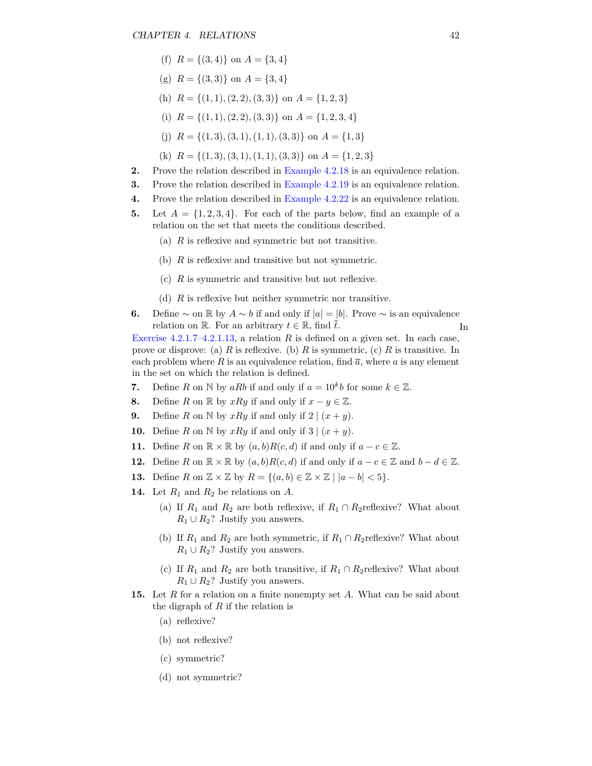(f) $R = \{(3,4)\}$ on $A = \{3,4\}$

(g) $R = \{(3,3)\}$ on $A = \{3,4\}$

(h) $R = \{(1,1),(2,2),(3,3)\}$ on $A = \{1,2,3\}$

(i) $R = \{(1,1),(2,2),(3,3)\}$ on $A = \{1,2,3,4\}$

(j) $R = \{(1,3),(3,1),(1,1),(3,3)\}$ on $A = \{1,3\}$

(k) $R = \{(1,3),(3,1),(1,1),(3,3)\}$ on $A = \{1,2,3\}$

**2.** Prove the relation described in Example 4.2.18 is an equivalence relation.

**3.** Prove the relation described in Example 4.2.19 is an equivalence relation.

**4.** Prove the relation described in Example 4.2.22 is an equivalence relation.

**5.** Let $A = \{1,2,3,4\}$. For each of the parts below, find an example of a relation on the set that meets the conditions described.

(a) $R$ is reflexive and symmetric but not transitive.

(b) $R$ is reflexive and transitive but not symmetric.

(c) $R$ is symmetric and transitive but not reflexive.

(d) $R$ is reflexive but neither symmetric nor transitive.

**6.** Define $\sim$ on $\mathbb{R}$ by $A \sim b$ if and only if $|a| = |b|$. Prove $\sim$ is an equivalence relation on $\mathbb{R}$. For an arbitrary $t \in \mathbb{R}$, find $\overline{t}$.

In Exercise 4.2.1.7–4.2.1.13, a relation $R$ is defined on a given set. In each case, prove or disprove: (a) $R$ is reflexive. (b) $R$ is symmetric, (c) $R$ is transitive. In each problem where $R$ is an equivalence relation, find $\overline{a}$, where $a$ is any element in the set on which the relation is defined.

**7.** Define $R$ on $\mathbb{N}$ by $aRb$ if and only if $a = 10^k b$ for some $k \in \mathbb{Z}$.

**8.** Define $R$ on $\mathbb{R}$ by $xRy$ if and only if $x - y \in \mathbb{Z}$.

**9.** Define $R$ on $\mathbb{N}$ by $xRy$ if and only if $2 \mid (x+y)$.

**10.** Define $R$ on $\mathbb{N}$ by $xRy$ if and only if $3 \mid (x+y)$.

**11.** Define $R$ on $\mathbb{R} \times \mathbb{R}$ by $(a,b)R(c,d)$ if and only if $a - c \in \mathbb{Z}$.

**12.** Define $R$ on $\mathbb{R} \times \mathbb{R}$ by $(a,b)R(c,d)$ if and only if $a - c \in \mathbb{Z}$ and $b - d \in \mathbb{Z}$.

**13.** Define $R$ on $\mathbb{Z} \times \mathbb{Z}$ by $R = \{(a,b) \in \mathbb{Z} \times \mathbb{Z} \mid |a-b| < 5\}$.

**14.** Let $R_1$ and $R_2$ be relations on $A$.

(a) If $R_1$ and $R_2$ are both reflexive, if $R_1 \cap R_2$reflexive? What about $R_1 \cup R_2$? Justify you answers.

(b) If $R_1$ and $R_2$ are both symmetric, if $R_1 \cap R_2$reflexive? What about $R_1 \cup R_2$? Justify you answers.

(c) If $R_1$ and $R_2$ are both transitive, if $R_1 \cap R_2$reflexive? What about $R_1 \cup R_2$? Justify you answers.

**15.** Let $R$ for a relation on a finite nonempty set $A$. What can be said about the digraph of $R$ if the relation is

(a) reflexive?

(b) not reflexive?

(c) symmetric?

(d) not symmetric?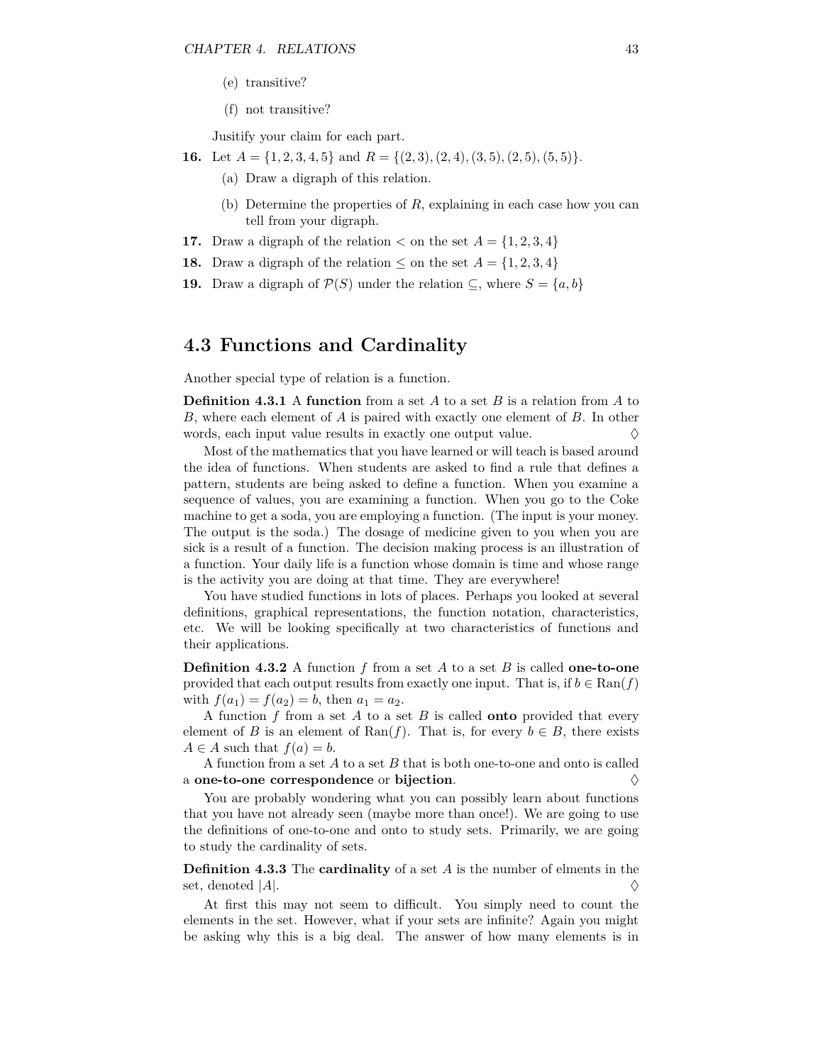(e) transitive?

(f) not transitive?

Jusitify your claim for each part.

**16.** Let $A = \{1, 2, 3, 4, 5\}$ and $R = \{(2, 3), (2, 4), (3, 5), (2, 5), (5, 5)\}$.

(a) Draw a digraph of this relation.

(b) Determine the properties of $R$, explaining in each case how you can tell from your digraph.

**17.** Draw a digraph of the relation $<$ on the set $A = \{1, 2, 3, 4\}$

**18.** Draw a digraph of the relation $\leq$ on the set $A = \{1, 2, 3, 4\}$

**19.** Draw a digraph of $\mathcal{P}(S)$ under the relation $\subseteq$, where $S = \{a, b\}$

## 4.3 Functions and Cardinality

Another special type of relation is a function.

**Definition 4.3.1** A **function** from a set $A$ to a set $B$ is a relation from $A$ to $B$, where each element of $A$ is paired with exactly one element of $B$. In other words, each input value results in exactly one output value. ♢

Most of the mathematics that you have learned or will teach is based around the idea of functions. When students are asked to find a rule that defines a pattern, students are being asked to define a function. When you examine a sequence of values, you are examining a function. When you go to the Coke machine to get a soda, you are employing a function. (The input is your money. The output is the soda.) The dosage of medicine given to you when you are sick is a result of a function. The decision making process is an illustration of a function. Your daily life is a function whose domain is time and whose range is the activity you are doing at that time. They are everywhere!

You have studied functions in lots of places. Perhaps you looked at several definitions, graphical representations, the function notation, characteristics, etc. We will be looking specifically at two characteristics of functions and their applications.

**Definition 4.3.2** A function $f$ from a set $A$ to a set $B$ is called **one-to-one** provided that each output results from exactly one input. That is, if $b \in \text{Ran}(f)$ with $f(a_1) = f(a_2) = b$, then $a_1 = a_2$.

A function $f$ from a set $A$ to a set $B$ is called **onto** provided that every element of $B$ is an element of $\text{Ran}(f)$. That is, for every $b \in B$, there exists $A \in A$ such that $f(a) = b$.

A function from a set $A$ to a set $B$ that is both one-to-one and onto is called a **one-to-one correspondence** or **bijection**. ♢

You are probably wondering what you can possibly learn about functions that you have not already seen (maybe more than once!). We are going to use the definitions of one-to-one and onto to study sets. Primarily, we are going to study the cardinality of sets.

**Definition 4.3.3** The **cardinality** of a set $A$ is the number of elments in the set, denoted $|A|$. ♢

At first this may not seem to difficult. You simply need to count the elements in the set. However, what if your sets are infinite? Again you might be asking why this is a big deal. The answer of how many elements is in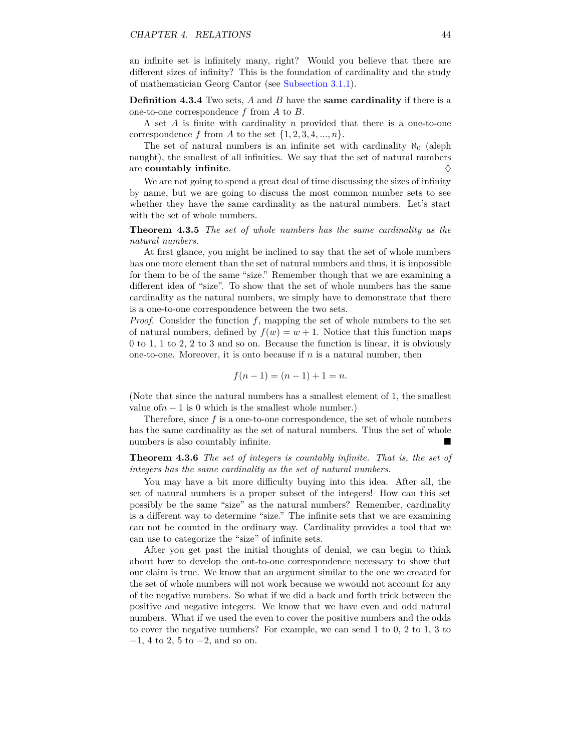an infinite set is infinitely many, right? Would you believe that there are different sizes of infinity? This is the foundation of cardinality and the study of mathematician Georg Cantor (see Subsection 3.1.1).

**Definition 4.3.4** Two sets, $A$ and $B$ have the **same cardinality** if there is a one-to-one correspondence $f$ from $A$ to $B$.

A set $A$ is finite with cardinality $n$ provided that there is a one-to-one correspondence $f$ from $A$ to the set $\{1, 2, 3, 4, ..., n\}$.

The set of natural numbers is an infinite set with cardinality $\aleph_0$ (aleph naught), the smallest of all infinities. We say that the set of natural numbers are **countably infinite**. ♢

We are not going to spend a great deal of time discussing the sizes of infinity by name, but we are going to discuss the most common number sets to see whether they have the same cardinality as the natural numbers. Let's start with the set of whole numbers.

**Theorem 4.3.5** *The set of whole numbers has the same cardinality as the natural numbers.*

At first glance, you might be inclined to say that the set of whole numbers has one more element than the set of natural numbers and thus, it is impossible for them to be of the same "size." Remember though that we are examining a different idea of "size". To show that the set of whole numbers has the same cardinality as the natural numbers, we simply have to demonstrate that there is a one-to-one correspondence between the two sets.

*Proof.* Consider the function $f$, mapping the set of whole numbers to the set of natural numbers, defined by $f(w) = w + 1$. Notice that this function maps 0 to 1, 1 to 2, 2 to 3 and so on. Because the function is linear, it is obviously one-to-one. Moreover, it is onto because if $n$ is a natural number, then

$$f(n - 1) = (n - 1) + 1 = n.$$

(Note that since the natural numbers has a smallest element of 1, the smallest value of$n - 1$ is 0 which is the smallest whole number.)

Therefore, since $f$ is a one-to-one correspondence, the set of whole numbers has the same cardinality as the set of natural numbers. Thus the set of whole numbers is also countably infinite. ■

**Theorem 4.3.6** *The set of integers is countably infinite. That is, the set of integers has the same cardinality as the set of natural numbers.*

You may have a bit more difficulty buying into this idea. After all, the set of natural numbers is a proper subset of the integers! How can this set possibly be the same "size" as the natural numbers? Remember, cardinality is a different way to determine "size." The infinite sets that we are examining can not be counted in the ordinary way. Cardinality provides a tool that we can use to categorize the "size" of infinite sets.

After you get past the initial thoughts of denial, we can begin to think about how to develop the ont-to-one correspondence necessary to show that our claim is true. We know that an argument similar to the one we created for the set of whole numbers will not work because we wwould not account for any of the negative numbers. So what if we did a back and forth trick between the positive and negative integers. We know that we have even and odd natural numbers. What if we used the even to cover the positive numbers and the odds to cover the negative numbers? For example, we can send 1 to 0, 2 to 1, 3 to $-1$, 4 to 2, 5 to $-2$, and so on.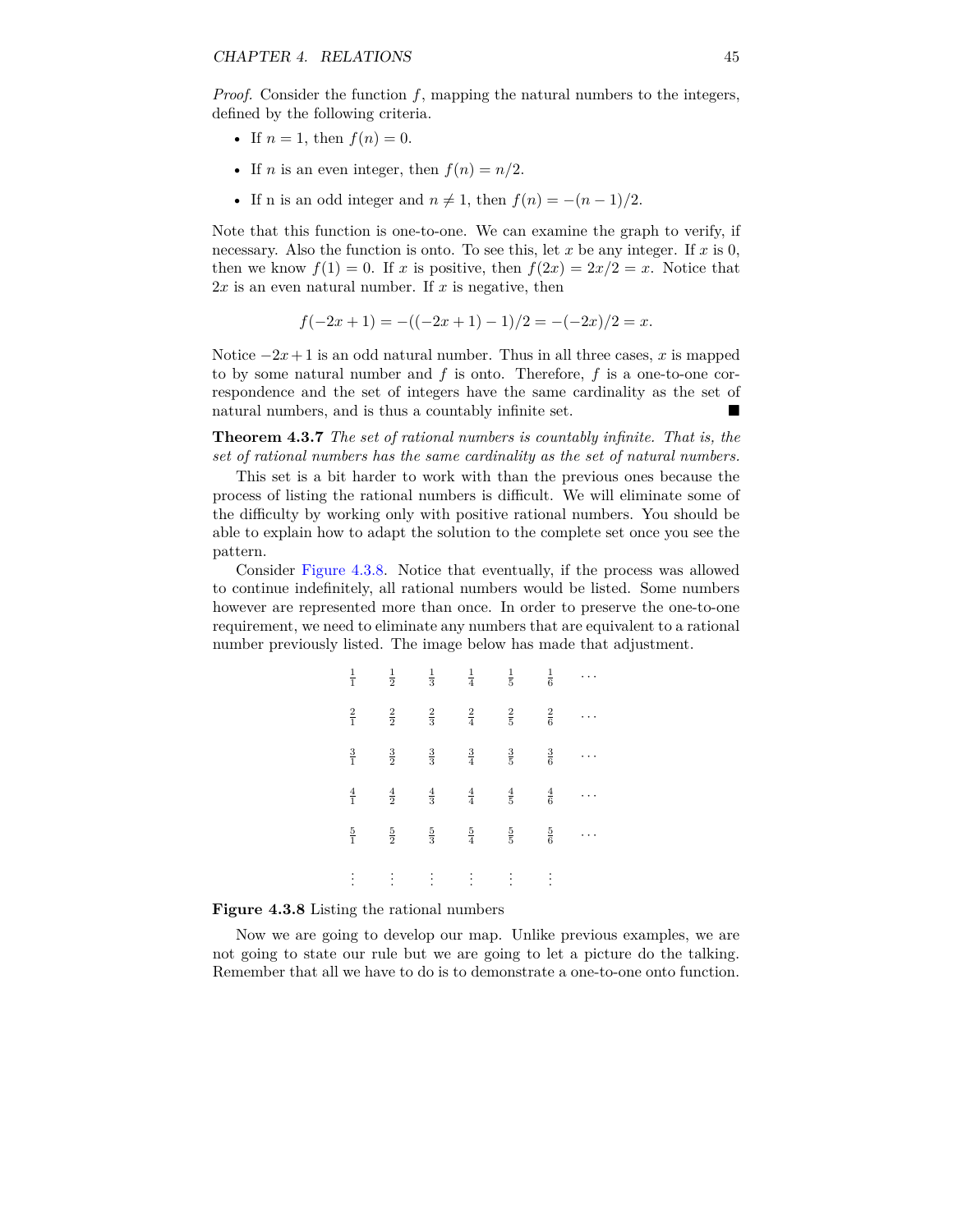*Proof.* Consider the function $f$, mapping the natural numbers to the integers, defined by the following criteria.

- If $n = 1$, then $f(n) = 0$.
- If $n$ is an even integer, then $f(n) = n/2$.
- If n is an odd integer and $n \neq 1$, then $f(n) = -(n-1)/2$.

Note that this function is one-to-one. We can examine the graph to verify, if necessary. Also the function is onto. To see this, let $x$ be any integer. If $x$ is 0, then we know $f(1) = 0$. If $x$ is positive, then $f(2x) = 2x/2 = x$. Notice that $2x$ is an even natural number. If $x$ is negative, then

$$f(-2x+1) = -((-2x+1)-1)/2 = -(-2x)/2 = x.$$

Notice $-2x+1$ is an odd natural number. Thus in all three cases, $x$ is mapped to by some natural number and $f$ is onto. Therefore, $f$ is a one-to-one correspondence and the set of integers have the same cardinality as the set of natural numbers, and is thus a countably infinite set. ■

**Theorem 4.3.7** *The set of rational numbers is countably infinite. That is, the set of rational numbers has the same cardinality as the set of natural numbers.*

This set is a bit harder to work with than the previous ones because the process of listing the rational numbers is difficult. We will eliminate some of the difficulty by working only with positive rational numbers. You should be able to explain how to adapt the solution to the complete set once you see the pattern.

Consider Figure 4.3.8. Notice that eventually, if the process was allowed to continue indefinitely, all rational numbers would be listed. Some numbers however are represented more than once. In order to preserve the one-to-one requirement, we need to eliminate any numbers that are equivalent to a rational number previously listed. The image below has made that adjustment.

$$\begin{array}{ccccccc}
\frac{1}{1} & \frac{1}{2} & \frac{1}{3} & \frac{1}{4} & \frac{1}{5} & \frac{1}{6} & \cdots \\
\frac{2}{1} & \frac{2}{2} & \frac{2}{3} & \frac{2}{4} & \frac{2}{5} & \frac{2}{6} & \cdots \\
\frac{3}{1} & \frac{3}{2} & \frac{3}{3} & \frac{3}{4} & \frac{3}{5} & \frac{3}{6} & \cdots \\
\frac{4}{1} & \frac{4}{2} & \frac{4}{3} & \frac{4}{4} & \frac{4}{5} & \frac{4}{6} & \cdots \\
\frac{5}{1} & \frac{5}{2} & \frac{5}{3} & \frac{5}{4} & \frac{5}{5} & \frac{5}{6} & \cdots \\
\vdots & \vdots & \vdots & \vdots & \vdots & \vdots &
\end{array}$$

**Figure 4.3.8** Listing the rational numbers

Now we are going to develop our map. Unlike previous examples, we are not going to state our rule but we are going to let a picture do the talking. Remember that all we have to do is to demonstrate a one-to-one onto function.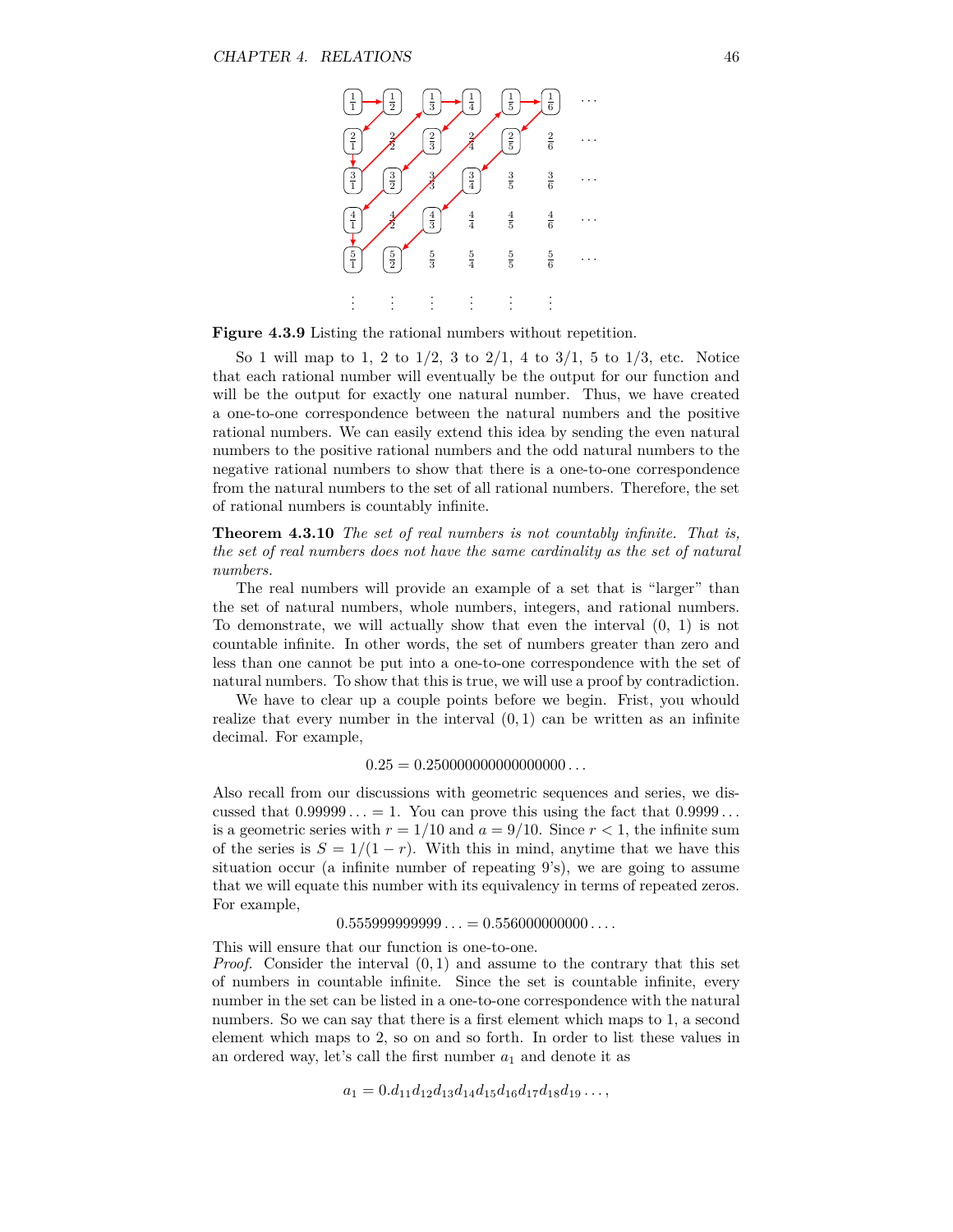**Figure 4.3.9** Listing the rational numbers without repetition.

So 1 will map to 1, 2 to 1/2, 3 to 2/1, 4 to 3/1, 5 to 1/3, etc. Notice that each rational number will eventually be the output for our function and will be the output for exactly one natural number. Thus, we have created a one-to-one correspondence between the natural numbers and the positive rational numbers. We can easily extend this idea by sending the even natural numbers to the positive rational numbers and the odd natural numbers to the negative rational numbers to show that there is a one-to-one correspondence from the natural numbers to the set of all rational numbers. Therefore, the set of rational numbers is countably infinite.

**Theorem 4.3.10** *The set of real numbers is not countably infinite. That is, the set of real numbers does not have the same cardinality as the set of natural numbers.*

The real numbers will provide an example of a set that is "larger" than the set of natural numbers, whole numbers, integers, and rational numbers. To demonstrate, we will actually show that even the interval (0, 1) is not countable infinite. In other words, the set of numbers greater than zero and less than one cannot be put into a one-to-one correspondence with the set of natural numbers. To show that this is true, we will use a proof by contradiction.

We have to clear up a couple points before we begin. Frist, you whould realize that every number in the interval $(0, 1)$ can be written as an infinite decimal. For example,

$$0.25 = 0.250000000000000000\ldots$$

Also recall from our discussions with geometric sequences and series, we discussed that $0.99999\ldots = 1$. You can prove this using the fact that $0.9999\ldots$ is a geometric series with $r = 1/10$ and $a = 9/10$. Since $r < 1$, the infinite sum of the series is $S = 1/(1-r)$. With this in mind, anytime that we have this situation occur (a infinite number of repeating 9's), we are going to assume that we will equate this number with its equivalency in terms of repeated zeros. For example,

$$0.555999999999\ldots = 0.556000000000\ldots.$$

This will ensure that our function is one-to-one.

*Proof.* Consider the interval $(0, 1)$ and assume to the contrary that this set of numbers in countable infinite. Since the set is countable infinite, every number in the set can be listed in a one-to-one correspondence with the natural numbers. So we can say that there is a first element which maps to 1, a second element which maps to 2, so on and so forth. In order to list these values in an ordered way, let's call the first number $a_1$ and denote it as

$$a_1 = 0.d_{11}d_{12}d_{13}d_{14}d_{15}d_{16}d_{17}d_{18}d_{19}\ldots,$$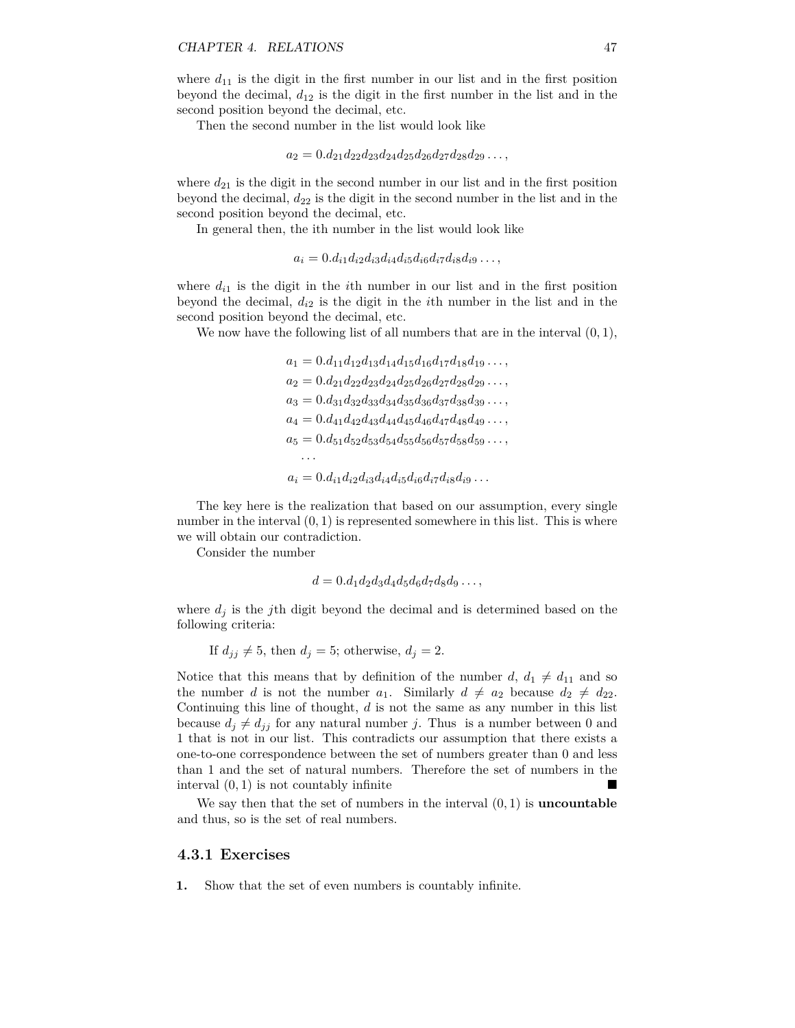where $d_{11}$ is the digit in the first number in our list and in the first position beyond the decimal, $d_{12}$ is the digit in the first number in the list and in the second position beyond the decimal, etc.

Then the second number in the list would look like

$$a_2 = 0.d_{21}d_{22}d_{23}d_{24}d_{25}d_{26}d_{27}d_{28}d_{29}\ldots,$$

where $d_{21}$ is the digit in the second number in our list and in the first position beyond the decimal, $d_{22}$ is the digit in the second number in the list and in the second position beyond the decimal, etc.

In general then, the ith number in the list would look like

$$a_i = 0.d_{i1}d_{i2}d_{i3}d_{i4}d_{i5}d_{i6}d_{i7}d_{i8}d_{i9}\ldots,$$

where $d_{i1}$ is the digit in the $i$th number in our list and in the first position beyond the decimal, $d_{i2}$ is the digit in the $i$th number in the list and in the second position beyond the decimal, etc.

We now have the following list of all numbers that are in the interval $(0, 1)$,

$$\begin{aligned}
a_1 &= 0.d_{11}d_{12}d_{13}d_{14}d_{15}d_{16}d_{17}d_{18}d_{19}\ldots, \\
a_2 &= 0.d_{21}d_{22}d_{23}d_{24}d_{25}d_{26}d_{27}d_{28}d_{29}\ldots, \\
a_3 &= 0.d_{31}d_{32}d_{33}d_{34}d_{35}d_{36}d_{37}d_{38}d_{39}\ldots, \\
a_4 &= 0.d_{41}d_{42}d_{43}d_{44}d_{45}d_{46}d_{47}d_{48}d_{49}\ldots, \\
a_5 &= 0.d_{51}d_{52}d_{53}d_{54}d_{55}d_{56}d_{57}d_{58}d_{59}\ldots, \\
&\ldots \\
a_i &= 0.d_{i1}d_{i2}d_{i3}d_{i4}d_{i5}d_{i6}d_{i7}d_{i8}d_{i9}\ldots
\end{aligned}$$

The key here is the realization that based on our assumption, every single number in the interval $(0, 1)$ is represented somewhere in this list. This is where we will obtain our contradiction.

Consider the number

$$d = 0.d_1d_2d_3d_4d_5d_6d_7d_8d_9\ldots,$$

where $d_j$ is the $j$th digit beyond the decimal and is determined based on the following criteria:

If $d_{jj} \neq 5$, then $d_j = 5$; otherwise, $d_j = 2$.

Notice that this means that by definition of the number $d$, $d_1 \neq d_{11}$ and so the number $d$ is not the number $a_1$. Similarly $d \neq a_2$ because $d_2 \neq d_{22}$. Continuing this line of thought, $d$ is not the same as any number in this list because $d_j \neq d_{jj}$ for any natural number $j$. Thus is a number between 0 and 1 that is not in our list. This contradicts our assumption that there exists a one-to-one correspondence between the set of numbers greater than 0 and less than 1 and the set of natural numbers. Therefore the set of numbers in the interval $(0, 1)$ is not countably infinite ■

We say then that the set of numbers in the interval $(0, 1)$ is **uncountable** and thus, so is the set of real numbers.

### 4.3.1 Exercises

**1.** Show that the set of even numbers is countably infinite.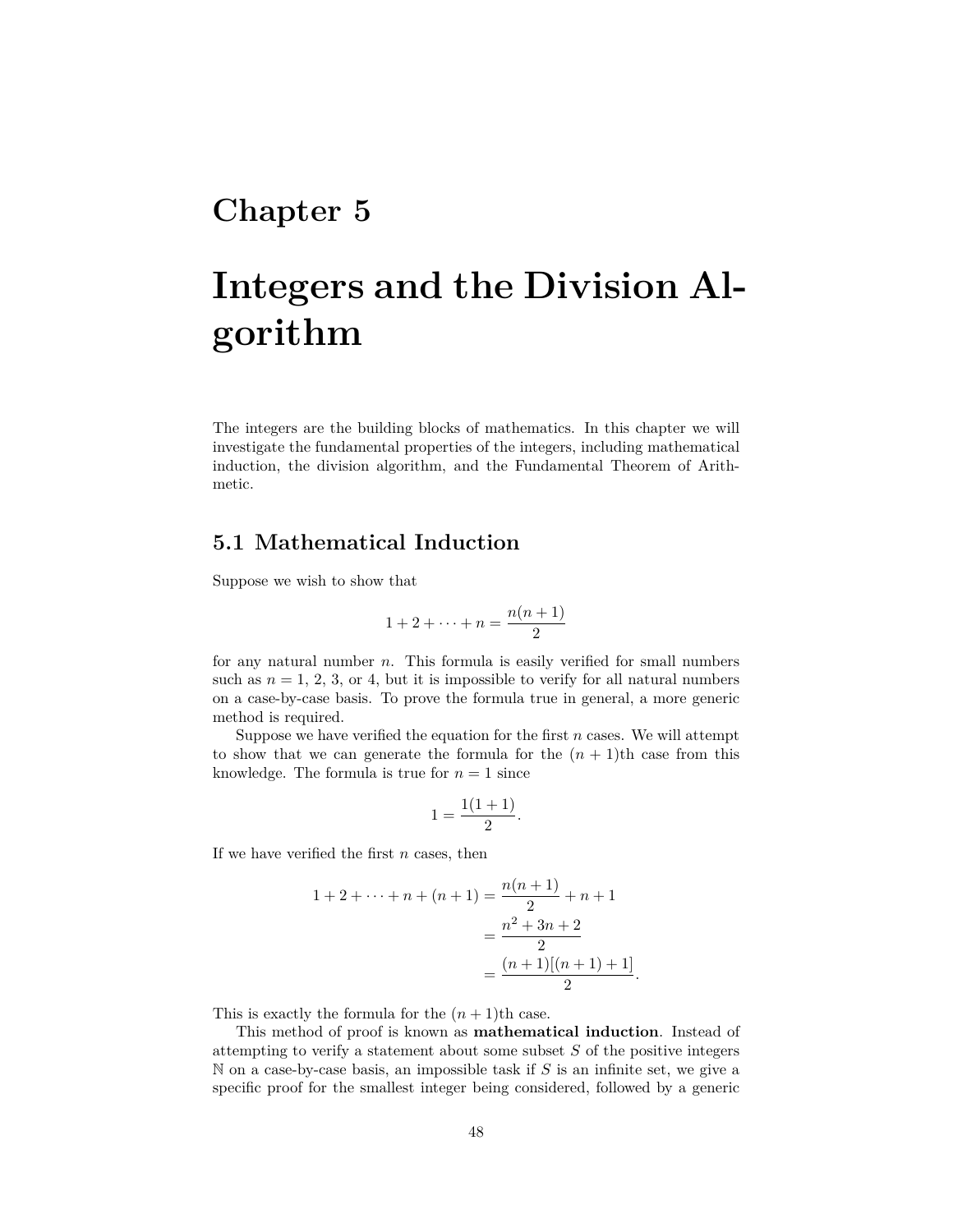# Chapter 5

# Integers and the Division Algorithm

The integers are the building blocks of mathematics. In this chapter we will investigate the fundamental properties of the integers, including mathematical induction, the division algorithm, and the Fundamental Theorem of Arithmetic.

## 5.1 Mathematical Induction

Suppose we wish to show that

$$1 + 2 + \cdots + n = \frac{n(n+1)}{2}$$

for any natural number $n$. This formula is easily verified for small numbers such as $n = 1$, 2, 3, or 4, but it is impossible to verify for all natural numbers on a case-by-case basis. To prove the formula true in general, a more generic method is required.

Suppose we have verified the equation for the first $n$ cases. We will attempt to show that we can generate the formula for the $(n+1)$th case from this knowledge. The formula is true for $n = 1$ since

$$1 = \frac{1(1+1)}{2}.$$

If we have verified the first $n$ cases, then

$$\begin{aligned} 1 + 2 + \cdots + n + (n+1) &= \frac{n(n+1)}{2} + n + 1 \\ &= \frac{n^2 + 3n + 2}{2} \\ &= \frac{(n+1)[(n+1)+1]}{2}. \end{aligned}$$

This is exactly the formula for the $(n+1)$th case.

This method of proof is known as **mathematical induction**. Instead of attempting to verify a statement about some subset $S$ of the positive integers $\mathbb{N}$ on a case-by-case basis, an impossible task if $S$ is an infinite set, we give a specific proof for the smallest integer being considered, followed by a generic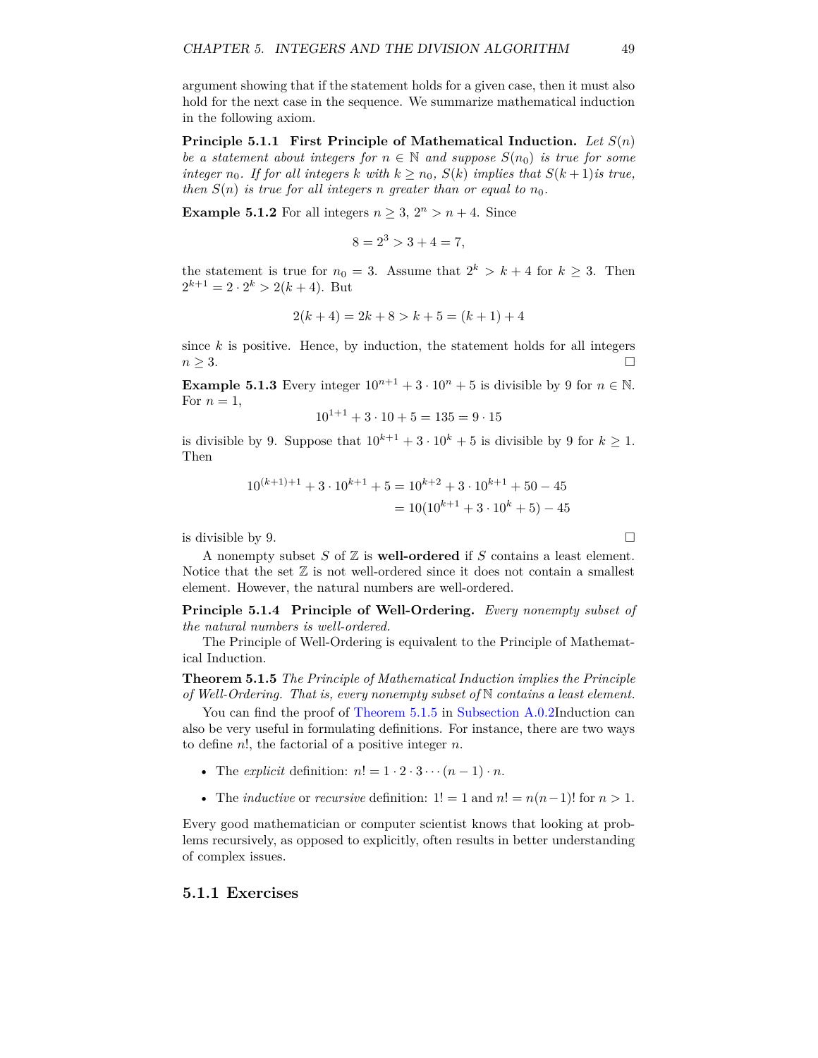argument showing that if the statement holds for a given case, then it must also hold for the next case in the sequence. We summarize mathematical induction in the following axiom.

**Principle 5.1.1 First Principle of Mathematical Induction.** *Let $S(n)$ be a statement about integers for $n \in \mathbb{N}$ and suppose $S(n_0)$ is true for some integer $n_0$. If for all integers $k$ with $k \geq n_0$, $S(k)$ implies that $S(k+1)$is true, then $S(n)$ is true for all integers $n$ greater than or equal to $n_0$.*

**Example 5.1.2** For all integers $n \geq 3$, $2^n > n + 4$. Since

$$8 = 2^3 > 3 + 4 = 7,$$

the statement is true for $n_0 = 3$. Assume that $2^k > k + 4$ for $k \geq 3$. Then $2^{k+1} = 2 \cdot 2^k > 2(k+4)$. But

$$2(k+4) = 2k + 8 > k + 5 = (k+1) + 4$$

since $k$ is positive. Hence, by induction, the statement holds for all integers $n \geq 3$. □

**Example 5.1.3** Every integer $10^{n+1} + 3 \cdot 10^n + 5$ is divisible by 9 for $n \in \mathbb{N}$. For $n = 1$,

$$10^{1+1} + 3 \cdot 10 + 5 = 135 = 9 \cdot 15$$

is divisible by 9. Suppose that $10^{k+1} + 3 \cdot 10^k + 5$ is divisible by 9 for $k \geq 1$. Then

$$\begin{aligned} 10^{(k+1)+1} + 3 \cdot 10^{k+1} + 5 &= 10^{k+2} + 3 \cdot 10^{k+1} + 50 - 45 \\ &= 10(10^{k+1} + 3 \cdot 10^k + 5) - 45 \end{aligned}$$

is divisible by 9. □

A nonempty subset $S$ of $\mathbb{Z}$ is **well-ordered** if $S$ contains a least element. Notice that the set $\mathbb{Z}$ is not well-ordered since it does not contain a smallest element. However, the natural numbers are well-ordered.

**Principle 5.1.4 Principle of Well-Ordering.** *Every nonempty subset of the natural numbers is well-ordered.*

The Principle of Well-Ordering is equivalent to the Principle of Mathematical Induction.

**Theorem 5.1.5** *The Principle of Mathematical Induction implies the Principle of Well-Ordering. That is, every nonempty subset of $\mathbb{N}$ contains a least element.*

You can find the proof of Theorem 5.1.5 in Subsection A.0.2Induction can also be very useful in formulating definitions. For instance, there are two ways to define $n!$, the factorial of a positive integer $n$.

- The *explicit* definition: $n! = 1 \cdot 2 \cdot 3 \cdots (n-1) \cdot n$.
- The *inductive* or *recursive* definition: $1! = 1$ and $n! = n(n-1)!$ for $n > 1$.

Every good mathematician or computer scientist knows that looking at problems recursively, as opposed to explicitly, often results in better understanding of complex issues.

### 5.1.1 Exercises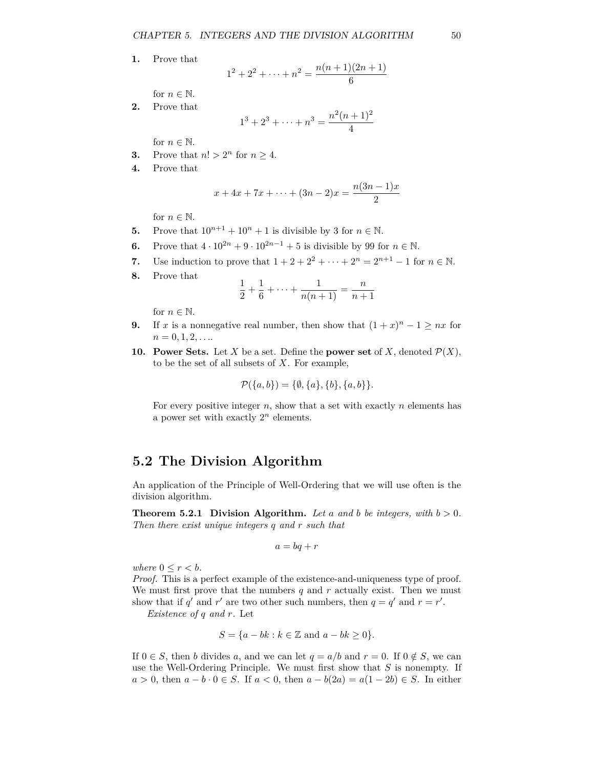**1.** Prove that

$$1^2 + 2^2 + \cdots + n^2 = \frac{n(n+1)(2n+1)}{6}$$

for $n \in \mathbb{N}$.

**2.** Prove that

$$1^3 + 2^3 + \cdots + n^3 = \frac{n^2(n+1)^2}{4}$$

for $n \in \mathbb{N}$.

**3.** Prove that $n! > 2^n$ for $n \geq 4$.

**4.** Prove that

$$x + 4x + 7x + \cdots + (3n-2)x = \frac{n(3n-1)x}{2}$$

for $n \in \mathbb{N}$.

**5.** Prove that $10^{n+1} + 10^n + 1$ is divisible by 3 for $n \in \mathbb{N}$.

**6.** Prove that $4 \cdot 10^{2n} + 9 \cdot 10^{2n-1} + 5$ is divisible by 99 for $n \in \mathbb{N}$.

**7.** Use induction to prove that $1 + 2 + 2^2 + \cdots + 2^n = 2^{n+1} - 1$ for $n \in \mathbb{N}$.

**8.** Prove that

$$\frac{1}{2} + \frac{1}{6} + \cdots + \frac{1}{n(n+1)} = \frac{n}{n+1}$$

for $n \in \mathbb{N}$.

**9.** If $x$ is a nonnegative real number, then show that $(1+x)^n - 1 \geq nx$ for $n = 0, 1, 2, \ldots$.

**10. Power Sets.** Let $X$ be a set. Define the **power set** of $X$, denoted $\mathcal{P}(X)$, to be the set of all subsets of $X$. For example,

$$\mathcal{P}(\{a, b\}) = \{\emptyset, \{a\}, \{b\}, \{a, b\}\}.$$

For every positive integer $n$, show that a set with exactly $n$ elements has a power set with exactly $2^n$ elements.

## 5.2 The Division Algorithm

An application of the Principle of Well-Ordering that we will use often is the division algorithm.

**Theorem 5.2.1 Division Algorithm.** *Let $a$ and $b$ be integers, with $b > 0$. Then there exist unique integers $q$ and $r$ such that*

$$a = bq + r$$

*where $0 \leq r < b$.*

*Proof.* This is a perfect example of the existence-and-uniqueness type of proof. We must first prove that the numbers $q$ and $r$ actually exist. Then we must show that if $q'$ and $r'$ are two other such numbers, then $q = q'$ and $r = r'$.

*Existence of $q$ and $r$.* Let

$$S = \{a - bk : k \in \mathbb{Z} \text{ and } a - bk \geq 0\}.$$

If $0 \in S$, then $b$ divides $a$, and we can let $q = a/b$ and $r = 0$. If $0 \notin S$, we can use the Well-Ordering Principle. We must first show that $S$ is nonempty. If $a > 0$, then $a - b \cdot 0 \in S$. If $a < 0$, then $a - b(2a) = a(1 - 2b) \in S$. In either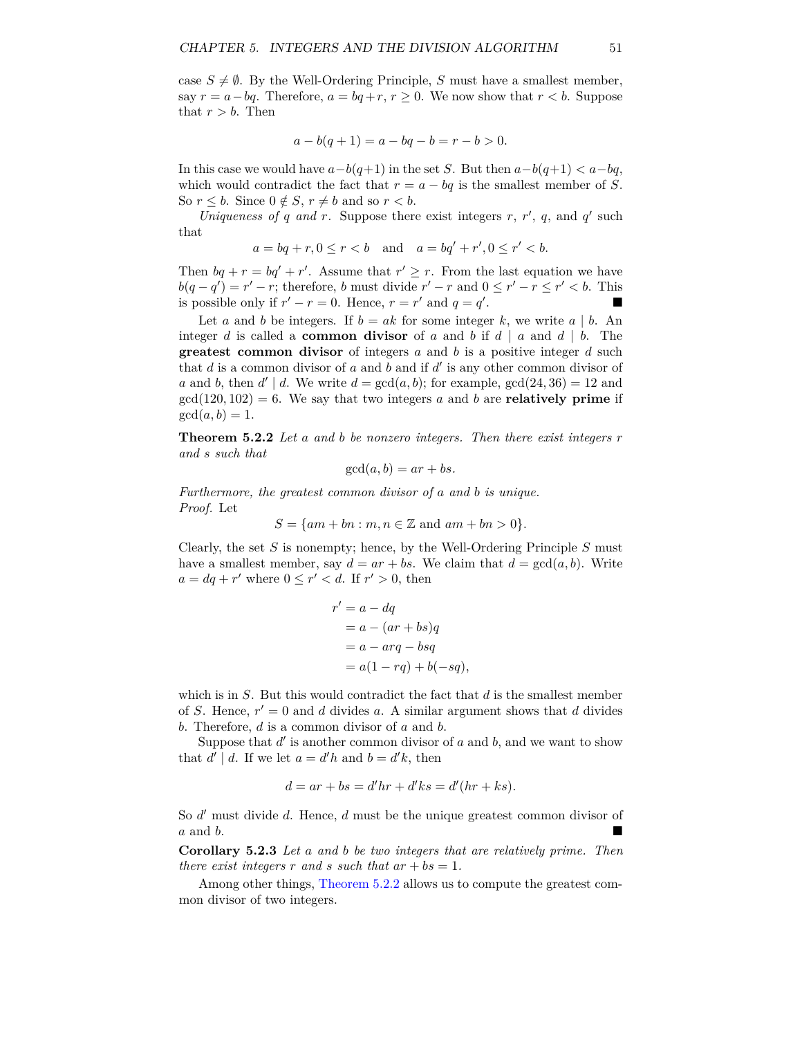case $S \neq \emptyset$. By the Well-Ordering Principle, $S$ must have a smallest member, say $r = a - bq$. Therefore, $a = bq + r$, $r \geq 0$. We now show that $r < b$. Suppose that $r > b$. Then

$$a - b(q+1) = a - bq - b = r - b > 0.$$

In this case we would have $a - b(q+1)$ in the set $S$. But then $a - b(q+1) < a - bq$, which would contradict the fact that $r = a - bq$ is the smallest member of $S$. So $r \leq b$. Since $0 \notin S$, $r \neq b$ and so $r < b$.

*Uniqueness of $q$ and $r$.* Suppose there exist integers $r$, $r'$, $q$, and $q'$ such that

$$a = bq + r, 0 \leq r < b \quad \text{and} \quad a = bq' + r', 0 \leq r' < b.$$

Then $bq + r = bq' + r'$. Assume that $r' \geq r$. From the last equation we have $b(q - q') = r' - r$; therefore, $b$ must divide $r' - r$ and $0 \leq r' - r \leq r' < b$. This is possible only if $r' - r = 0$. Hence, $r = r'$ and $q = q'$. ■

Let $a$ and $b$ be integers. If $b = ak$ for some integer $k$, we write $a \mid b$. An integer $d$ is called a **common divisor** of $a$ and $b$ if $d \mid a$ and $d \mid b$. The **greatest common divisor** of integers $a$ and $b$ is a positive integer $d$ such that $d$ is a common divisor of $a$ and $b$ and if $d'$ is any other common divisor of $a$ and $b$, then $d' \mid d$. We write $d = \gcd(a, b)$; for example, $\gcd(24, 36) = 12$ and $\gcd(120, 102) = 6$. We say that two integers $a$ and $b$ are **relatively prime** if $\gcd(a, b) = 1$.

**Theorem 5.2.2** *Let $a$ and $b$ be nonzero integers. Then there exist integers $r$ and $s$ such that*

$$\gcd(a, b) = ar + bs.$$

*Furthermore, the greatest common divisor of $a$ and $b$ is unique.*

*Proof.* Let

$$S = \{am + bn : m, n \in \mathbb{Z} \text{ and } am + bn > 0\}.$$

Clearly, the set $S$ is nonempty; hence, by the Well-Ordering Principle $S$ must have a smallest member, say $d = ar + bs$. We claim that $d = \gcd(a, b)$. Write $a = dq + r'$ where $0 \leq r' < d$. If $r' > 0$, then

$$\begin{aligned} r' &= a - dq \\ &= a - (ar + bs)q \\ &= a - arq - bsq \\ &= a(1 - rq) + b(-sq), \end{aligned}$$

which is in $S$. But this would contradict the fact that $d$ is the smallest member of $S$. Hence, $r' = 0$ and $d$ divides $a$. A similar argument shows that $d$ divides $b$. Therefore, $d$ is a common divisor of $a$ and $b$.

Suppose that $d'$ is another common divisor of $a$ and $b$, and we want to show that $d' \mid d$. If we let $a = d'h$ and $b = d'k$, then

$$d = ar + bs = d'hr + d'ks = d'(hr + ks).$$

So $d'$ must divide $d$. Hence, $d$ must be the unique greatest common divisor of $a$ and $b$. ■

**Corollary 5.2.3** *Let $a$ and $b$ be two integers that are relatively prime. Then there exist integers $r$ and $s$ such that $ar + bs = 1$.*

Among other things, Theorem 5.2.2 allows us to compute the greatest common divisor of two integers.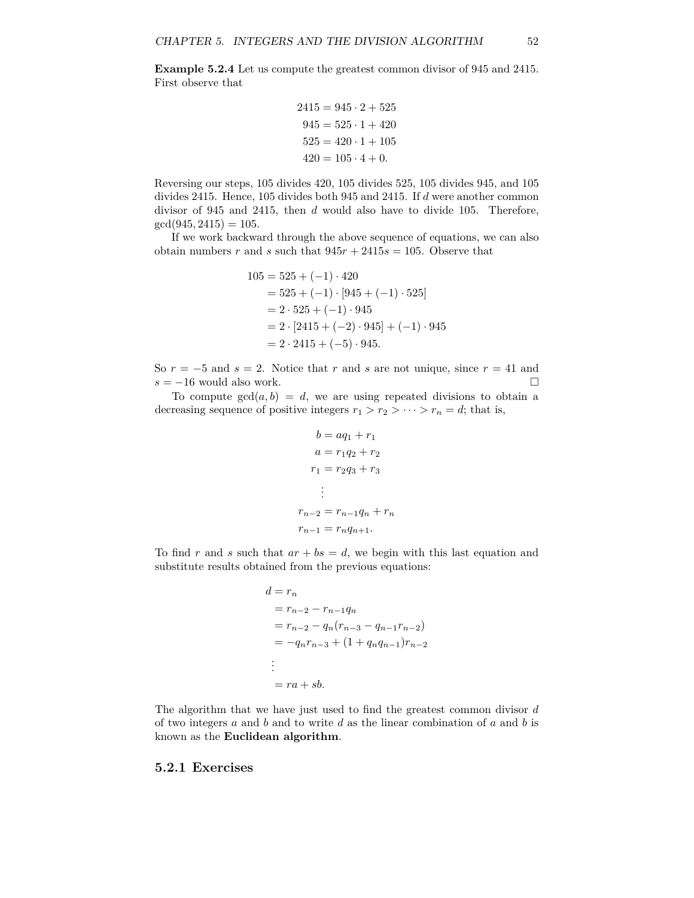**Example 5.2.4** Let us compute the greatest common divisor of 945 and 2415. First observe that

$$
\begin{aligned}
2415 &= 945 \cdot 2 + 525 \\
945 &= 525 \cdot 1 + 420 \\
525 &= 420 \cdot 1 + 105 \\
420 &= 105 \cdot 4 + 0.
\end{aligned}
$$

Reversing our steps, 105 divides 420, 105 divides 525, 105 divides 945, and 105 divides 2415. Hence, 105 divides both 945 and 2415. If $d$ were another common divisor of 945 and 2415, then $d$ would also have to divide 105. Therefore, $\gcd(945, 2415) = 105$.

If we work backward through the above sequence of equations, we can also obtain numbers $r$ and $s$ such that $945r + 2415s = 105$. Observe that

$$
\begin{aligned}
105 &= 525 + (-1) \cdot 420 \\
&= 525 + (-1) \cdot [945 + (-1) \cdot 525] \\
&= 2 \cdot 525 + (-1) \cdot 945 \\
&= 2 \cdot [2415 + (-2) \cdot 945] + (-1) \cdot 945 \\
&= 2 \cdot 2415 + (-5) \cdot 945.
\end{aligned}
$$

So $r = -5$ and $s = 2$. Notice that $r$ and $s$ are not unique, since $r = 41$ and $s = -16$ would also work. □

To compute $\gcd(a, b) = d$, we are using repeated divisions to obtain a decreasing sequence of positive integers $r_1 > r_2 > \cdots > r_n = d$; that is,

$$
\begin{aligned}
b &= aq_1 + r_1 \\
a &= r_1 q_2 + r_2 \\
r_1 &= r_2 q_3 + r_3 \\
&\vdots \\
r_{n-2} &= r_{n-1} q_n + r_n \\
r_{n-1} &= r_n q_{n+1}.
\end{aligned}
$$

To find $r$ and $s$ such that $ar + bs = d$, we begin with this last equation and substitute results obtained from the previous equations:

$$
\begin{aligned}
d &= r_n \\
&= r_{n-2} - r_{n-1} q_n \\
&= r_{n-2} - q_n (r_{n-3} - q_{n-1} r_{n-2}) \\
&= -q_n r_{n-3} + (1 + q_n q_{n-1}) r_{n-2} \\
&\vdots \\
&= ra + sb.
\end{aligned}
$$

The algorithm that we have just used to find the greatest common divisor $d$ of two integers $a$ and $b$ and to write $d$ as the linear combination of $a$ and $b$ is known as the **Euclidean algorithm**.

### 5.2.1 Exercises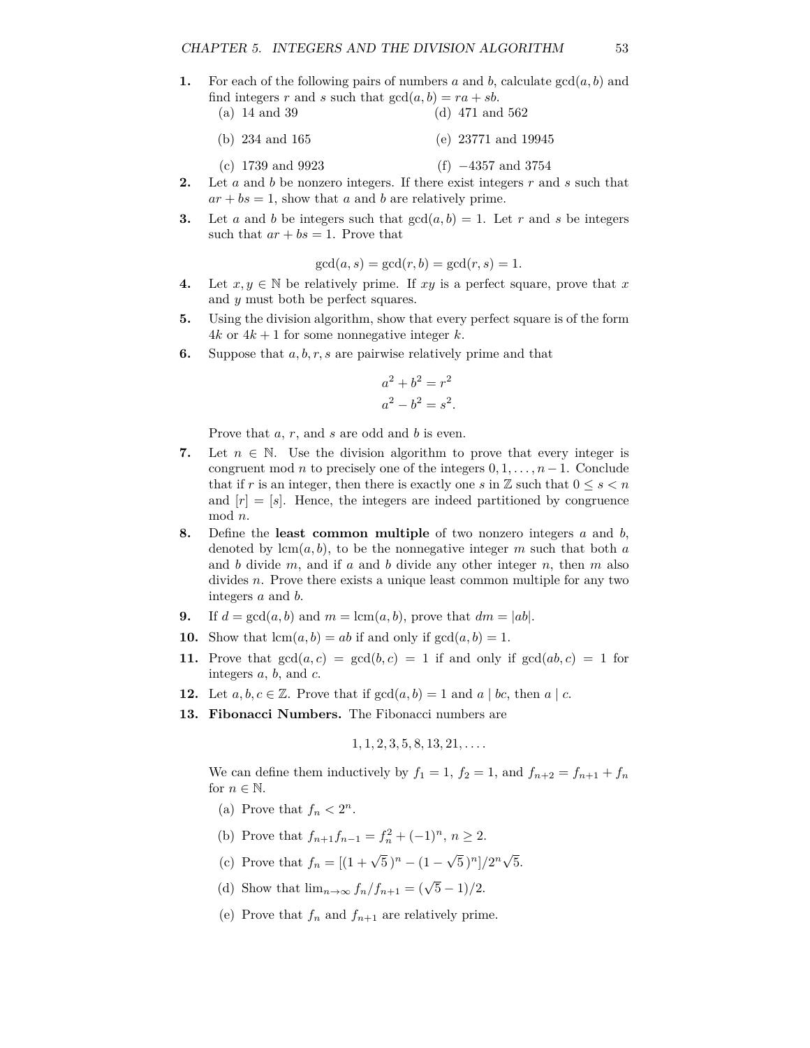**1.** For each of the following pairs of numbers $a$ and $b$, calculate $\gcd(a, b)$ and find integers $r$ and $s$ such that $\gcd(a, b) = ra + sb$.

(a) 14 and 39

(b) 234 and 165

(c) 1739 and 9923

(d) 471 and 562

(e) 23771 and 19945

(f) $-4357$ and 3754

**2.** Let $a$ and $b$ be nonzero integers. If there exist integers $r$ and $s$ such that $ar + bs = 1$, show that $a$ and $b$ are relatively prime.

**3.** Let $a$ and $b$ be integers such that $\gcd(a, b) = 1$. Let $r$ and $s$ be integers such that $ar + bs = 1$. Prove that

$$\gcd(a, s) = \gcd(r, b) = \gcd(r, s) = 1.$$

**4.** Let $x, y \in \mathbb{N}$ be relatively prime. If $xy$ is a perfect square, prove that $x$ and $y$ must both be perfect squares.

**5.** Using the division algorithm, show that every perfect square is of the form $4k$ or $4k + 1$ for some nonnegative integer $k$.

**6.** Suppose that $a, b, r, s$ are pairwise relatively prime and that

$$a^2 + b^2 = r^2$$
$$a^2 - b^2 = s^2.$$

Prove that $a$, $r$, and $s$ are odd and $b$ is even.

**7.** Let $n \in \mathbb{N}$. Use the division algorithm to prove that every integer is congruent mod $n$ to precisely one of the integers $0, 1, \ldots, n-1$. Conclude that if $r$ is an integer, then there is exactly one $s$ in $\mathbb{Z}$ such that $0 \leq s < n$ and $[r] = [s]$. Hence, the integers are indeed partitioned by congruence mod $n$.

**8.** Define the **least common multiple** of two nonzero integers $a$ and $b$, denoted by $\operatorname{lcm}(a, b)$, to be the nonnegative integer $m$ such that both $a$ and $b$ divide $m$, and if $a$ and $b$ divide any other integer $n$, then $m$ also divides $n$. Prove there exists a unique least common multiple for any two integers $a$ and $b$.

**9.** If $d = \gcd(a, b)$ and $m = \operatorname{lcm}(a, b)$, prove that $dm = |ab|$.

**10.** Show that $\operatorname{lcm}(a, b) = ab$ if and only if $\gcd(a, b) = 1$.

**11.** Prove that $\gcd(a, c) = \gcd(b, c) = 1$ if and only if $\gcd(ab, c) = 1$ for integers $a$, $b$, and $c$.

**12.** Let $a, b, c \in \mathbb{Z}$. Prove that if $\gcd(a, b) = 1$ and $a \mid bc$, then $a \mid c$.

**13.** **Fibonacci Numbers.** The Fibonacci numbers are

$$1, 1, 2, 3, 5, 8, 13, 21, \ldots.$$

We can define them inductively by $f_1 = 1$, $f_2 = 1$, and $f_{n+2} = f_{n+1} + f_n$ for $n \in \mathbb{N}$.

(a) Prove that $f_n < 2^n$.

(b) Prove that $f_{n+1}f_{n-1} = f_n^2 + (-1)^n$, $n \geq 2$.

(c) Prove that $f_n = [(1 + \sqrt{5}\,)^n - (1 - \sqrt{5}\,)^n]/2^n\sqrt{5}$.

(d) Show that $\lim_{n\to\infty} f_n/f_{n+1} = (\sqrt{5} - 1)/2$.

(e) Prove that $f_n$ and $f_{n+1}$ are relatively prime.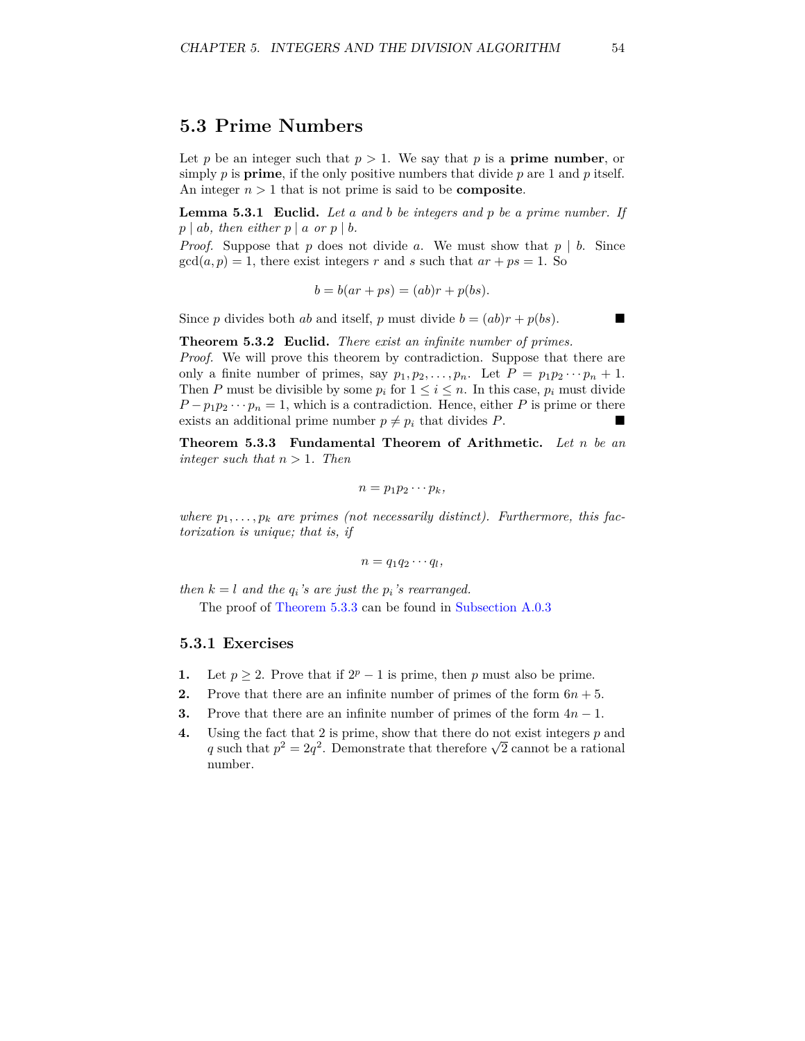## 5.3 Prime Numbers

Let $p$ be an integer such that $p > 1$. We say that $p$ is a **prime number**, or simply $p$ is **prime**, if the only positive numbers that divide $p$ are 1 and $p$ itself. An integer $n > 1$ that is not prime is said to be **composite**.

**Lemma 5.3.1 Euclid.** *Let $a$ and $b$ be integers and $p$ be a prime number. If $p \mid ab$, then either $p \mid a$ or $p \mid b$.*

*Proof.* Suppose that $p$ does not divide $a$. We must show that $p \mid b$. Since $\gcd(a, p) = 1$, there exist integers $r$ and $s$ such that $ar + ps = 1$. So

$$b = b(ar + ps) = (ab)r + p(bs).$$

Since $p$ divides both $ab$ and itself, $p$ must divide $b = (ab)r + p(bs)$. ■

**Theorem 5.3.2 Euclid.** *There exist an infinite number of primes.*

*Proof.* We will prove this theorem by contradiction. Suppose that there are only a finite number of primes, say $p_1, p_2, \ldots, p_n$. Let $P = p_1 p_2 \cdots p_n + 1$. Then $P$ must be divisible by some $p_i$ for $1 \leq i \leq n$. In this case, $p_i$ must divide $P - p_1 p_2 \cdots p_n = 1$, which is a contradiction. Hence, either $P$ is prime or there exists an additional prime number $p \neq p_i$ that divides $P$. ■

**Theorem 5.3.3 Fundamental Theorem of Arithmetic.** *Let $n$ be an integer such that $n > 1$. Then*

$$n = p_1 p_2 \cdots p_k,$$

*where $p_1, \ldots, p_k$ are primes (not necessarily distinct). Furthermore, this factorization is unique; that is, if*

$$n = q_1 q_2 \cdots q_l,$$

*then $k = l$ and the $q_i$'s are just the $p_i$'s rearranged.*

The proof of Theorem 5.3.3 can be found in Subsection A.0.3

### 5.3.1 Exercises

**1.** Let $p \geq 2$. Prove that if $2^p - 1$ is prime, then $p$ must also be prime.

**2.** Prove that there are an infinite number of primes of the form $6n + 5$.

**3.** Prove that there are an infinite number of primes of the form $4n - 1$.

**4.** Using the fact that 2 is prime, show that there do not exist integers $p$ and $q$ such that $p^2 = 2q^2$. Demonstrate that therefore $\sqrt{2}$ cannot be a rational number.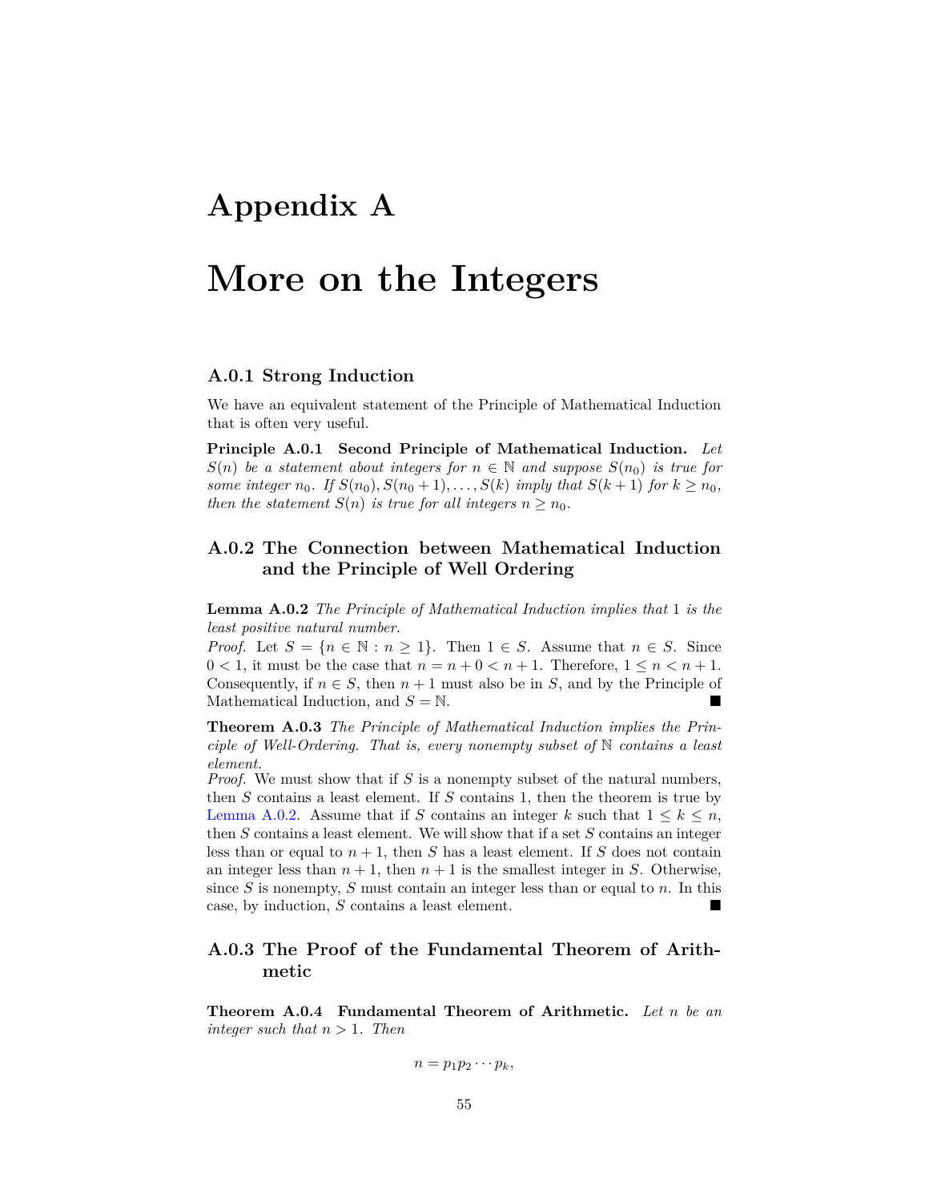# Appendix A

# More on the Integers

### A.0.1 Strong Induction

We have an equivalent statement of the Principle of Mathematical Induction that is often very useful.

**Principle A.0.1 Second Principle of Mathematical Induction.** *Let $S(n)$ be a statement about integers for $n \in \mathbb{N}$ and suppose $S(n_0)$ is true for some integer $n_0$. If $S(n_0), S(n_0+1), \ldots, S(k)$ imply that $S(k+1)$ for $k \geq n_0$, then the statement $S(n)$ is true for all integers $n \geq n_0$.*

### A.0.2 The Connection between Mathematical Induction and the Principle of Well Ordering

**Lemma A.0.2** *The Principle of Mathematical Induction implies that 1 is the least positive natural number.*

*Proof.* Let $S = \{n \in \mathbb{N} : n \geq 1\}$. Then $1 \in S$. Assume that $n \in S$. Since $0 < 1$, it must be the case that $n = n + 0 < n + 1$. Therefore, $1 \leq n < n + 1$. Consequently, if $n \in S$, then $n + 1$ must also be in $S$, and by the Principle of Mathematical Induction, and $S = \mathbb{N}$. ■

**Theorem A.0.3** *The Principle of Mathematical Induction implies the Principle of Well-Ordering. That is, every nonempty subset of $\mathbb{N}$ contains a least element.*

*Proof.* We must show that if $S$ is a nonempty subset of the natural numbers, then $S$ contains a least element. If $S$ contains 1, then the theorem is true by Lemma A.0.2. Assume that if $S$ contains an integer $k$ such that $1 \leq k \leq n$, then $S$ contains a least element. We will show that if a set $S$ contains an integer less than or equal to $n + 1$, then $S$ has a least element. If $S$ does not contain an integer less than $n + 1$, then $n + 1$ is the smallest integer in $S$. Otherwise, since $S$ is nonempty, $S$ must contain an integer less than or equal to $n$. In this case, by induction, $S$ contains a least element. ■

### A.0.3 The Proof of the Fundamental Theorem of Arithmetic

**Theorem A.0.4 Fundamental Theorem of Arithmetic.** *Let $n$ be an integer such that $n > 1$. Then*

$$n = p_1 p_2 \cdots p_k,$$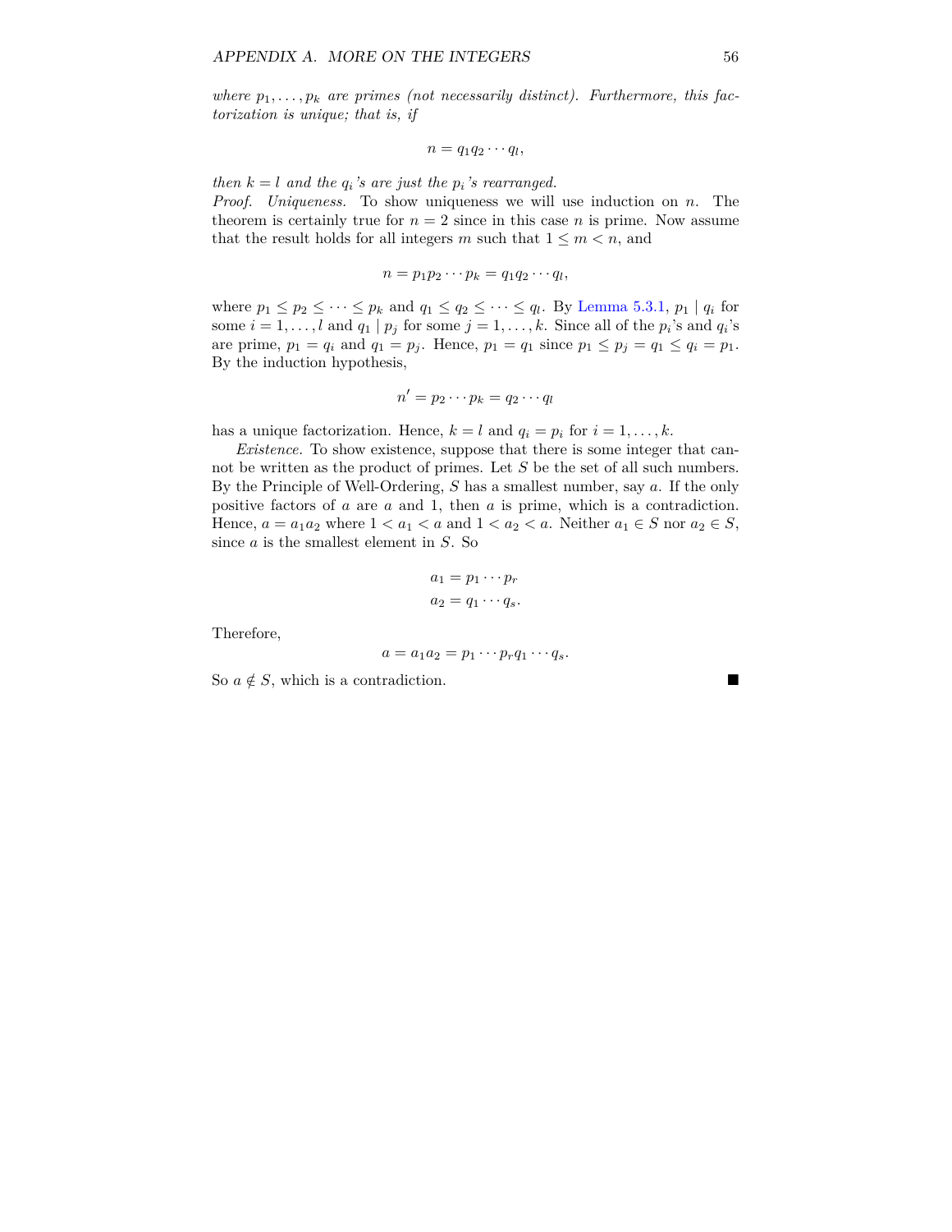*where $p_1, \ldots, p_k$ are primes (not necessarily distinct). Furthermore, this factorization is unique; that is, if*

$$n = q_1 q_2 \cdots q_l,$$

*then $k = l$ and the $q_i$'s are just the $p_i$'s rearranged.*

*Proof.* *Uniqueness.* To show uniqueness we will use induction on $n$. The theorem is certainly true for $n = 2$ since in this case $n$ is prime. Now assume that the result holds for all integers $m$ such that $1 \leq m < n$, and

$$n = p_1 p_2 \cdots p_k = q_1 q_2 \cdots q_l,$$

where $p_1 \leq p_2 \leq \cdots \leq p_k$ and $q_1 \leq q_2 \leq \cdots \leq q_l$. By Lemma 5.3.1, $p_1 \mid q_i$ for some $i = 1, \ldots, l$ and $q_1 \mid p_j$ for some $j = 1, \ldots, k$. Since all of the $p_i$'s and $q_i$'s are prime, $p_1 = q_i$ and $q_1 = p_j$. Hence, $p_1 = q_1$ since $p_1 \leq p_j = q_1 \leq q_i = p_1$. By the induction hypothesis,

$$n' = p_2 \cdots p_k = q_2 \cdots q_l$$

has a unique factorization. Hence, $k = l$ and $q_i = p_i$ for $i = 1, \ldots, k$.

*Existence.* To show existence, suppose that there is some integer that cannot be written as the product of primes. Let $S$ be the set of all such numbers. By the Principle of Well-Ordering, $S$ has a smallest number, say $a$. If the only positive factors of $a$ are $a$ and 1, then $a$ is prime, which is a contradiction. Hence, $a = a_1 a_2$ where $1 < a_1 < a$ and $1 < a_2 < a$. Neither $a_1 \in S$ nor $a_2 \in S$, since $a$ is the smallest element in $S$. So

$$a_1 = p_1 \cdots p_r$$
$$a_2 = q_1 \cdots q_s.$$

Therefore,

$$a = a_1 a_2 = p_1 \cdots p_r q_1 \cdots q_s.$$

So $a \notin S$, which is a contradiction. ■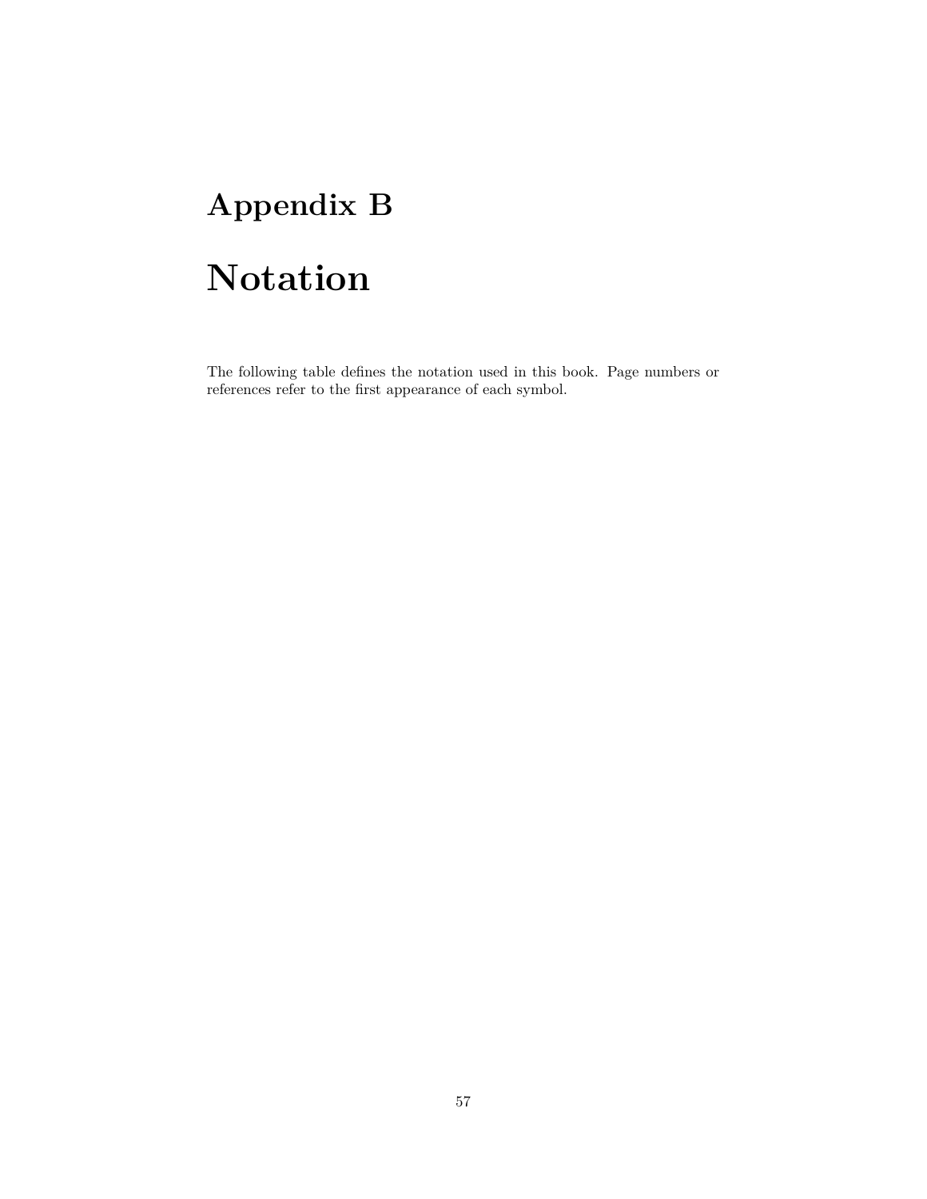# Appendix B

# Notation

The following table defines the notation used in this book. Page numbers or references refer to the first appearance of each symbol.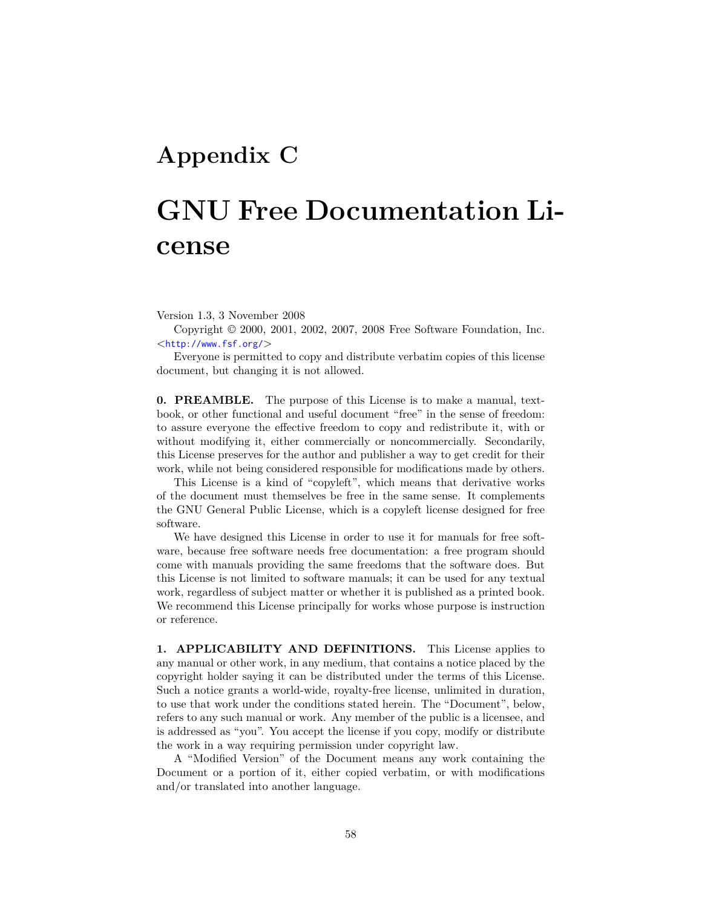# Appendix C

# GNU Free Documentation License

Version 1.3, 3 November 2008

Copyright © 2000, 2001, 2002, 2007, 2008 Free Software Foundation, Inc. <http://www.fsf.org/>

Everyone is permitted to copy and distribute verbatim copies of this license document, but changing it is not allowed.

**0. PREAMBLE.** The purpose of this License is to make a manual, textbook, or other functional and useful document "free" in the sense of freedom: to assure everyone the effective freedom to copy and redistribute it, with or without modifying it, either commercially or noncommercially. Secondarily, this License preserves for the author and publisher a way to get credit for their work, while not being considered responsible for modifications made by others.

This License is a kind of "copyleft", which means that derivative works of the document must themselves be free in the same sense. It complements the GNU General Public License, which is a copyleft license designed for free software.

We have designed this License in order to use it for manuals for free software, because free software needs free documentation: a free program should come with manuals providing the same freedoms that the software does. But this License is not limited to software manuals; it can be used for any textual work, regardless of subject matter or whether it is published as a printed book. We recommend this License principally for works whose purpose is instruction or reference.

**1. APPLICABILITY AND DEFINITIONS.** This License applies to any manual or other work, in any medium, that contains a notice placed by the copyright holder saying it can be distributed under the terms of this License. Such a notice grants a world-wide, royalty-free license, unlimited in duration, to use that work under the conditions stated herein. The "Document", below, refers to any such manual or work. Any member of the public is a licensee, and is addressed as "you". You accept the license if you copy, modify or distribute the work in a way requiring permission under copyright law.

A "Modified Version" of the Document means any work containing the Document or a portion of it, either copied verbatim, or with modifications and/or translated into another language.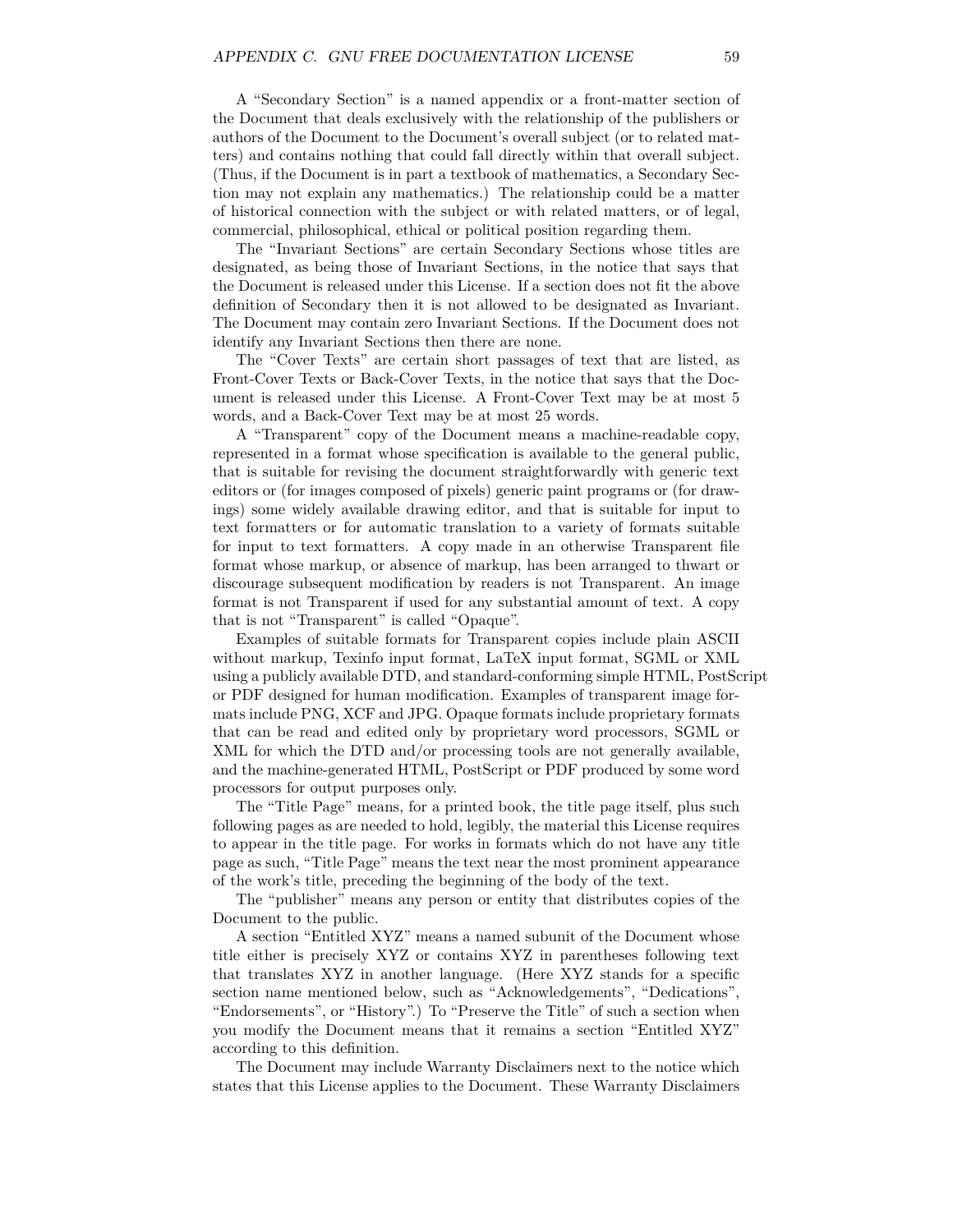A "Secondary Section" is a named appendix or a front-matter section of the Document that deals exclusively with the relationship of the publishers or authors of the Document to the Document's overall subject (or to related matters) and contains nothing that could fall directly within that overall subject. (Thus, if the Document is in part a textbook of mathematics, a Secondary Section may not explain any mathematics.) The relationship could be a matter of historical connection with the subject or with related matters, or of legal, commercial, philosophical, ethical or political position regarding them.

The "Invariant Sections" are certain Secondary Sections whose titles are designated, as being those of Invariant Sections, in the notice that says that the Document is released under this License. If a section does not fit the above definition of Secondary then it is not allowed to be designated as Invariant. The Document may contain zero Invariant Sections. If the Document does not identify any Invariant Sections then there are none.

The "Cover Texts" are certain short passages of text that are listed, as Front-Cover Texts or Back-Cover Texts, in the notice that says that the Document is released under this License. A Front-Cover Text may be at most 5 words, and a Back-Cover Text may be at most 25 words.

A "Transparent" copy of the Document means a machine-readable copy, represented in a format whose specification is available to the general public, that is suitable for revising the document straightforwardly with generic text editors or (for images composed of pixels) generic paint programs or (for drawings) some widely available drawing editor, and that is suitable for input to text formatters or for automatic translation to a variety of formats suitable for input to text formatters. A copy made in an otherwise Transparent file format whose markup, or absence of markup, has been arranged to thwart or discourage subsequent modification by readers is not Transparent. An image format is not Transparent if used for any substantial amount of text. A copy that is not "Transparent" is called "Opaque".

Examples of suitable formats for Transparent copies include plain ASCII without markup, Texinfo input format, LaTeX input format, SGML or XML using a publicly available DTD, and standard-conforming simple HTML, PostScript or PDF designed for human modification. Examples of transparent image formats include PNG, XCF and JPG. Opaque formats include proprietary formats that can be read and edited only by proprietary word processors, SGML or XML for which the DTD and/or processing tools are not generally available, and the machine-generated HTML, PostScript or PDF produced by some word processors for output purposes only.

The "Title Page" means, for a printed book, the title page itself, plus such following pages as are needed to hold, legibly, the material this License requires to appear in the title page. For works in formats which do not have any title page as such, "Title Page" means the text near the most prominent appearance of the work's title, preceding the beginning of the body of the text.

The "publisher" means any person or entity that distributes copies of the Document to the public.

A section "Entitled XYZ" means a named subunit of the Document whose title either is precisely XYZ or contains XYZ in parentheses following text that translates XYZ in another language. (Here XYZ stands for a specific section name mentioned below, such as "Acknowledgements", "Dedications", "Endorsements", or "History".) To "Preserve the Title" of such a section when you modify the Document means that it remains a section "Entitled XYZ" according to this definition.

The Document may include Warranty Disclaimers next to the notice which states that this License applies to the Document. These Warranty Disclaimers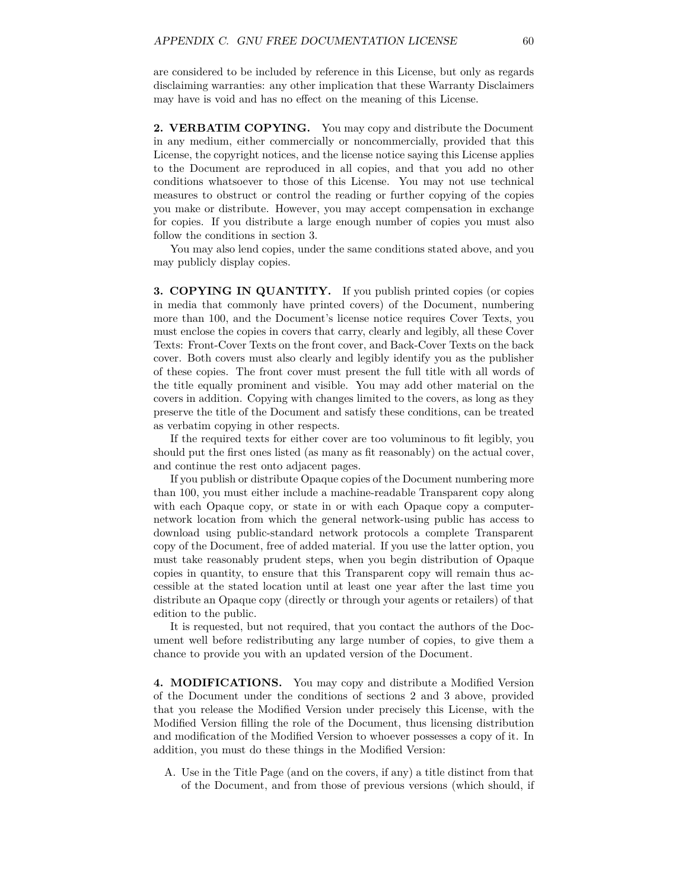are considered to be included by reference in this License, but only as regards disclaiming warranties: any other implication that these Warranty Disclaimers may have is void and has no effect on the meaning of this License.

**2. VERBATIM COPYING.** You may copy and distribute the Document in any medium, either commercially or noncommercially, provided that this License, the copyright notices, and the license notice saying this License applies to the Document are reproduced in all copies, and that you add no other conditions whatsoever to those of this License. You may not use technical measures to obstruct or control the reading or further copying of the copies you make or distribute. However, you may accept compensation in exchange for copies. If you distribute a large enough number of copies you must also follow the conditions in section 3.

You may also lend copies, under the same conditions stated above, and you may publicly display copies.

**3. COPYING IN QUANTITY.** If you publish printed copies (or copies in media that commonly have printed covers) of the Document, numbering more than 100, and the Document's license notice requires Cover Texts, you must enclose the copies in covers that carry, clearly and legibly, all these Cover Texts: Front-Cover Texts on the front cover, and Back-Cover Texts on the back cover. Both covers must also clearly and legibly identify you as the publisher of these copies. The front cover must present the full title with all words of the title equally prominent and visible. You may add other material on the covers in addition. Copying with changes limited to the covers, as long as they preserve the title of the Document and satisfy these conditions, can be treated as verbatim copying in other respects.

If the required texts for either cover are too voluminous to fit legibly, you should put the first ones listed (as many as fit reasonably) on the actual cover, and continue the rest onto adjacent pages.

If you publish or distribute Opaque copies of the Document numbering more than 100, you must either include a machine-readable Transparent copy along with each Opaque copy, or state in or with each Opaque copy a computer-network location from which the general network-using public has access to download using public-standard network protocols a complete Transparent copy of the Document, free of added material. If you use the latter option, you must take reasonably prudent steps, when you begin distribution of Opaque copies in quantity, to ensure that this Transparent copy will remain thus accessible at the stated location until at least one year after the last time you distribute an Opaque copy (directly or through your agents or retailers) of that edition to the public.

It is requested, but not required, that you contact the authors of the Document well before redistributing any large number of copies, to give them a chance to provide you with an updated version of the Document.

**4. MODIFICATIONS.** You may copy and distribute a Modified Version of the Document under the conditions of sections 2 and 3 above, provided that you release the Modified Version under precisely this License, with the Modified Version filling the role of the Document, thus licensing distribution and modification of the Modified Version to whoever possesses a copy of it. In addition, you must do these things in the Modified Version:

A. Use in the Title Page (and on the covers, if any) a title distinct from that of the Document, and from those of previous versions (which should, if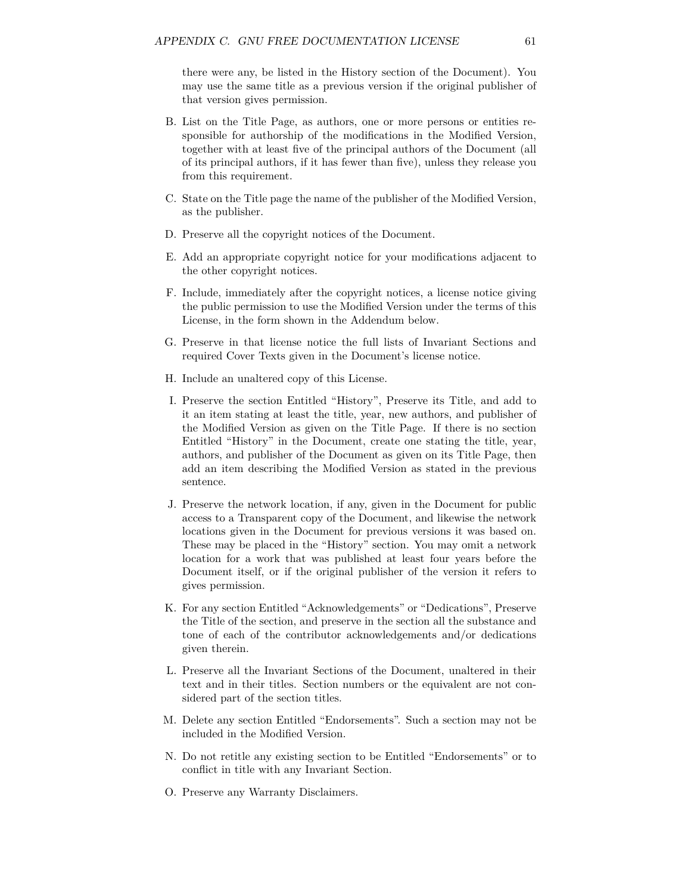there were any, be listed in the History section of the Document). You may use the same title as a previous version if the original publisher of that version gives permission.

B. List on the Title Page, as authors, one or more persons or entities responsible for authorship of the modifications in the Modified Version, together with at least five of the principal authors of the Document (all of its principal authors, if it has fewer than five), unless they release you from this requirement.

C. State on the Title page the name of the publisher of the Modified Version, as the publisher.

D. Preserve all the copyright notices of the Document.

E. Add an appropriate copyright notice for your modifications adjacent to the other copyright notices.

F. Include, immediately after the copyright notices, a license notice giving the public permission to use the Modified Version under the terms of this License, in the form shown in the Addendum below.

G. Preserve in that license notice the full lists of Invariant Sections and required Cover Texts given in the Document's license notice.

H. Include an unaltered copy of this License.

I. Preserve the section Entitled "History", Preserve its Title, and add to it an item stating at least the title, year, new authors, and publisher of the Modified Version as given on the Title Page. If there is no section Entitled "History" in the Document, create one stating the title, year, authors, and publisher of the Document as given on its Title Page, then add an item describing the Modified Version as stated in the previous sentence.

J. Preserve the network location, if any, given in the Document for public access to a Transparent copy of the Document, and likewise the network locations given in the Document for previous versions it was based on. These may be placed in the "History" section. You may omit a network location for a work that was published at least four years before the Document itself, or if the original publisher of the version it refers to gives permission.

K. For any section Entitled "Acknowledgements" or "Dedications", Preserve the Title of the section, and preserve in the section all the substance and tone of each of the contributor acknowledgements and/or dedications given therein.

L. Preserve all the Invariant Sections of the Document, unaltered in their text and in their titles. Section numbers or the equivalent are not considered part of the section titles.

M. Delete any section Entitled "Endorsements". Such a section may not be included in the Modified Version.

N. Do not retitle any existing section to be Entitled "Endorsements" or to conflict in title with any Invariant Section.

O. Preserve any Warranty Disclaimers.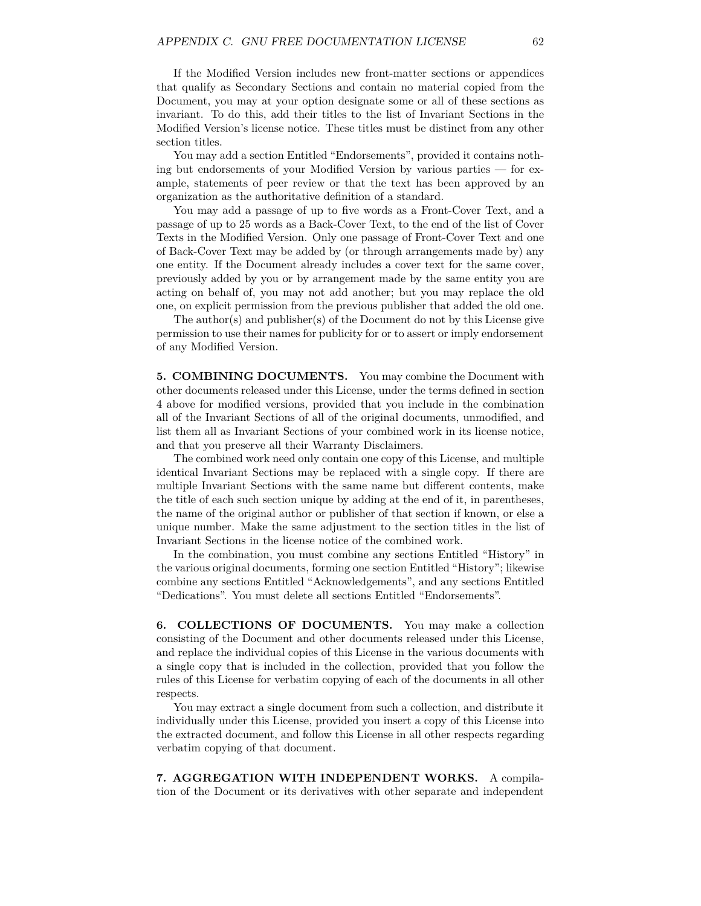If the Modified Version includes new front-matter sections or appendices that qualify as Secondary Sections and contain no material copied from the Document, you may at your option designate some or all of these sections as invariant. To do this, add their titles to the list of Invariant Sections in the Modified Version's license notice. These titles must be distinct from any other section titles.

You may add a section Entitled "Endorsements", provided it contains nothing but endorsements of your Modified Version by various parties — for example, statements of peer review or that the text has been approved by an organization as the authoritative definition of a standard.

You may add a passage of up to five words as a Front-Cover Text, and a passage of up to 25 words as a Back-Cover Text, to the end of the list of Cover Texts in the Modified Version. Only one passage of Front-Cover Text and one of Back-Cover Text may be added by (or through arrangements made by) any one entity. If the Document already includes a cover text for the same cover, previously added by you or by arrangement made by the same entity you are acting on behalf of, you may not add another; but you may replace the old one, on explicit permission from the previous publisher that added the old one.

The author(s) and publisher(s) of the Document do not by this License give permission to use their names for publicity for or to assert or imply endorsement of any Modified Version.

**5. COMBINING DOCUMENTS.** You may combine the Document with other documents released under this License, under the terms defined in section 4 above for modified versions, provided that you include in the combination all of the Invariant Sections of all of the original documents, unmodified, and list them all as Invariant Sections of your combined work in its license notice, and that you preserve all their Warranty Disclaimers.

The combined work need only contain one copy of this License, and multiple identical Invariant Sections may be replaced with a single copy. If there are multiple Invariant Sections with the same name but different contents, make the title of each such section unique by adding at the end of it, in parentheses, the name of the original author or publisher of that section if known, or else a unique number. Make the same adjustment to the section titles in the list of Invariant Sections in the license notice of the combined work.

In the combination, you must combine any sections Entitled "History" in the various original documents, forming one section Entitled "History"; likewise combine any sections Entitled "Acknowledgements", and any sections Entitled "Dedications". You must delete all sections Entitled "Endorsements".

**6. COLLECTIONS OF DOCUMENTS.** You may make a collection consisting of the Document and other documents released under this License, and replace the individual copies of this License in the various documents with a single copy that is included in the collection, provided that you follow the rules of this License for verbatim copying of each of the documents in all other respects.

You may extract a single document from such a collection, and distribute it individually under this License, provided you insert a copy of this License into the extracted document, and follow this License in all other respects regarding verbatim copying of that document.

**7. AGGREGATION WITH INDEPENDENT WORKS.** A compilation of the Document or its derivatives with other separate and independent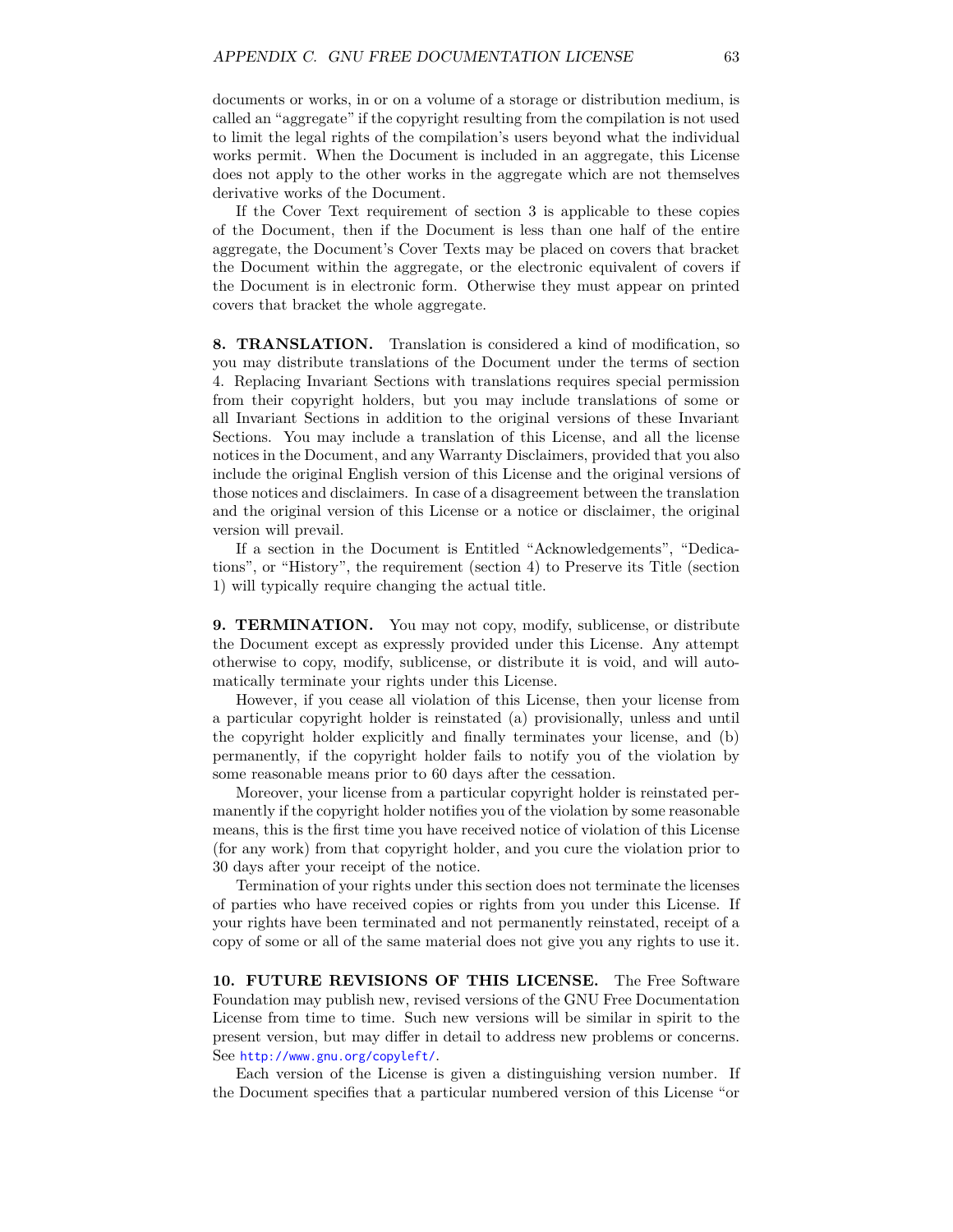documents or works, in or on a volume of a storage or distribution medium, is called an "aggregate" if the copyright resulting from the compilation is not used to limit the legal rights of the compilation's users beyond what the individual works permit. When the Document is included in an aggregate, this License does not apply to the other works in the aggregate which are not themselves derivative works of the Document.

If the Cover Text requirement of section 3 is applicable to these copies of the Document, then if the Document is less than one half of the entire aggregate, the Document's Cover Texts may be placed on covers that bracket the Document within the aggregate, or the electronic equivalent of covers if the Document is in electronic form. Otherwise they must appear on printed covers that bracket the whole aggregate.

**8. TRANSLATION.** Translation is considered a kind of modification, so you may distribute translations of the Document under the terms of section 4. Replacing Invariant Sections with translations requires special permission from their copyright holders, but you may include translations of some or all Invariant Sections in addition to the original versions of these Invariant Sections. You may include a translation of this License, and all the license notices in the Document, and any Warranty Disclaimers, provided that you also include the original English version of this License and the original versions of those notices and disclaimers. In case of a disagreement between the translation and the original version of this License or a notice or disclaimer, the original version will prevail.

If a section in the Document is Entitled "Acknowledgements", "Dedications", or "History", the requirement (section 4) to Preserve its Title (section 1) will typically require changing the actual title.

**9. TERMINATION.** You may not copy, modify, sublicense, or distribute the Document except as expressly provided under this License. Any attempt otherwise to copy, modify, sublicense, or distribute it is void, and will automatically terminate your rights under this License.

However, if you cease all violation of this License, then your license from a particular copyright holder is reinstated (a) provisionally, unless and until the copyright holder explicitly and finally terminates your license, and (b) permanently, if the copyright holder fails to notify you of the violation by some reasonable means prior to 60 days after the cessation.

Moreover, your license from a particular copyright holder is reinstated permanently if the copyright holder notifies you of the violation by some reasonable means, this is the first time you have received notice of violation of this License (for any work) from that copyright holder, and you cure the violation prior to 30 days after your receipt of the notice.

Termination of your rights under this section does not terminate the licenses of parties who have received copies or rights from you under this License. If your rights have been terminated and not permanently reinstated, receipt of a copy of some or all of the same material does not give you any rights to use it.

**10. FUTURE REVISIONS OF THIS LICENSE.** The Free Software Foundation may publish new, revised versions of the GNU Free Documentation License from time to time. Such new versions will be similar in spirit to the present version, but may differ in detail to address new problems or concerns. See `http://www.gnu.org/copyleft/`.

Each version of the License is given a distinguishing version number. If the Document specifies that a particular numbered version of this License "or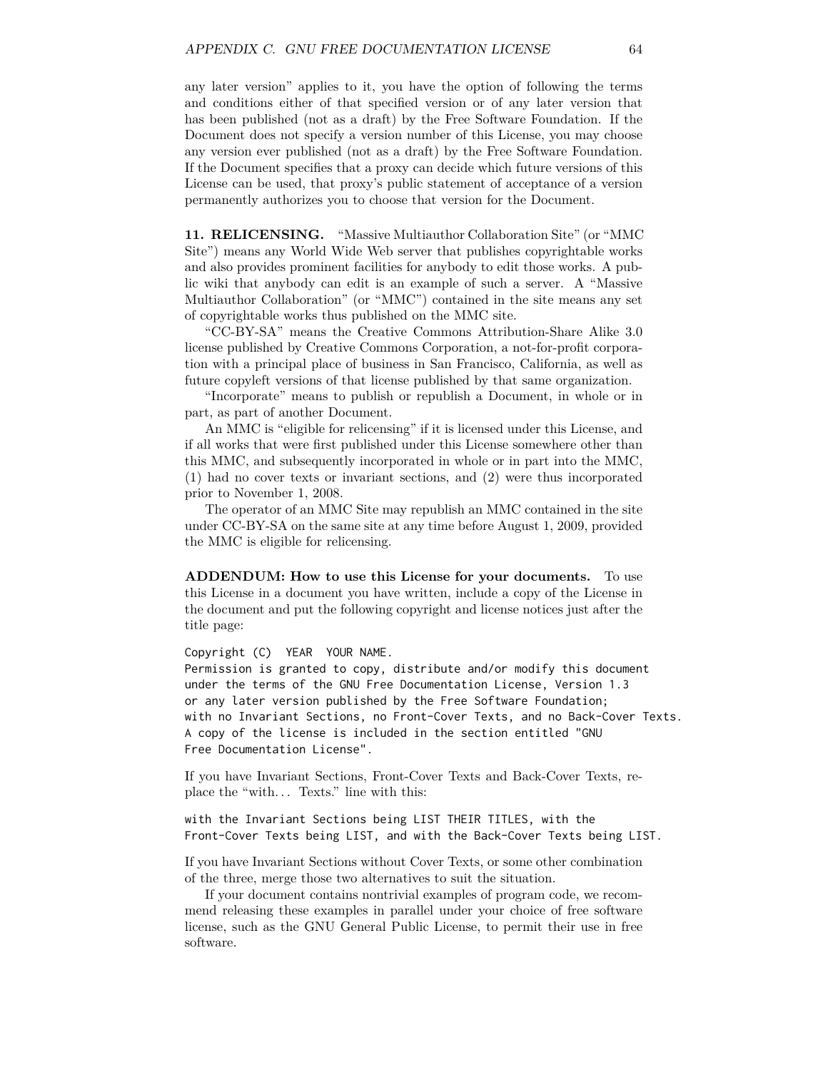any later version" applies to it, you have the option of following the terms and conditions either of that specified version or of any later version that has been published (not as a draft) by the Free Software Foundation. If the Document does not specify a version number of this License, you may choose any version ever published (not as a draft) by the Free Software Foundation. If the Document specifies that a proxy can decide which future versions of this License can be used, that proxy's public statement of acceptance of a version permanently authorizes you to choose that version for the Document.

**11. RELICENSING.** "Massive Multiauthor Collaboration Site" (or "MMC Site") means any World Wide Web server that publishes copyrightable works and also provides prominent facilities for anybody to edit those works. A public wiki that anybody can edit is an example of such a server. A "Massive Multiauthor Collaboration" (or "MMC") contained in the site means any set of copyrightable works thus published on the MMC site.

"CC-BY-SA" means the Creative Commons Attribution-Share Alike 3.0 license published by Creative Commons Corporation, a not-for-profit corporation with a principal place of business in San Francisco, California, as well as future copyleft versions of that license published by that same organization.

"Incorporate" means to publish or republish a Document, in whole or in part, as part of another Document.

An MMC is "eligible for relicensing" if it is licensed under this License, and if all works that were first published under this License somewhere other than this MMC, and subsequently incorporated in whole or in part into the MMC, (1) had no cover texts or invariant sections, and (2) were thus incorporated prior to November 1, 2008.

The operator of an MMC Site may republish an MMC contained in the site under CC-BY-SA on the same site at any time before August 1, 2009, provided the MMC is eligible for relicensing.

**ADDENDUM: How to use this License for your documents.** To use this License in a document you have written, include a copy of the License in the document and put the following copyright and license notices just after the title page:

```
Copyright (C)  YEAR  YOUR NAME.
Permission is granted to copy, distribute and/or modify this document
under the terms of the GNU Free Documentation License, Version 1.3
or any later version published by the Free Software Foundation;
with no Invariant Sections, no Front-Cover Texts, and no Back-Cover Texts.
A copy of the license is included in the section entitled "GNU
Free Documentation License".
```

If you have Invariant Sections, Front-Cover Texts and Back-Cover Texts, replace the "with... Texts." line with this:

```
with the Invariant Sections being LIST THEIR TITLES, with the
Front-Cover Texts being LIST, and with the Back-Cover Texts being LIST.
```

If you have Invariant Sections without Cover Texts, or some other combination of the three, merge those two alternatives to suit the situation.

If your document contains nontrivial examples of program code, we recommend releasing these examples in parallel under your choice of free software license, such as the GNU General Public License, to permit their use in free software.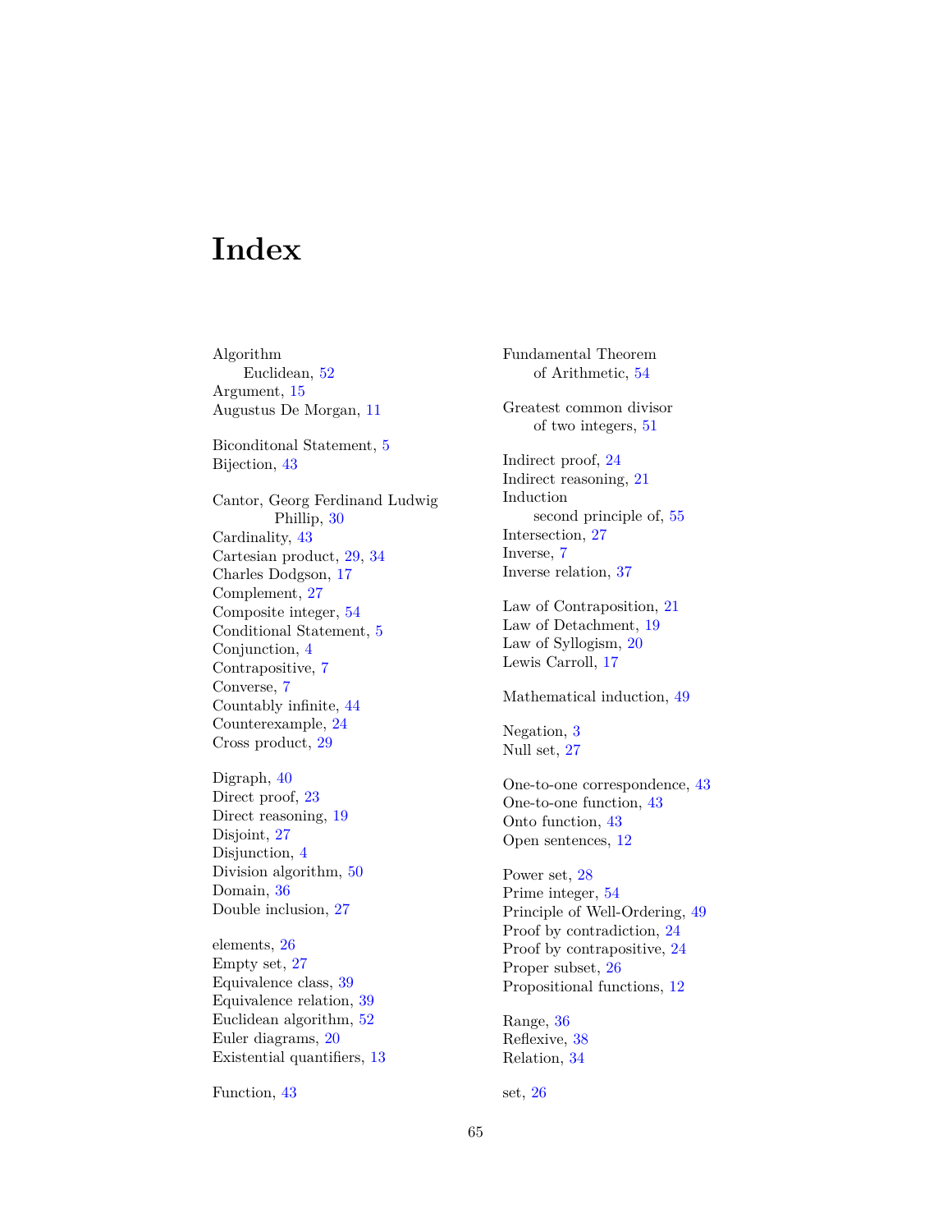# Index

Algorithm
  Euclidean, 52
Argument, 15
Augustus De Morgan, 11

Biconditonal Statement, 5
Bijection, 43

Cantor, Georg Ferdinand Ludwig
    Phillip, 30
Cardinality, 43
Cartesian product, 29, 34
Charles Dodgson, 17
Complement, 27
Composite integer, 54
Conditional Statement, 5
Conjunction, 4
Contrapositive, 7
Converse, 7
Countably infinite, 44
Counterexample, 24
Cross product, 29

Digraph, 40
Direct proof, 23
Direct reasoning, 19
Disjoint, 27
Disjunction, 4
Division algorithm, 50
Domain, 36
Double inclusion, 27

elements, 26
Empty set, 27
Equivalence class, 39
Equivalence relation, 39
Euclidean algorithm, 52
Euler diagrams, 20
Existential quantifiers, 13

Function, 43

Fundamental Theorem
  of Arithmetic, 54

Greatest common divisor
  of two integers, 51

Indirect proof, 24
Indirect reasoning, 21
Induction
  second principle of, 55
Intersection, 27
Inverse, 7
Inverse relation, 37

Law of Contraposition, 21
Law of Detachment, 19
Law of Syllogism, 20
Lewis Carroll, 17

Mathematical induction, 49

Negation, 3
Null set, 27

One-to-one correspondence, 43
One-to-one function, 43
Onto function, 43
Open sentences, 12

Power set, 28
Prime integer, 54
Principle of Well-Ordering, 49
Proof by contradiction, 24
Proof by contrapositive, 24
Proper subset, 26
Propositional functions, 12

Range, 36
Reflexive, 38
Relation, 34

set, 26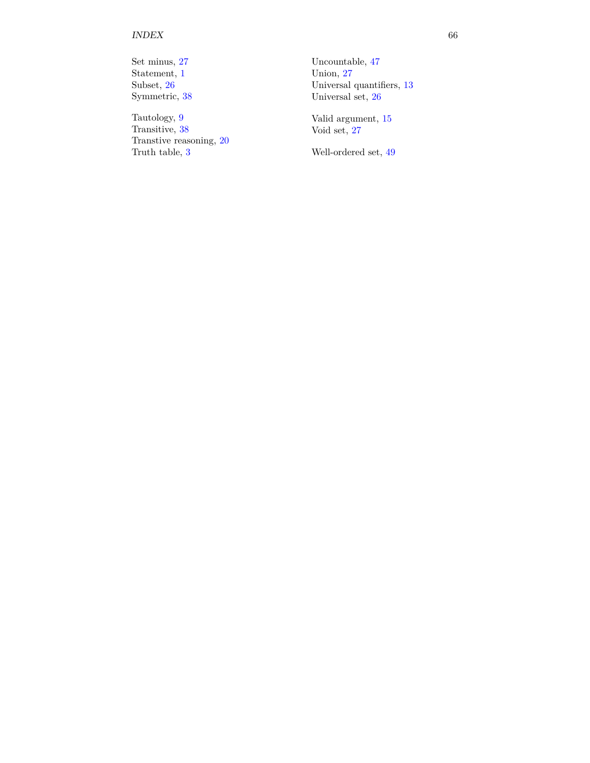Set minus, 27
Statement, 1
Subset, 26
Symmetric, 38

Tautology, 9
Transitive, 38
Transtive reasoning, 20
Truth table, 3

Uncountable, 47
Union, 27
Universal quantifiers, 13
Universal set, 26

Valid argument, 15
Void set, 27

Well-ordered set, 49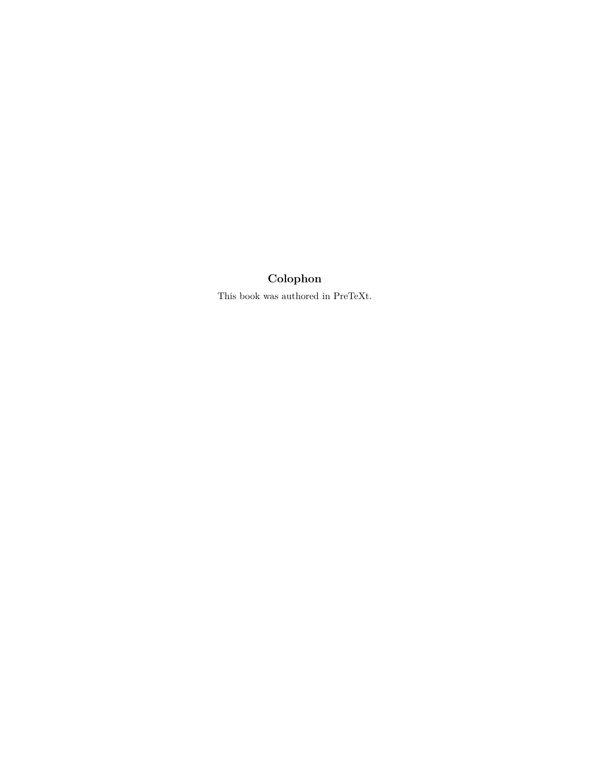## Colophon

This book was authored in PreTeXt.